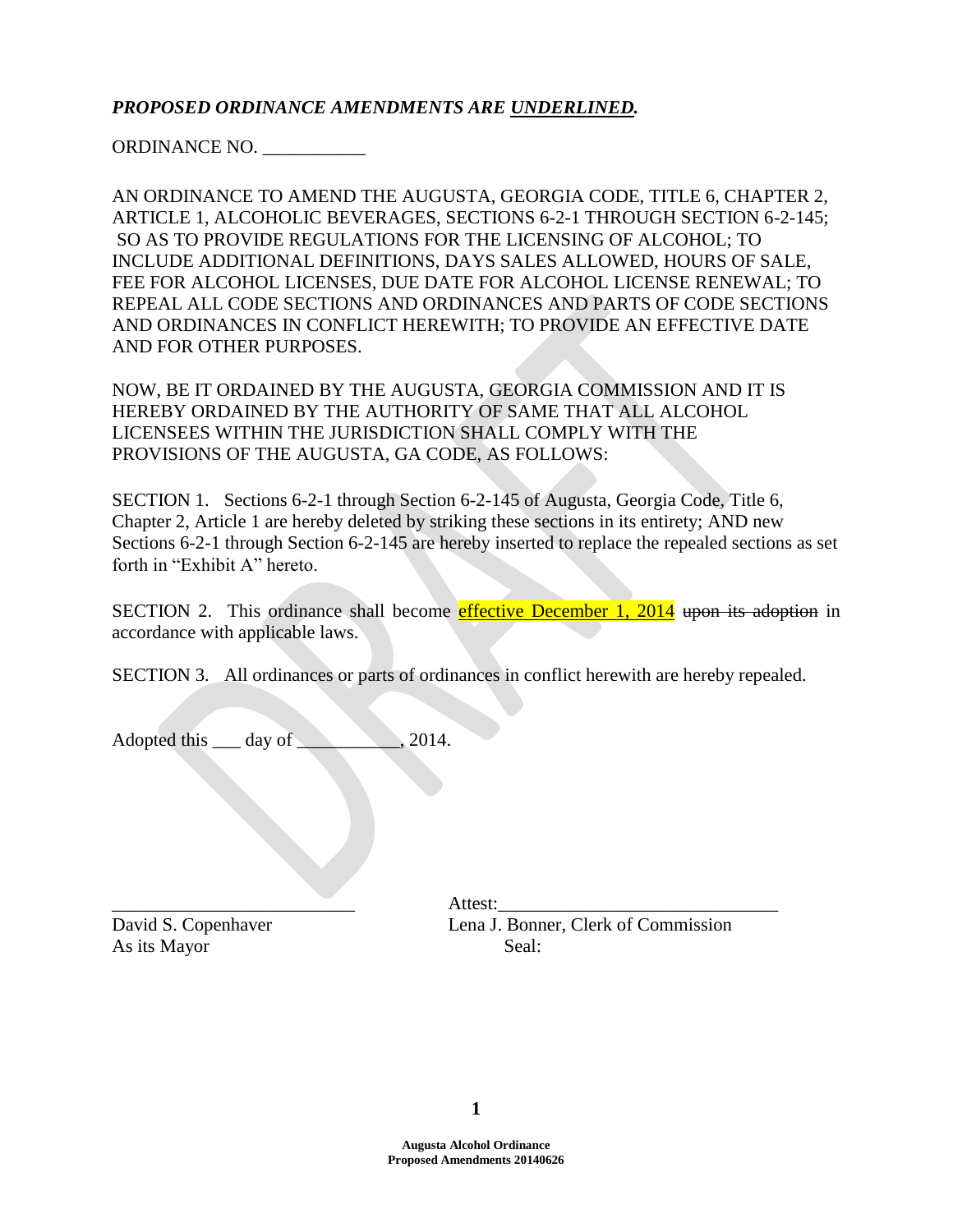***PROPOSED ORDINANCE AMENDMENTS ARE <u>UNDERLINED</u>.***

ORDINANCE NO. ___________

AN ORDINANCE TO AMEND THE AUGUSTA, GEORGIA CODE, TITLE 6, CHAPTER 2, ARTICLE 1, ALCOHOLIC BEVERAGES, SECTIONS 6-2-1 THROUGH SECTION 6-2-145; SO AS TO PROVIDE REGULATIONS FOR THE LICENSING OF ALCOHOL; TO INCLUDE ADDITIONAL DEFINITIONS, DAYS SALES ALLOWED, HOURS OF SALE, FEE FOR ALCOHOL LICENSES, DUE DATE FOR ALCOHOL LICENSE RENEWAL; TO REPEAL ALL CODE SECTIONS AND ORDINANCES AND PARTS OF CODE SECTIONS AND ORDINANCES IN CONFLICT HEREWITH; TO PROVIDE AN EFFECTIVE DATE AND FOR OTHER PURPOSES.

NOW, BE IT ORDAINED BY THE AUGUSTA, GEORGIA COMMISSION AND IT IS HEREBY ORDAINED BY THE AUTHORITY OF SAME THAT ALL ALCOHOL LICENSEES WITHIN THE JURISDICTION SHALL COMPLY WITH THE PROVISIONS OF THE AUGUSTA, GA CODE, AS FOLLOWS:

SECTION 1. Sections 6-2-1 through Section 6-2-145 of Augusta, Georgia Code, Title 6, Chapter 2, Article 1 are hereby deleted by striking these sections in its entirety; AND new Sections 6-2-1 through Section 6-2-145 are hereby inserted to replace the repealed sections as set forth in "Exhibit A" hereto.

SECTION 2. This ordinance shall become <u>effective December 1, 2014</u> ~~upon its adoption~~ in accordance with applicable laws.

SECTION 3. All ordinances or parts of ordinances in conflict herewith are hereby repealed.

Adopted this ___ day of ___________, 2014.

| | |
|---|---|
| ___________________________ | Attest:______________________________ |
| David S. Copenhaver | Lena J. Bonner, Clerk of Commission |
| As its Mayor | Seal: |

**Augusta Alcohol Ordinance**
**Proposed Amendments 20140626**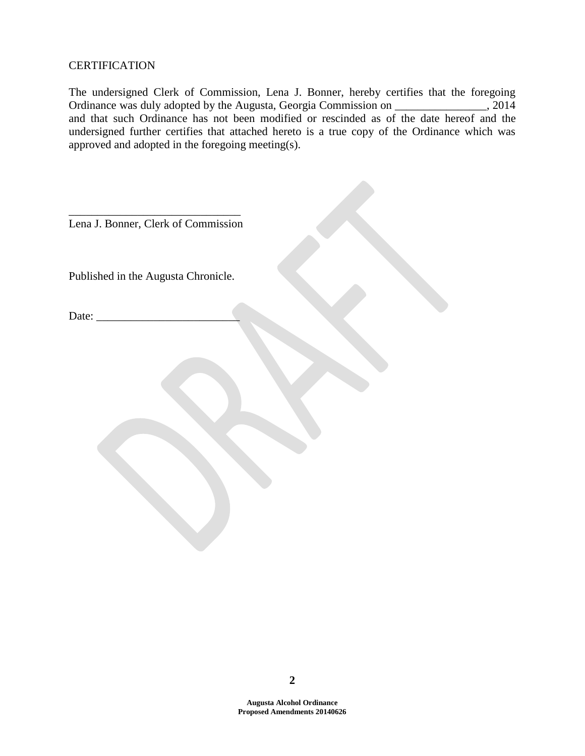CERTIFICATION

The undersigned Clerk of Commission, Lena J. Bonner, hereby certifies that the foregoing Ordinance was duly adopted by the Augusta, Georgia Commission on ________________, 2014 and that such Ordinance has not been modified or rescinded as of the date hereof and the undersigned further certifies that attached hereto is a true copy of the Ordinance which was approved and adopted in the foregoing meeting(s).

______________________________
Lena J. Bonner, Clerk of Commission

Published in the Augusta Chronicle.

Date: _________________________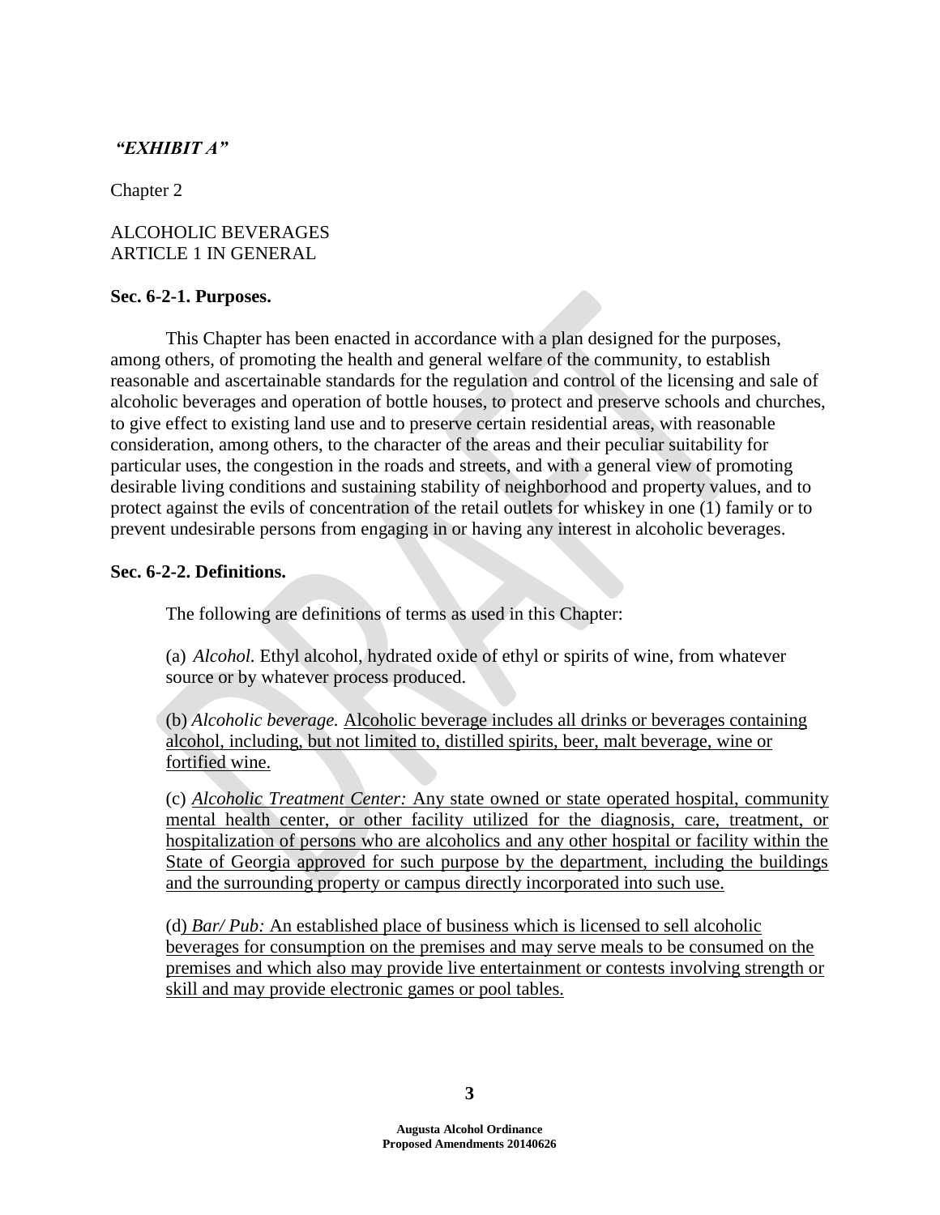***"EXHIBIT A"***

Chapter 2

ALCOHOLIC BEVERAGES
ARTICLE 1 IN GENERAL

**Sec. 6-2-1. Purposes.**

This Chapter has been enacted in accordance with a plan designed for the purposes, among others, of promoting the health and general welfare of the community, to establish reasonable and ascertainable standards for the regulation and control of the licensing and sale of alcoholic beverages and operation of bottle houses, to protect and preserve schools and churches, to give effect to existing land use and to preserve certain residential areas, with reasonable consideration, among others, to the character of the areas and their peculiar suitability for particular uses, the congestion in the roads and streets, and with a general view of promoting desirable living conditions and sustaining stability of neighborhood and property values, and to protect against the evils of concentration of the retail outlets for whiskey in one (1) family or to prevent undesirable persons from engaging in or having any interest in alcoholic beverages.

**Sec. 6-2-2. Definitions.**

The following are definitions of terms as used in this Chapter:

(a) *Alcohol.* Ethyl alcohol, hydrated oxide of ethyl or spirits of wine, from whatever source or by whatever process produced.

(b) *Alcoholic beverage.* <u>Alcoholic beverage includes all drinks or beverages containing alcohol, including, but not limited to, distilled spirits, beer, malt beverage, wine or fortified wine.</u>

(c) <u>*Alcoholic Treatment Center:* Any state owned or state operated hospital, community mental health center, or other facility utilized for the diagnosis, care, treatment, or hospitalization of persons who are alcoholics and any other hospital or facility within the State of Georgia approved for such purpose by the department, including the buildings and the surrounding property or campus directly incorporated into such use.</u>

(d) <u>*Bar/ Pub:* An established place of business which is licensed to sell alcoholic beverages for consumption on the premises and may serve meals to be consumed on the premises and which also may provide live entertainment or contests involving strength or skill and may provide electronic games or pool tables.</u>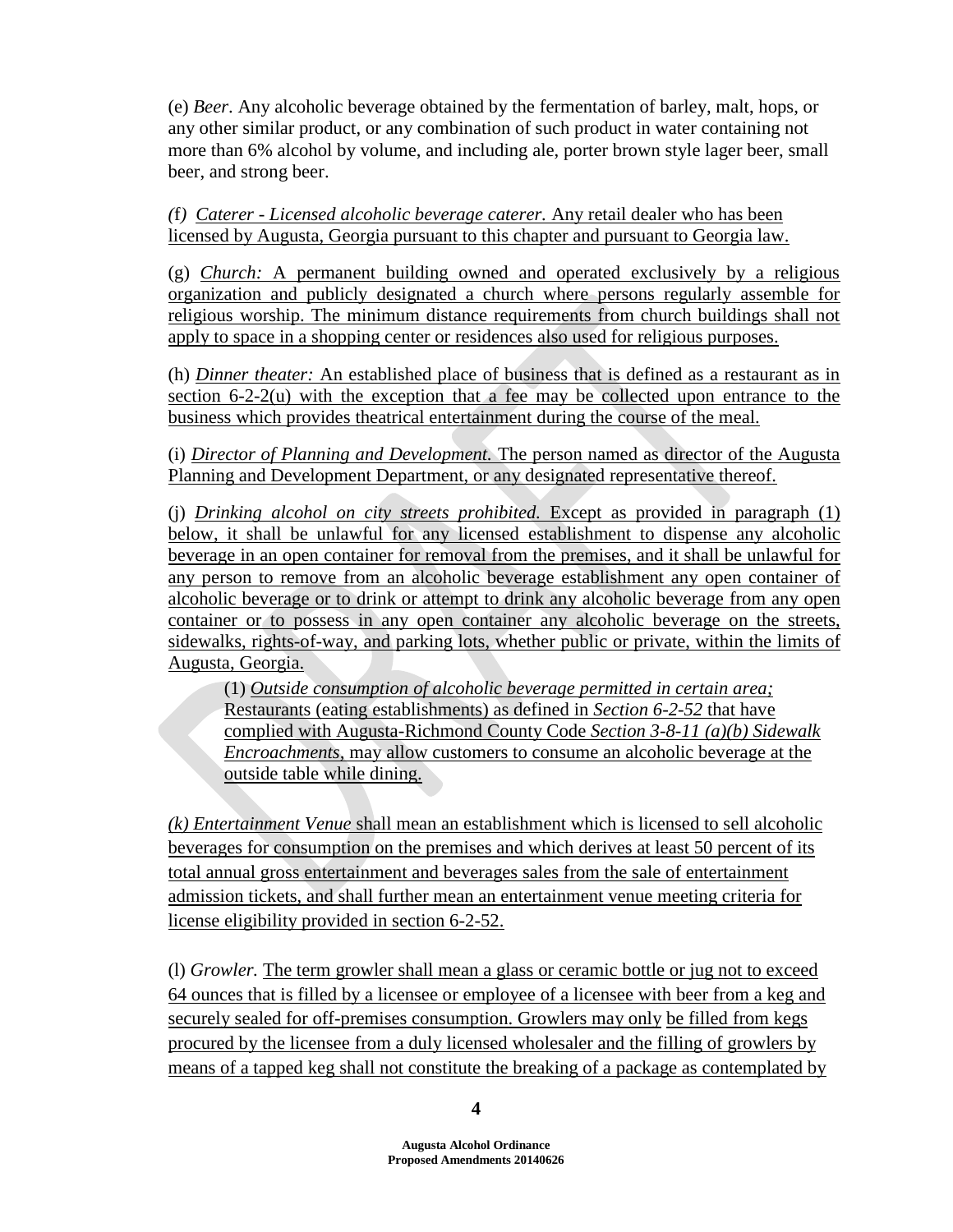(e) *Beer*. Any alcoholic beverage obtained by the fermentation of barley, malt, hops, or any other similar product, or any combination of such product in water containing not more than 6% alcohol by volume, and including ale, porter brown style lager beer, small beer, and strong beer.

*(f) Caterer - Licensed alcoholic beverage caterer.* Any retail dealer who has been licensed by Augusta, Georgia pursuant to this chapter and pursuant to Georgia law.

(g) *Church:* A permanent building owned and operated exclusively by a religious organization and publicly designated a church where persons regularly assemble for religious worship. The minimum distance requirements from church buildings shall not apply to space in a shopping center or residences also used for religious purposes.

(h) *Dinner theater:* An established place of business that is defined as a restaurant as in section 6-2-2(u) with the exception that a fee may be collected upon entrance to the business which provides theatrical entertainment during the course of the meal.

(i) *Director of Planning and Development.* The person named as director of the Augusta Planning and Development Department, or any designated representative thereof.

(j) *Drinking alcohol on city streets prohibited.* Except as provided in paragraph (1) below, it shall be unlawful for any licensed establishment to dispense any alcoholic beverage in an open container for removal from the premises, and it shall be unlawful for any person to remove from an alcoholic beverage establishment any open container of alcoholic beverage or to drink or attempt to drink any alcoholic beverage from any open container or to possess in any open container any alcoholic beverage on the streets, sidewalks, rights-of-way, and parking lots, whether public or private, within the limits of Augusta, Georgia.

> (1) *Outside consumption of alcoholic beverage permitted in certain area;* Restaurants (eating establishments) as defined in *Section 6-2-52* that have complied with Augusta-Richmond County Code *Section 3-8-11 (a)(b) Sidewalk Encroachments*, may allow customers to consume an alcoholic beverage at the outside table while dining.

*(k) Entertainment Venue* shall mean an establishment which is licensed to sell alcoholic beverages for consumption on the premises and which derives at least 50 percent of its total annual gross entertainment and beverages sales from the sale of entertainment admission tickets, and shall further mean an entertainment venue meeting criteria for license eligibility provided in section 6-2-52.

(l) *Growler.* The term growler shall mean a glass or ceramic bottle or jug not to exceed 64 ounces that is filled by a licensee or employee of a licensee with beer from a keg and securely sealed for off-premises consumption. Growlers may only be filled from kegs procured by the licensee from a duly licensed wholesaler and the filling of growlers by means of a tapped keg shall not constitute the breaking of a package as contemplated by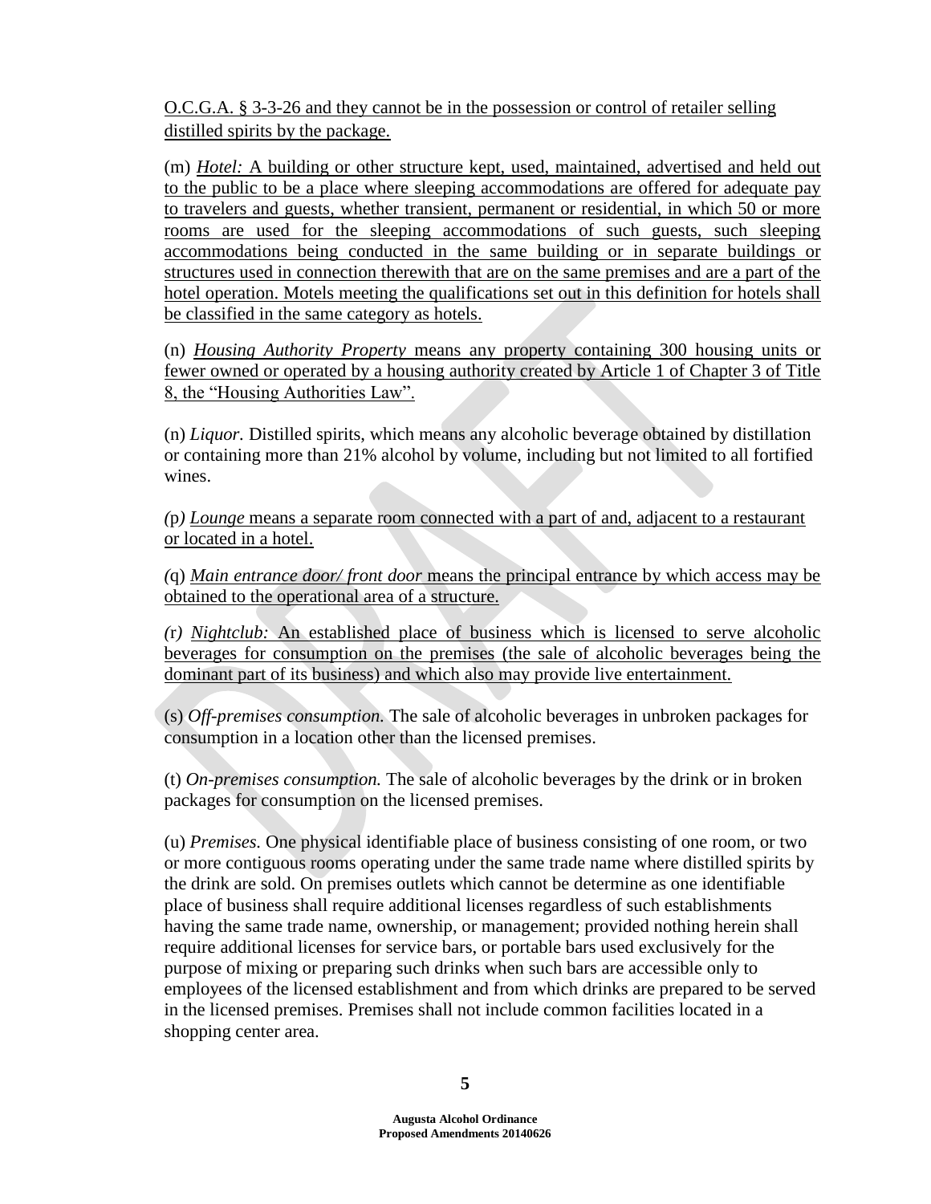O.C.G.A. § 3-3-26 and they cannot be in the possession or control of retailer selling distilled spirits by the package.

(m) *Hotel:* A building or other structure kept, used, maintained, advertised and held out to the public to be a place where sleeping accommodations are offered for adequate pay to travelers and guests, whether transient, permanent or residential, in which 50 or more rooms are used for the sleeping accommodations of such guests, such sleeping accommodations being conducted in the same building or in separate buildings or structures used in connection therewith that are on the same premises and are a part of the hotel operation. Motels meeting the qualifications set out in this definition for hotels shall be classified in the same category as hotels.

(n) *Housing Authority Property* means any property containing 300 housing units or fewer owned or operated by a housing authority created by Article 1 of Chapter 3 of Title 8, the "Housing Authorities Law".

(n) *Liquor.* Distilled spirits, which means any alcoholic beverage obtained by distillation or containing more than 21% alcohol by volume, including but not limited to all fortified wines.

(p) *Lounge* means a separate room connected with a part of and, adjacent to a restaurant or located in a hotel.

(q) *Main entrance door/ front door* means the principal entrance by which access may be obtained to the operational area of a structure.

(r) *Nightclub:* An established place of business which is licensed to serve alcoholic beverages for consumption on the premises (the sale of alcoholic beverages being the dominant part of its business) and which also may provide live entertainment.

(s) *Off-premises consumption.* The sale of alcoholic beverages in unbroken packages for consumption in a location other than the licensed premises.

(t) *On-premises consumption.* The sale of alcoholic beverages by the drink or in broken packages for consumption on the licensed premises.

(u) *Premises.* One physical identifiable place of business consisting of one room, or two or more contiguous rooms operating under the same trade name where distilled spirits by the drink are sold. On premises outlets which cannot be determine as one identifiable place of business shall require additional licenses regardless of such establishments having the same trade name, ownership, or management; provided nothing herein shall require additional licenses for service bars, or portable bars used exclusively for the purpose of mixing or preparing such drinks when such bars are accessible only to employees of the licensed establishment and from which drinks are prepared to be served in the licensed premises. Premises shall not include common facilities located in a shopping center area.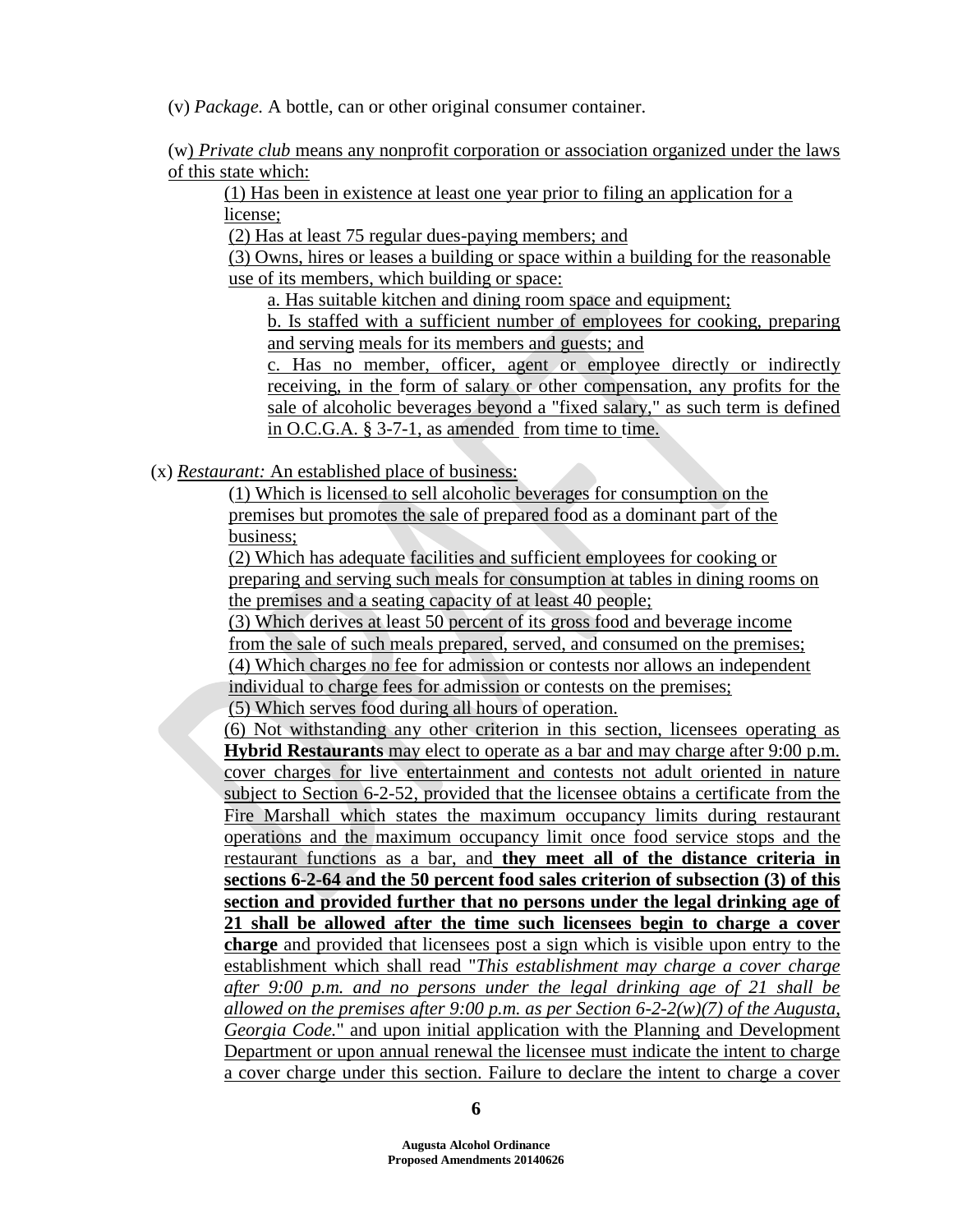(v) *Package.* A bottle, can or other original consumer container.

(w) *Private club* means any nonprofit corporation or association organized under the laws of this state which:

(1) Has been in existence at least one year prior to filing an application for a license;

(2) Has at least 75 regular dues-paying members; and

(3) Owns, hires or leases a building or space within a building for the reasonable use of its members, which building or space:

a. Has suitable kitchen and dining room space and equipment;

b. Is staffed with a sufficient number of employees for cooking, preparing and serving meals for its members and guests; and

c. Has no member, officer, agent or employee directly or indirectly receiving, in the form of salary or other compensation, any profits for the sale of alcoholic beverages beyond a "fixed salary," as such term is defined in O.C.G.A. § 3-7-1, as amended from time to time.

(x) *Restaurant:* An established place of business:

(1) Which is licensed to sell alcoholic beverages for consumption on the premises but promotes the sale of prepared food as a dominant part of the business;

(2) Which has adequate facilities and sufficient employees for cooking or preparing and serving such meals for consumption at tables in dining rooms on the premises and a seating capacity of at least 40 people;

(3) Which derives at least 50 percent of its gross food and beverage income from the sale of such meals prepared, served, and consumed on the premises;

(4) Which charges no fee for admission or contests nor allows an independent individual to charge fees for admission or contests on the premises;

(5) Which serves food during all hours of operation.

(6) Not withstanding any other criterion in this section, licensees operating as **Hybrid Restaurants** may elect to operate as a bar and may charge after 9:00 p.m. cover charges for live entertainment and contests not adult oriented in nature subject to Section 6-2-52, provided that the licensee obtains a certificate from the Fire Marshall which states the maximum occupancy limits during restaurant operations and the maximum occupancy limit once food service stops and the restaurant functions as a bar, and **they meet all of the distance criteria in sections 6-2-64 and the 50 percent food sales criterion of subsection (3) of this section and provided further that no persons under the legal drinking age of 21 shall be allowed after the time such licensees begin to charge a cover charge** and provided that licensees post a sign which is visible upon entry to the establishment which shall read "*This establishment may charge a cover charge after 9:00 p.m. and no persons under the legal drinking age of 21 shall be allowed on the premises after 9:00 p.m. as per Section 6-2-2(w)(7) of the Augusta, Georgia Code.*" and upon initial application with the Planning and Development Department or upon annual renewal the licensee must indicate the intent to charge a cover charge under this section. Failure to declare the intent to charge a cover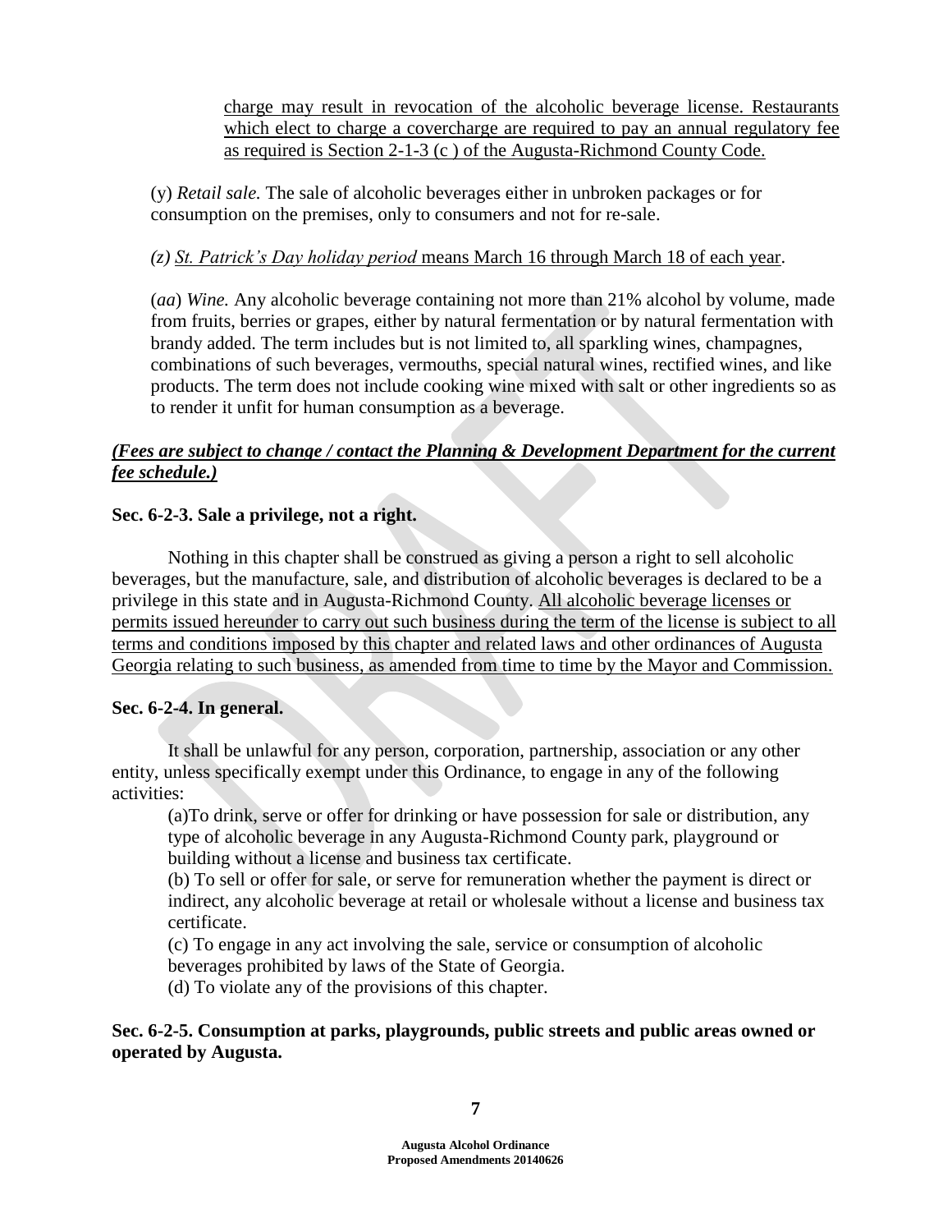charge may result in revocation of the alcoholic beverage license. Restaurants which elect to charge a covercharge are required to pay an annual regulatory fee as required is Section 2-1-3 (c ) of the Augusta-Richmond County Code.

(y) *Retail sale.* The sale of alcoholic beverages either in unbroken packages or for consumption on the premises, only to consumers and not for re-sale.

*(z) St. Patrick's Day holiday period* means March 16 through March 18 of each year.

(*aa*) *Wine.* Any alcoholic beverage containing not more than 21% alcohol by volume, made from fruits, berries or grapes, either by natural fermentation or by natural fermentation with brandy added. The term includes but is not limited to, all sparkling wines, champagnes, combinations of such beverages, vermouths, special natural wines, rectified wines, and like products. The term does not include cooking wine mixed with salt or other ingredients so as to render it unfit for human consumption as a beverage.

***(Fees are subject to change / contact the Planning & Development Department for the current fee schedule.)***

**Sec. 6-2-3. Sale a privilege, not a right.**

Nothing in this chapter shall be construed as giving a person a right to sell alcoholic beverages, but the manufacture, sale, and distribution of alcoholic beverages is declared to be a privilege in this state and in Augusta-Richmond County. All alcoholic beverage licenses or permits issued hereunder to carry out such business during the term of the license is subject to all terms and conditions imposed by this chapter and related laws and other ordinances of Augusta Georgia relating to such business, as amended from time to time by the Mayor and Commission.

**Sec. 6-2-4. In general.**

It shall be unlawful for any person, corporation, partnership, association or any other entity, unless specifically exempt under this Ordinance, to engage in any of the following activities:

(a)To drink, serve or offer for drinking or have possession for sale or distribution, any type of alcoholic beverage in any Augusta-Richmond County park, playground or building without a license and business tax certificate.

(b) To sell or offer for sale, or serve for remuneration whether the payment is direct or indirect, any alcoholic beverage at retail or wholesale without a license and business tax certificate.

(c) To engage in any act involving the sale, service or consumption of alcoholic beverages prohibited by laws of the State of Georgia.

(d) To violate any of the provisions of this chapter.

**Sec. 6-2-5. Consumption at parks, playgrounds, public streets and public areas owned or operated by Augusta.**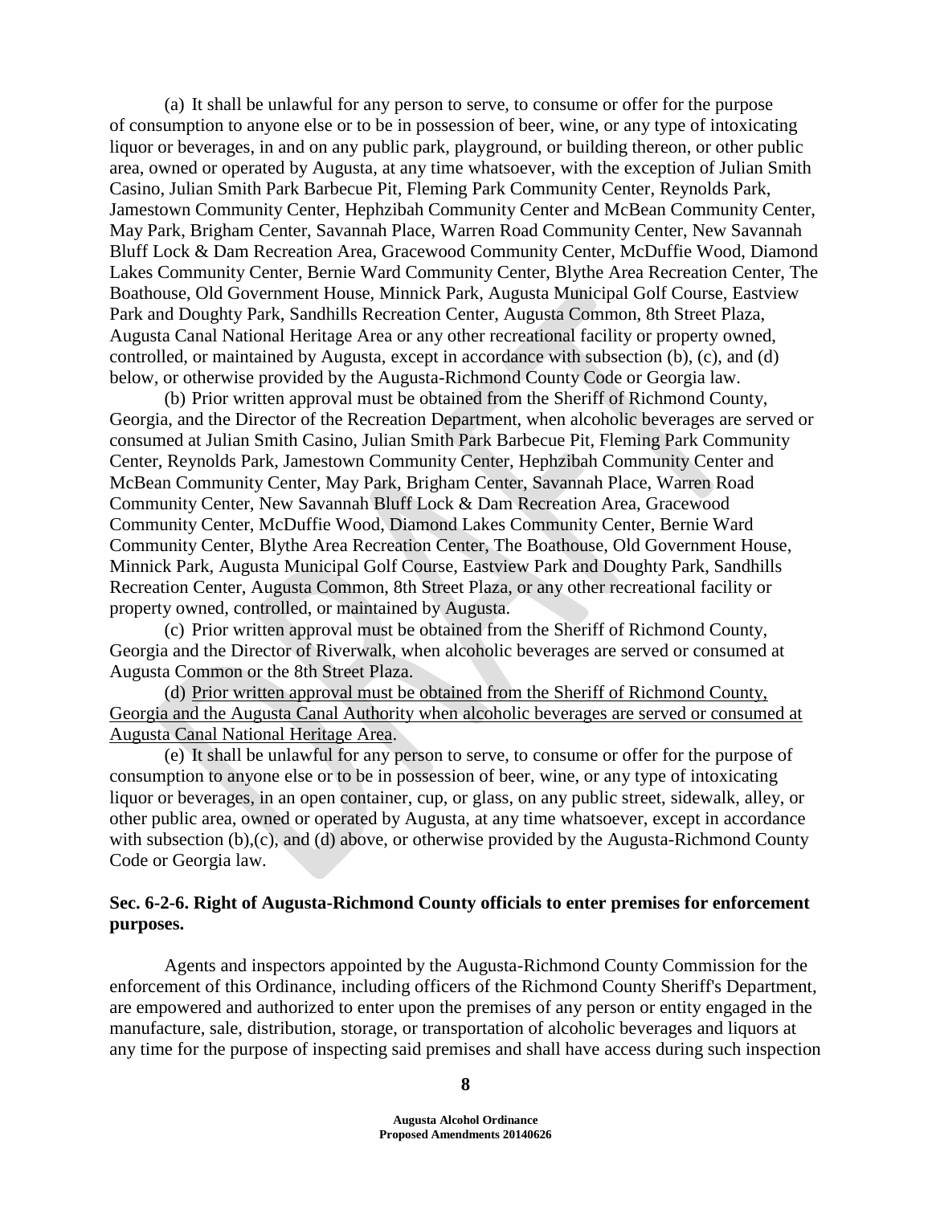(a) It shall be unlawful for any person to serve, to consume or offer for the purpose of consumption to anyone else or to be in possession of beer, wine, or any type of intoxicating liquor or beverages, in and on any public park, playground, or building thereon, or other public area, owned or operated by Augusta, at any time whatsoever, with the exception of Julian Smith Casino, Julian Smith Park Barbecue Pit, Fleming Park Community Center, Reynolds Park, Jamestown Community Center, Hephzibah Community Center and McBean Community Center, May Park, Brigham Center, Savannah Place, Warren Road Community Center, New Savannah Bluff Lock & Dam Recreation Area, Gracewood Community Center, McDuffie Wood, Diamond Lakes Community Center, Bernie Ward Community Center, Blythe Area Recreation Center, The Boathouse, Old Government House, Minnick Park, Augusta Municipal Golf Course, Eastview Park and Doughty Park, Sandhills Recreation Center, Augusta Common, 8th Street Plaza, Augusta Canal National Heritage Area or any other recreational facility or property owned, controlled, or maintained by Augusta, except in accordance with subsection (b), (c), and (d) below, or otherwise provided by the Augusta-Richmond County Code or Georgia law.

(b) Prior written approval must be obtained from the Sheriff of Richmond County, Georgia, and the Director of the Recreation Department, when alcoholic beverages are served or consumed at Julian Smith Casino, Julian Smith Park Barbecue Pit, Fleming Park Community Center, Reynolds Park, Jamestown Community Center, Hephzibah Community Center and McBean Community Center, May Park, Brigham Center, Savannah Place, Warren Road Community Center, New Savannah Bluff Lock & Dam Recreation Area, Gracewood Community Center, McDuffie Wood, Diamond Lakes Community Center, Bernie Ward Community Center, Blythe Area Recreation Center, The Boathouse, Old Government House, Minnick Park, Augusta Municipal Golf Course, Eastview Park and Doughty Park, Sandhills Recreation Center, Augusta Common, 8th Street Plaza, or any other recreational facility or property owned, controlled, or maintained by Augusta.

(c) Prior written approval must be obtained from the Sheriff of Richmond County, Georgia and the Director of Riverwalk, when alcoholic beverages are served or consumed at Augusta Common or the 8th Street Plaza.

(d) <u>Prior written approval must be obtained from the Sheriff of Richmond County, Georgia and the Augusta Canal Authority when alcoholic beverages are served or consumed at Augusta Canal National Heritage Area</u>.

(e) It shall be unlawful for any person to serve, to consume or offer for the purpose of consumption to anyone else or to be in possession of beer, wine, or any type of intoxicating liquor or beverages, in an open container, cup, or glass, on any public street, sidewalk, alley, or other public area, owned or operated by Augusta, at any time whatsoever, except in accordance with subsection (b),(c), and (d) above, or otherwise provided by the Augusta-Richmond County Code or Georgia law.

### Sec. 6-2-6. Right of Augusta-Richmond County officials to enter premises for enforcement purposes.

Agents and inspectors appointed by the Augusta-Richmond County Commission for the enforcement of this Ordinance, including officers of the Richmond County Sheriff's Department, are empowered and authorized to enter upon the premises of any person or entity engaged in the manufacture, sale, distribution, storage, or transportation of alcoholic beverages and liquors at any time for the purpose of inspecting said premises and shall have access during such inspection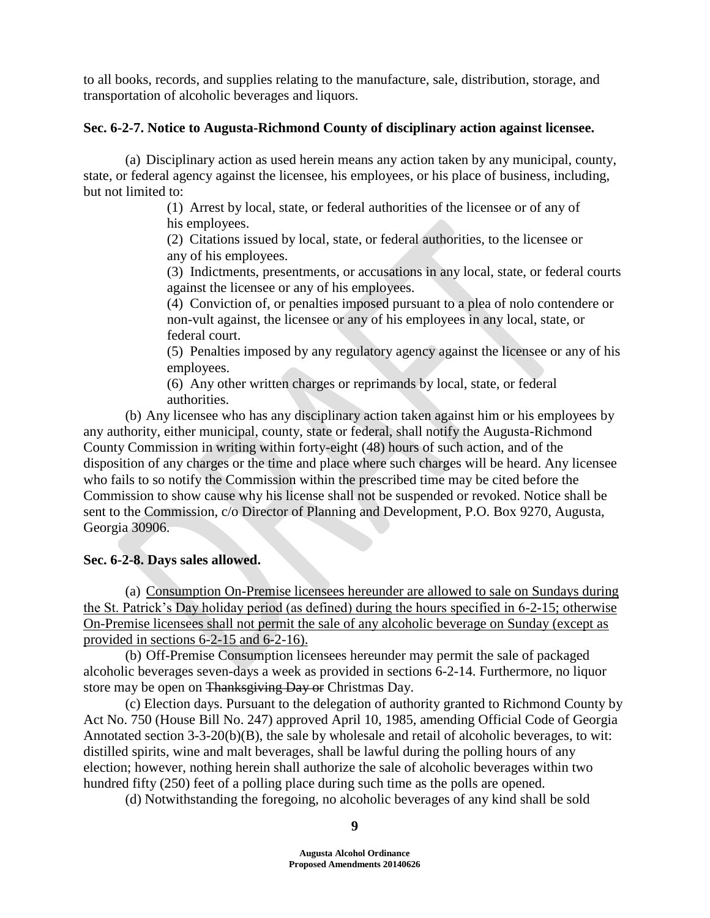to all books, records, and supplies relating to the manufacture, sale, distribution, storage, and transportation of alcoholic beverages and liquors.

**Sec. 6-2-7. Notice to Augusta-Richmond County of disciplinary action against licensee.**

(a) Disciplinary action as used herein means any action taken by any municipal, county, state, or federal agency against the licensee, his employees, or his place of business, including, but not limited to:

(1) Arrest by local, state, or federal authorities of the licensee or of any of his employees.

(2) Citations issued by local, state, or federal authorities, to the licensee or any of his employees.

(3) Indictments, presentments, or accusations in any local, state, or federal courts against the licensee or any of his employees.

(4) Conviction of, or penalties imposed pursuant to a plea of nolo contendere or non-vult against, the licensee or any of his employees in any local, state, or federal court.

(5) Penalties imposed by any regulatory agency against the licensee or any of his employees.

(6) Any other written charges or reprimands by local, state, or federal authorities.

(b) Any licensee who has any disciplinary action taken against him or his employees by any authority, either municipal, county, state or federal, shall notify the Augusta-Richmond County Commission in writing within forty-eight (48) hours of such action, and of the disposition of any charges or the time and place where such charges will be heard. Any licensee who fails to so notify the Commission within the prescribed time may be cited before the Commission to show cause why his license shall not be suspended or revoked. Notice shall be sent to the Commission, c/o Director of Planning and Development, P.O. Box 9270, Augusta, Georgia 30906.

**Sec. 6-2-8. Days sales allowed.**

(a) <u>Consumption On-Premise licensees hereunder are allowed to sale on Sundays during the St. Patrick's Day holiday period (as defined) during the hours specified in 6-2-15; otherwise On-Premise licensees shall not permit the sale of any alcoholic beverage on Sunday (except as provided in sections 6-2-15 and 6-2-16).</u>

(b) Off-Premise Consumption licensees hereunder may permit the sale of packaged alcoholic beverages seven-days a week as provided in sections 6-2-14. Furthermore, no liquor store may be open on ~~Thanksgiving Day or~~ Christmas Day.

(c) Election days. Pursuant to the delegation of authority granted to Richmond County by Act No. 750 (House Bill No. 247) approved April 10, 1985, amending Official Code of Georgia Annotated section 3-3-20(b)(B), the sale by wholesale and retail of alcoholic beverages, to wit: distilled spirits, wine and malt beverages, shall be lawful during the polling hours of any election; however, nothing herein shall authorize the sale of alcoholic beverages within two hundred fifty (250) feet of a polling place during such time as the polls are opened.

(d) Notwithstanding the foregoing, no alcoholic beverages of any kind shall be sold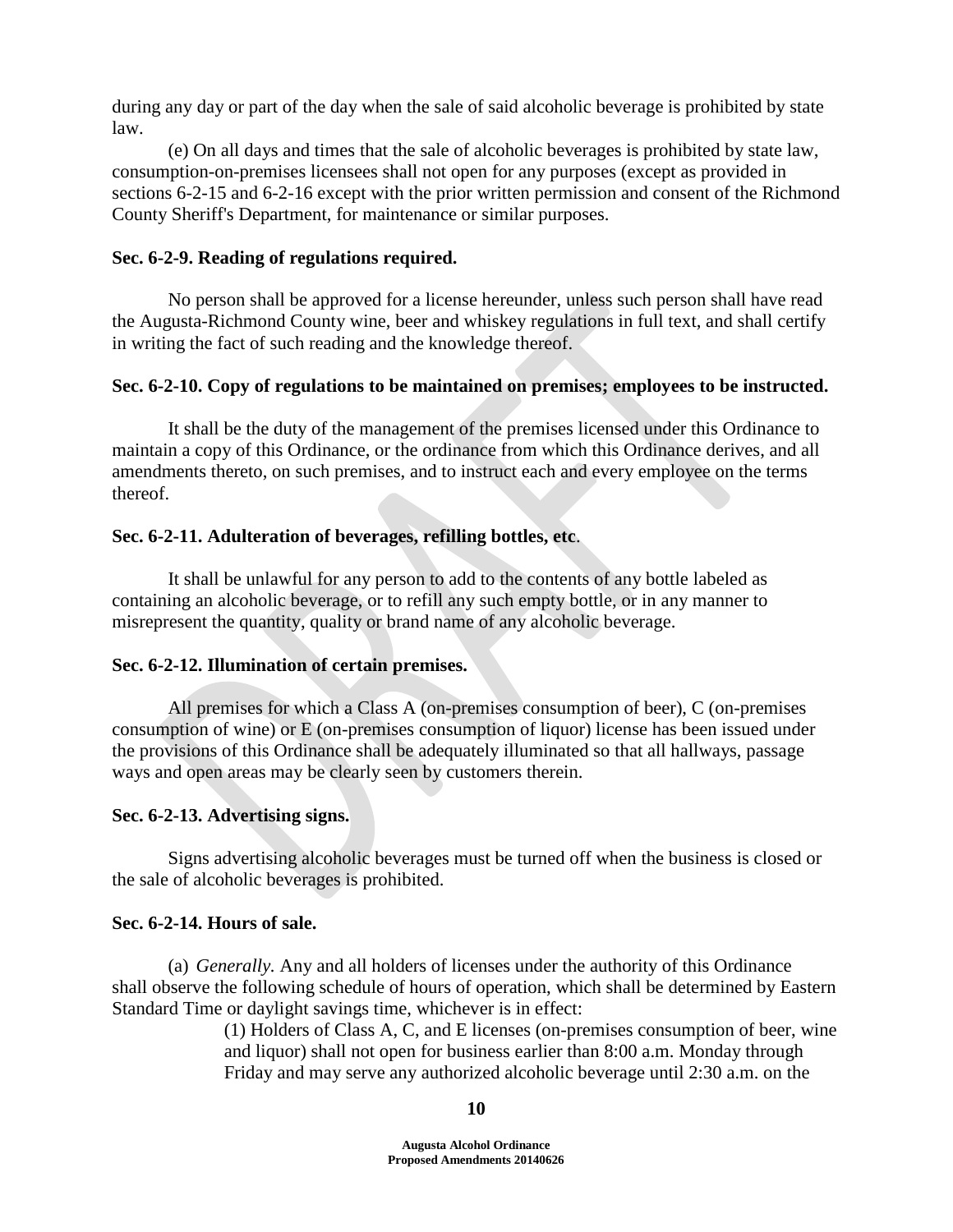during any day or part of the day when the sale of said alcoholic beverage is prohibited by state law.

(e) On all days and times that the sale of alcoholic beverages is prohibited by state law, consumption-on-premises licensees shall not open for any purposes (except as provided in sections 6-2-15 and 6-2-16 except with the prior written permission and consent of the Richmond County Sheriff's Department, for maintenance or similar purposes.

**Sec. 6-2-9. Reading of regulations required.**

No person shall be approved for a license hereunder, unless such person shall have read the Augusta-Richmond County wine, beer and whiskey regulations in full text, and shall certify in writing the fact of such reading and the knowledge thereof.

**Sec. 6-2-10. Copy of regulations to be maintained on premises; employees to be instructed.**

It shall be the duty of the management of the premises licensed under this Ordinance to maintain a copy of this Ordinance, or the ordinance from which this Ordinance derives, and all amendments thereto, on such premises, and to instruct each and every employee on the terms thereof.

**Sec. 6-2-11. Adulteration of beverages, refilling bottles, etc.**

It shall be unlawful for any person to add to the contents of any bottle labeled as containing an alcoholic beverage, or to refill any such empty bottle, or in any manner to misrepresent the quantity, quality or brand name of any alcoholic beverage.

**Sec. 6-2-12. Illumination of certain premises.**

All premises for which a Class A (on-premises consumption of beer), C (on-premises consumption of wine) or E (on-premises consumption of liquor) license has been issued under the provisions of this Ordinance shall be adequately illuminated so that all hallways, passage ways and open areas may be clearly seen by customers therein.

**Sec. 6-2-13. Advertising signs.**

Signs advertising alcoholic beverages must be turned off when the business is closed or the sale of alcoholic beverages is prohibited.

**Sec. 6-2-14. Hours of sale.**

(a) *Generally.* Any and all holders of licenses under the authority of this Ordinance shall observe the following schedule of hours of operation, which shall be determined by Eastern Standard Time or daylight savings time, whichever is in effect:

(1) Holders of Class A, C, and E licenses (on-premises consumption of beer, wine and liquor) shall not open for business earlier than 8:00 a.m. Monday through Friday and may serve any authorized alcoholic beverage until 2:30 a.m. on the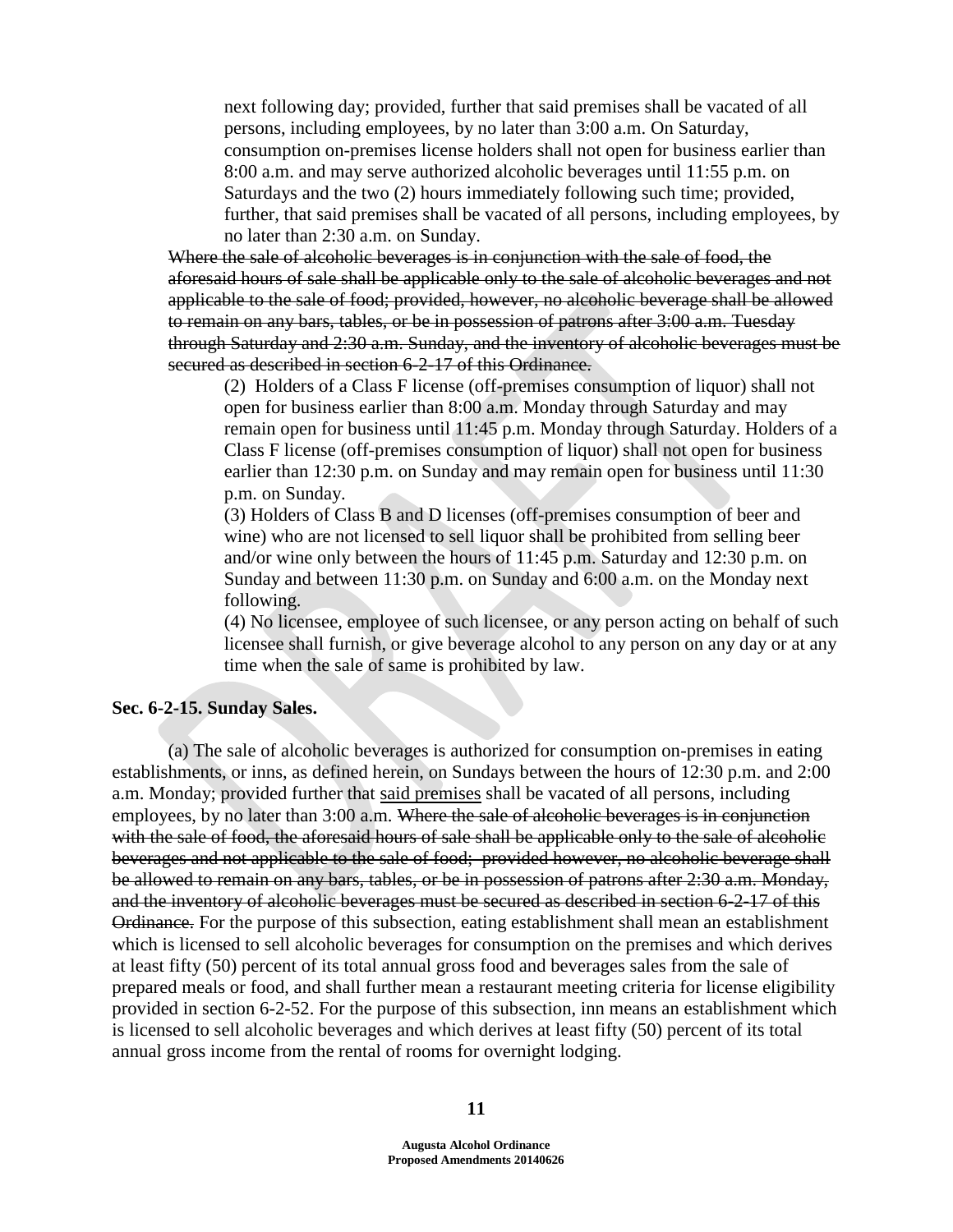next following day; provided, further that said premises shall be vacated of all persons, including employees, by no later than 3:00 a.m. On Saturday, consumption on-premises license holders shall not open for business earlier than 8:00 a.m. and may serve authorized alcoholic beverages until 11:55 p.m. on Saturdays and the two (2) hours immediately following such time; provided, further, that said premises shall be vacated of all persons, including employees, by no later than 2:30 a.m. on Sunday.

~~Where the sale of alcoholic beverages is in conjunction with the sale of food, the aforesaid hours of sale shall be applicable only to the sale of alcoholic beverages and not applicable to the sale of food; provided, however, no alcoholic beverage shall be allowed to remain on any bars, tables, or be in possession of patrons after 3:00 a.m. Tuesday through Saturday and 2:30 a.m. Sunday, and the inventory of alcoholic beverages must be secured as described in section 6-2-17 of this Ordinance.~~

(2) Holders of a Class F license (off-premises consumption of liquor) shall not open for business earlier than 8:00 a.m. Monday through Saturday and may remain open for business until 11:45 p.m. Monday through Saturday. Holders of a Class F license (off-premises consumption of liquor) shall not open for business earlier than 12:30 p.m. on Sunday and may remain open for business until 11:30 p.m. on Sunday.

(3) Holders of Class B and D licenses (off-premises consumption of beer and wine) who are not licensed to sell liquor shall be prohibited from selling beer and/or wine only between the hours of 11:45 p.m. Saturday and 12:30 p.m. on Sunday and between 11:30 p.m. on Sunday and 6:00 a.m. on the Monday next following.

(4) No licensee, employee of such licensee, or any person acting on behalf of such licensee shall furnish, or give beverage alcohol to any person on any day or at any time when the sale of same is prohibited by law.

**Sec. 6-2-15. Sunday Sales.**

(a) The sale of alcoholic beverages is authorized for consumption on-premises in eating establishments, or inns, as defined herein, on Sundays between the hours of 12:30 p.m. and 2:00 a.m. Monday; provided further that said premises shall be vacated of all persons, including employees, by no later than 3:00 a.m. ~~Where the sale of alcoholic beverages is in conjunction with the sale of food, the aforesaid hours of sale shall be applicable only to the sale of alcoholic beverages and not applicable to the sale of food; provided however, no alcoholic beverage shall be allowed to remain on any bars, tables, or be in possession of patrons after 2:30 a.m. Monday, and the inventory of alcoholic beverages must be secured as described in section 6-2-17 of this Ordinance.~~ For the purpose of this subsection, eating establishment shall mean an establishment which is licensed to sell alcoholic beverages for consumption on the premises and which derives at least fifty (50) percent of its total annual gross food and beverages sales from the sale of prepared meals or food, and shall further mean a restaurant meeting criteria for license eligibility provided in section 6-2-52. For the purpose of this subsection, inn means an establishment which is licensed to sell alcoholic beverages and which derives at least fifty (50) percent of its total annual gross income from the rental of rooms for overnight lodging.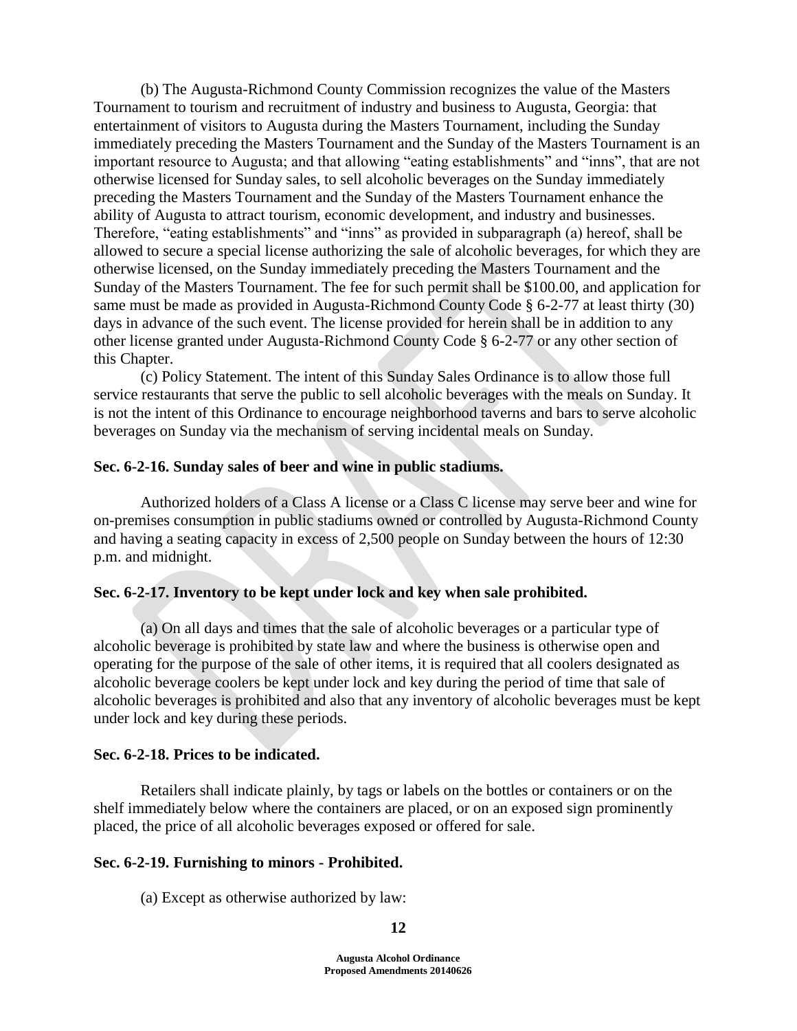(b) The Augusta-Richmond County Commission recognizes the value of the Masters Tournament to tourism and recruitment of industry and business to Augusta, Georgia: that entertainment of visitors to Augusta during the Masters Tournament, including the Sunday immediately preceding the Masters Tournament and the Sunday of the Masters Tournament is an important resource to Augusta; and that allowing "eating establishments" and "inns", that are not otherwise licensed for Sunday sales, to sell alcoholic beverages on the Sunday immediately preceding the Masters Tournament and the Sunday of the Masters Tournament enhance the ability of Augusta to attract tourism, economic development, and industry and businesses. Therefore, "eating establishments" and "inns" as provided in subparagraph (a) hereof, shall be allowed to secure a special license authorizing the sale of alcoholic beverages, for which they are otherwise licensed, on the Sunday immediately preceding the Masters Tournament and the Sunday of the Masters Tournament. The fee for such permit shall be $100.00, and application for same must be made as provided in Augusta-Richmond County Code § 6-2-77 at least thirty (30) days in advance of the such event. The license provided for herein shall be in addition to any other license granted under Augusta-Richmond County Code § 6-2-77 or any other section of this Chapter.

(c) Policy Statement. The intent of this Sunday Sales Ordinance is to allow those full service restaurants that serve the public to sell alcoholic beverages with the meals on Sunday. It is not the intent of this Ordinance to encourage neighborhood taverns and bars to serve alcoholic beverages on Sunday via the mechanism of serving incidental meals on Sunday.

**Sec. 6-2-16. Sunday sales of beer and wine in public stadiums.**

Authorized holders of a Class A license or a Class C license may serve beer and wine for on-premises consumption in public stadiums owned or controlled by Augusta-Richmond County and having a seating capacity in excess of 2,500 people on Sunday between the hours of 12:30 p.m. and midnight.

**Sec. 6-2-17. Inventory to be kept under lock and key when sale prohibited.**

(a) On all days and times that the sale of alcoholic beverages or a particular type of alcoholic beverage is prohibited by state law and where the business is otherwise open and operating for the purpose of the sale of other items, it is required that all coolers designated as alcoholic beverage coolers be kept under lock and key during the period of time that sale of alcoholic beverages is prohibited and also that any inventory of alcoholic beverages must be kept under lock and key during these periods.

**Sec. 6-2-18. Prices to be indicated.**

Retailers shall indicate plainly, by tags or labels on the bottles or containers or on the shelf immediately below where the containers are placed, or on an exposed sign prominently placed, the price of all alcoholic beverages exposed or offered for sale.

**Sec. 6-2-19. Furnishing to minors - Prohibited.**

(a) Except as otherwise authorized by law: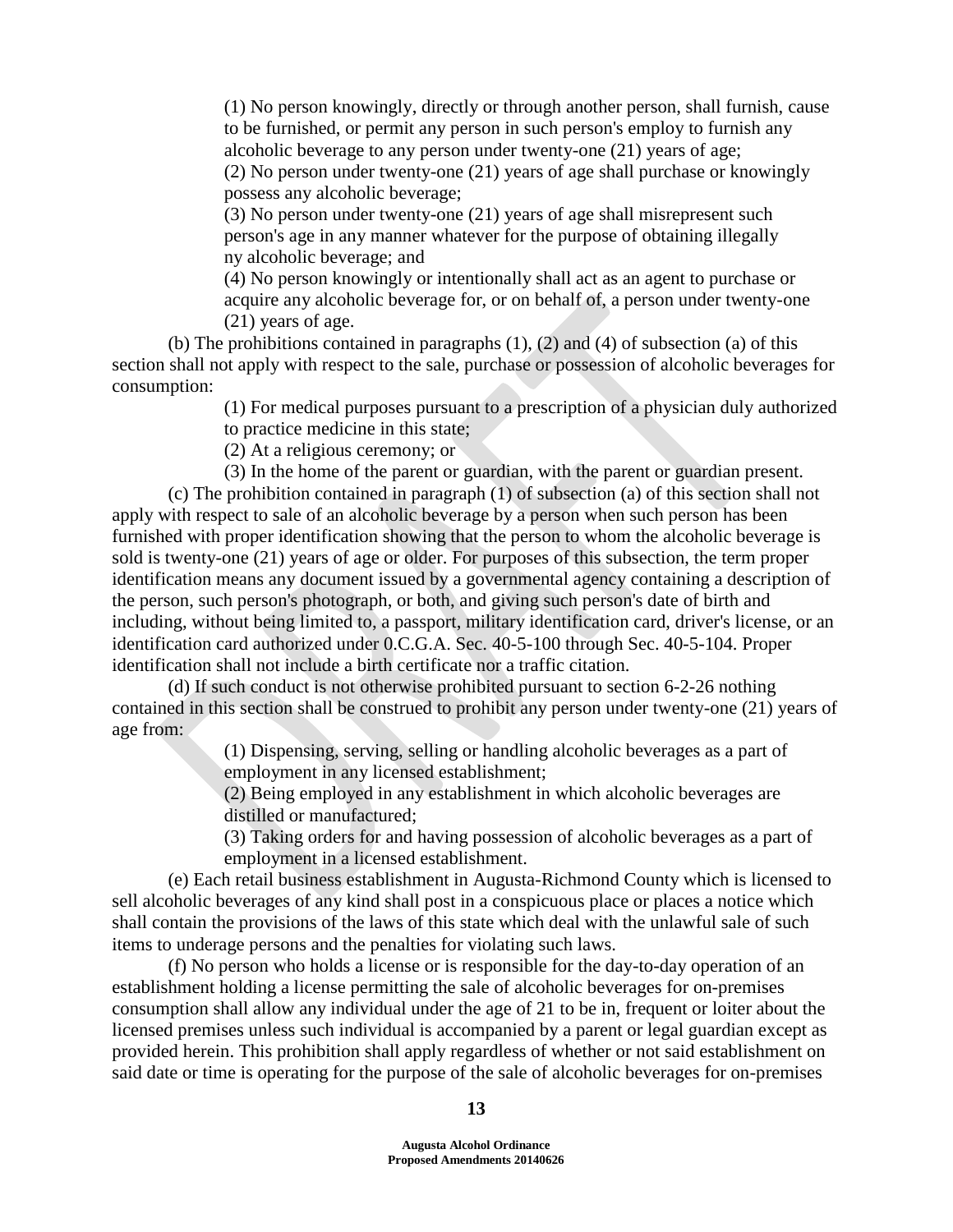(1) No person knowingly, directly or through another person, shall furnish, cause to be furnished, or permit any person in such person's employ to furnish any alcoholic beverage to any person under twenty-one (21) years of age;

(2) No person under twenty-one (21) years of age shall purchase or knowingly possess any alcoholic beverage;

(3) No person under twenty-one (21) years of age shall misrepresent such person's age in any manner whatever for the purpose of obtaining illegally ny alcoholic beverage; and

(4) No person knowingly or intentionally shall act as an agent to purchase or acquire any alcoholic beverage for, or on behalf of, a person under twenty-one (21) years of age.

(b) The prohibitions contained in paragraphs (1), (2) and (4) of subsection (a) of this section shall not apply with respect to the sale, purchase or possession of alcoholic beverages for consumption:

(1) For medical purposes pursuant to a prescription of a physician duly authorized to practice medicine in this state;

(2) At a religious ceremony; or

(3) In the home of the parent or guardian, with the parent or guardian present.

(c) The prohibition contained in paragraph (1) of subsection (a) of this section shall not apply with respect to sale of an alcoholic beverage by a person when such person has been furnished with proper identification showing that the person to whom the alcoholic beverage is sold is twenty-one (21) years of age or older. For purposes of this subsection, the term proper identification means any document issued by a governmental agency containing a description of the person, such person's photograph, or both, and giving such person's date of birth and including, without being limited to, a passport, military identification card, driver's license, or an identification card authorized under 0.C.G.A. Sec. 40-5-100 through Sec. 40-5-104. Proper identification shall not include a birth certificate nor a traffic citation.

(d) If such conduct is not otherwise prohibited pursuant to section 6-2-26 nothing contained in this section shall be construed to prohibit any person under twenty-one (21) years of age from:

(1) Dispensing, serving, selling or handling alcoholic beverages as a part of employment in any licensed establishment;

(2) Being employed in any establishment in which alcoholic beverages are distilled or manufactured;

(3) Taking orders for and having possession of alcoholic beverages as a part of employment in a licensed establishment.

(e) Each retail business establishment in Augusta-Richmond County which is licensed to sell alcoholic beverages of any kind shall post in a conspicuous place or places a notice which shall contain the provisions of the laws of this state which deal with the unlawful sale of such items to underage persons and the penalties for violating such laws.

(f) No person who holds a license or is responsible for the day-to-day operation of an establishment holding a license permitting the sale of alcoholic beverages for on-premises consumption shall allow any individual under the age of 21 to be in, frequent or loiter about the licensed premises unless such individual is accompanied by a parent or legal guardian except as provided herein. This prohibition shall apply regardless of whether or not said establishment on said date or time is operating for the purpose of the sale of alcoholic beverages for on-premises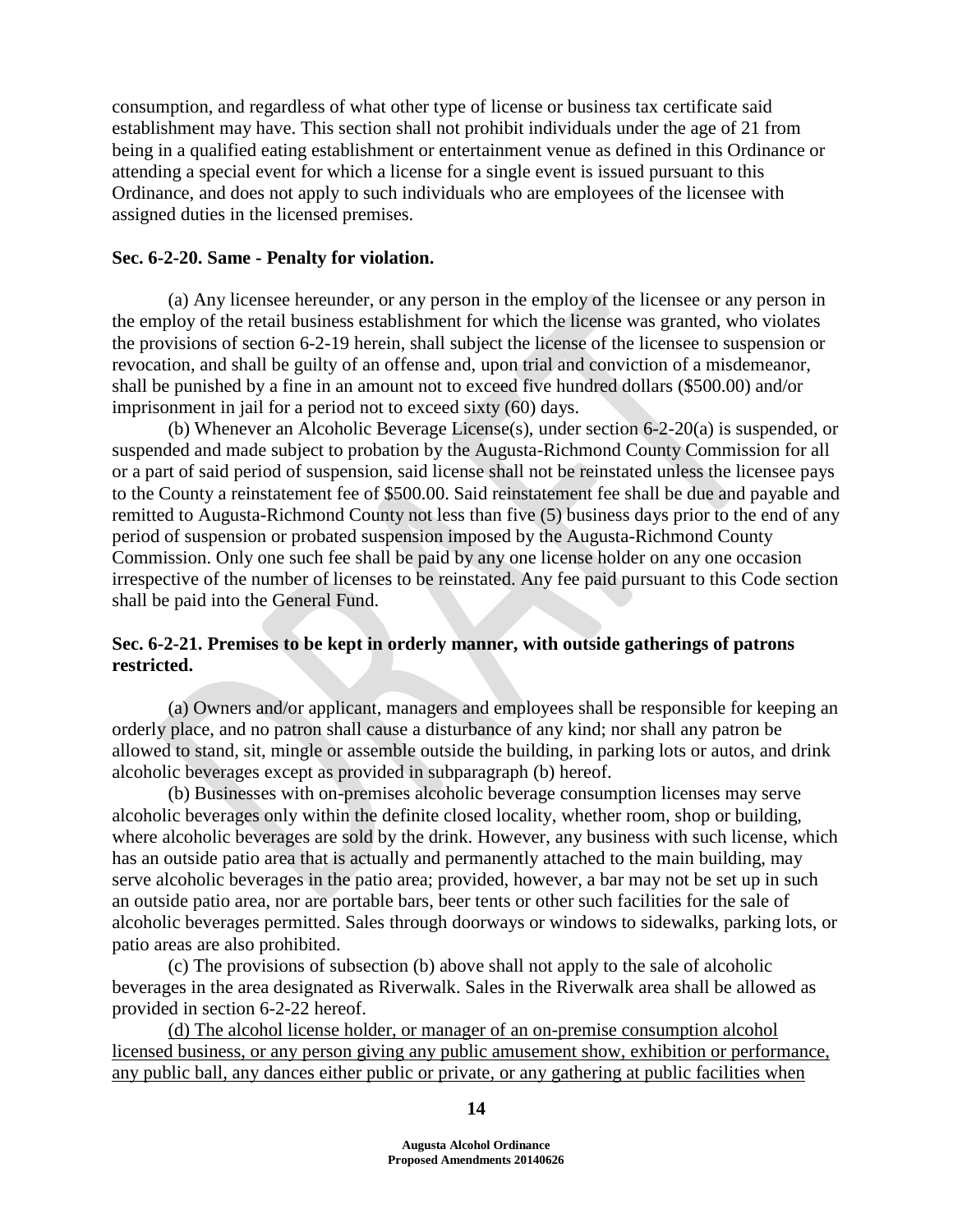consumption, and regardless of what other type of license or business tax certificate said establishment may have. This section shall not prohibit individuals under the age of 21 from being in a qualified eating establishment or entertainment venue as defined in this Ordinance or attending a special event for which a license for a single event is issued pursuant to this Ordinance, and does not apply to such individuals who are employees of the licensee with assigned duties in the licensed premises.

**Sec. 6-2-20. Same - Penalty for violation.**

(a) Any licensee hereunder, or any person in the employ of the licensee or any person in the employ of the retail business establishment for which the license was granted, who violates the provisions of section 6-2-19 herein, shall subject the license of the licensee to suspension or revocation, and shall be guilty of an offense and, upon trial and conviction of a misdemeanor, shall be punished by a fine in an amount not to exceed five hundred dollars ($500.00) and/or imprisonment in jail for a period not to exceed sixty (60) days.

(b) Whenever an Alcoholic Beverage License(s), under section 6-2-20(a) is suspended, or suspended and made subject to probation by the Augusta-Richmond County Commission for all or a part of said period of suspension, said license shall not be reinstated unless the licensee pays to the County a reinstatement fee of $500.00. Said reinstatement fee shall be due and payable and remitted to Augusta-Richmond County not less than five (5) business days prior to the end of any period of suspension or probated suspension imposed by the Augusta-Richmond County Commission. Only one such fee shall be paid by any one license holder on any one occasion irrespective of the number of licenses to be reinstated. Any fee paid pursuant to this Code section shall be paid into the General Fund.

**Sec. 6-2-21. Premises to be kept in orderly manner, with outside gatherings of patrons restricted.**

(a) Owners and/or applicant, managers and employees shall be responsible for keeping an orderly place, and no patron shall cause a disturbance of any kind; nor shall any patron be allowed to stand, sit, mingle or assemble outside the building, in parking lots or autos, and drink alcoholic beverages except as provided in subparagraph (b) hereof.

(b) Businesses with on-premises alcoholic beverage consumption licenses may serve alcoholic beverages only within the definite closed locality, whether room, shop or building, where alcoholic beverages are sold by the drink. However, any business with such license, which has an outside patio area that is actually and permanently attached to the main building, may serve alcoholic beverages in the patio area; provided, however, a bar may not be set up in such an outside patio area, nor are portable bars, beer tents or other such facilities for the sale of alcoholic beverages permitted. Sales through doorways or windows to sidewalks, parking lots, or patio areas are also prohibited.

(c) The provisions of subsection (b) above shall not apply to the sale of alcoholic beverages in the area designated as Riverwalk. Sales in the Riverwalk area shall be allowed as provided in section 6-2-22 hereof.

<u>(d) The alcohol license holder, or manager of an on-premise consumption alcohol licensed business, or any person giving any public amusement show, exhibition or performance, any public ball, any dances either public or private, or any gathering at public facilities when</u>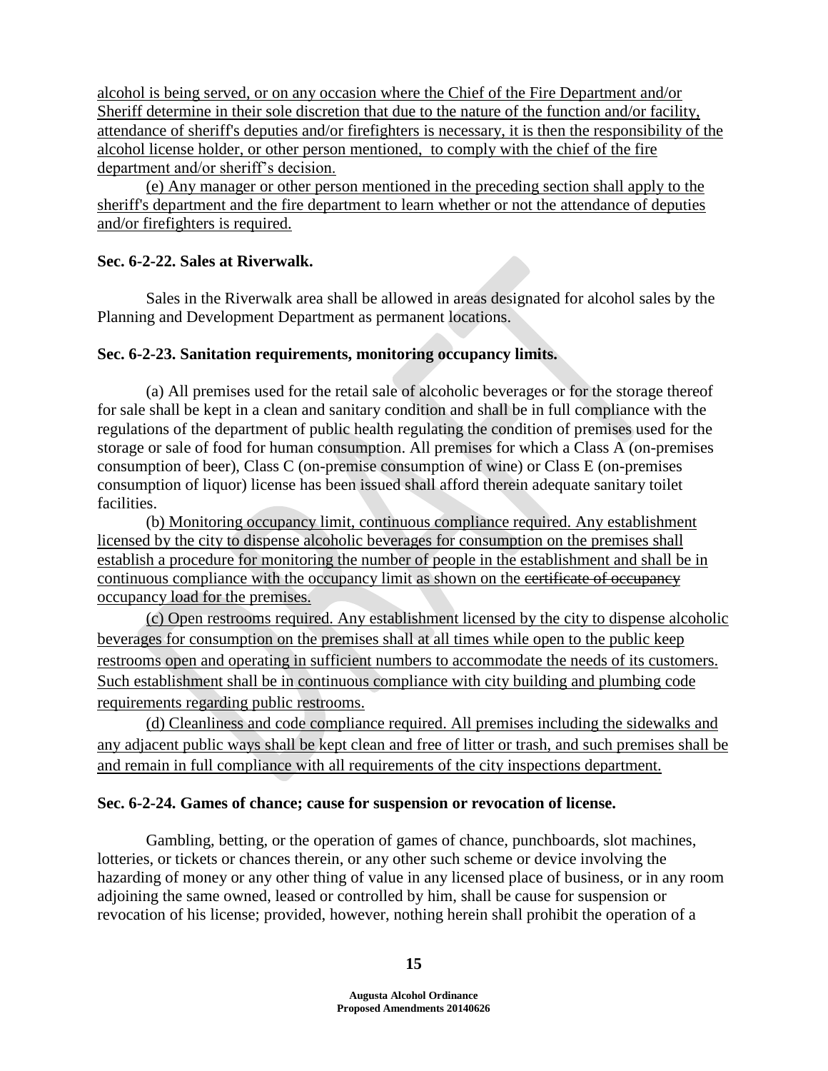alcohol is being served, or on any occasion where the Chief of the Fire Department and/or Sheriff determine in their sole discretion that due to the nature of the function and/or facility, attendance of sheriff's deputies and/or firefighters is necessary, it is then the responsibility of the alcohol license holder, or other person mentioned, to comply with the chief of the fire department and/or sheriff's decision.

(e) Any manager or other person mentioned in the preceding section shall apply to the sheriff's department and the fire department to learn whether or not the attendance of deputies and/or firefighters is required.

**Sec. 6-2-22. Sales at Riverwalk.**

Sales in the Riverwalk area shall be allowed in areas designated for alcohol sales by the Planning and Development Department as permanent locations.

**Sec. 6-2-23. Sanitation requirements, monitoring occupancy limits.**

(a) All premises used for the retail sale of alcoholic beverages or for the storage thereof for sale shall be kept in a clean and sanitary condition and shall be in full compliance with the regulations of the department of public health regulating the condition of premises used for the storage or sale of food for human consumption. All premises for which a Class A (on-premises consumption of beer), Class C (on-premise consumption of wine) or Class E (on-premises consumption of liquor) license has been issued shall afford therein adequate sanitary toilet facilities.

(b) Monitoring occupancy limit, continuous compliance required. Any establishment licensed by the city to dispense alcoholic beverages for consumption on the premises shall establish a procedure for monitoring the number of people in the establishment and shall be in continuous compliance with the occupancy limit as shown on the ~~certificate of occupancy~~ occupancy load for the premises.

(c) Open restrooms required. Any establishment licensed by the city to dispense alcoholic beverages for consumption on the premises shall at all times while open to the public keep restrooms open and operating in sufficient numbers to accommodate the needs of its customers. Such establishment shall be in continuous compliance with city building and plumbing code requirements regarding public restrooms.

(d) Cleanliness and code compliance required. All premises including the sidewalks and any adjacent public ways shall be kept clean and free of litter or trash, and such premises shall be and remain in full compliance with all requirements of the city inspections department.

**Sec. 6-2-24. Games of chance; cause for suspension or revocation of license.**

Gambling, betting, or the operation of games of chance, punchboards, slot machines, lotteries, or tickets or chances therein, or any other such scheme or device involving the hazarding of money or any other thing of value in any licensed place of business, or in any room adjoining the same owned, leased or controlled by him, shall be cause for suspension or revocation of his license; provided, however, nothing herein shall prohibit the operation of a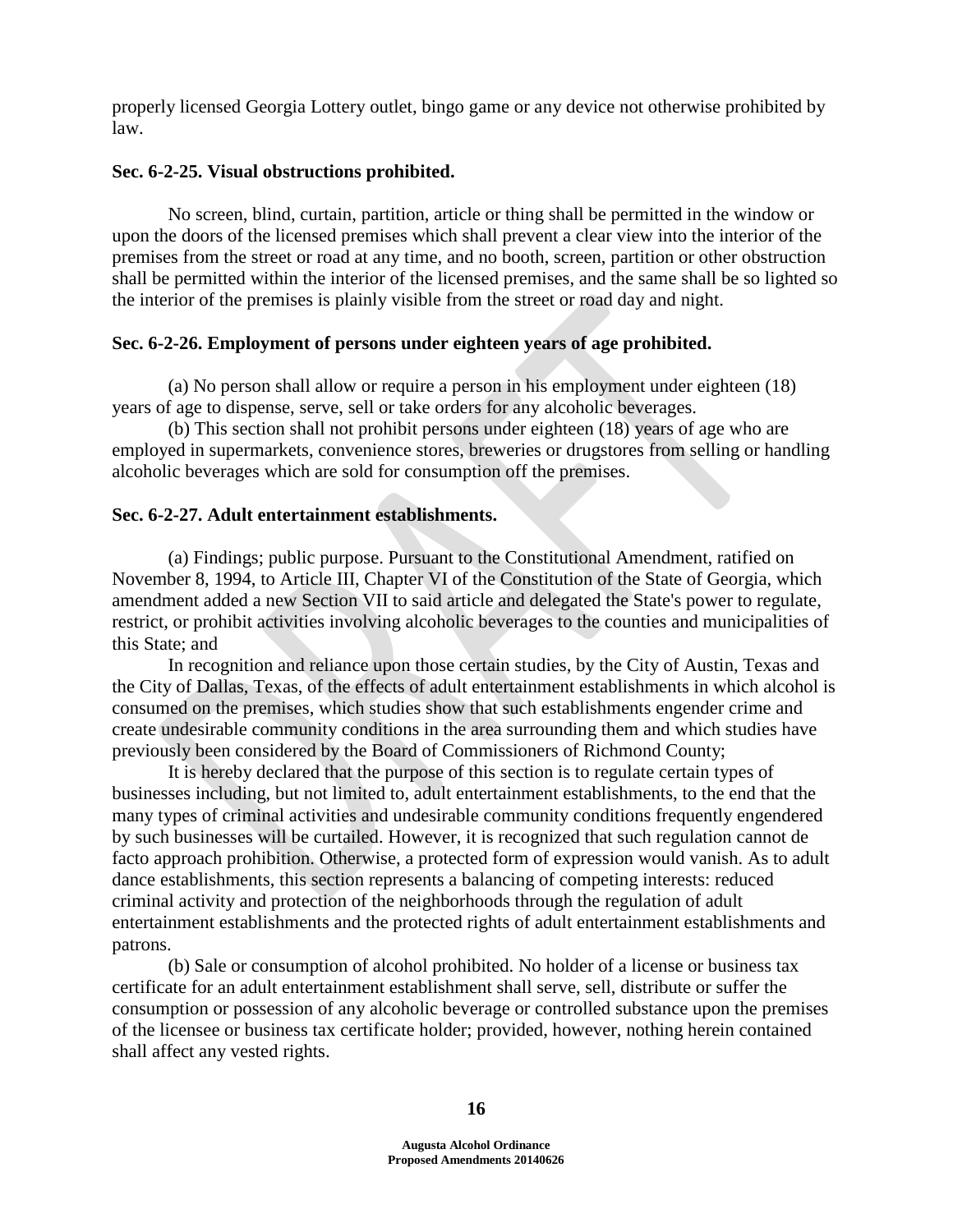properly licensed Georgia Lottery outlet, bingo game or any device not otherwise prohibited by law.

**Sec. 6-2-25. Visual obstructions prohibited.**

No screen, blind, curtain, partition, article or thing shall be permitted in the window or upon the doors of the licensed premises which shall prevent a clear view into the interior of the premises from the street or road at any time, and no booth, screen, partition or other obstruction shall be permitted within the interior of the licensed premises, and the same shall be so lighted so the interior of the premises is plainly visible from the street or road day and night.

**Sec. 6-2-26. Employment of persons under eighteen years of age prohibited.**

(a) No person shall allow or require a person in his employment under eighteen (18) years of age to dispense, serve, sell or take orders for any alcoholic beverages.

(b) This section shall not prohibit persons under eighteen (18) years of age who are employed in supermarkets, convenience stores, breweries or drugstores from selling or handling alcoholic beverages which are sold for consumption off the premises.

**Sec. 6-2-27. Adult entertainment establishments.**

(a) Findings; public purpose. Pursuant to the Constitutional Amendment, ratified on November 8, 1994, to Article III, Chapter VI of the Constitution of the State of Georgia, which amendment added a new Section VII to said article and delegated the State's power to regulate, restrict, or prohibit activities involving alcoholic beverages to the counties and municipalities of this State; and

In recognition and reliance upon those certain studies, by the City of Austin, Texas and the City of Dallas, Texas, of the effects of adult entertainment establishments in which alcohol is consumed on the premises, which studies show that such establishments engender crime and create undesirable community conditions in the area surrounding them and which studies have previously been considered by the Board of Commissioners of Richmond County;

It is hereby declared that the purpose of this section is to regulate certain types of businesses including, but not limited to, adult entertainment establishments, to the end that the many types of criminal activities and undesirable community conditions frequently engendered by such businesses will be curtailed. However, it is recognized that such regulation cannot de facto approach prohibition. Otherwise, a protected form of expression would vanish. As to adult dance establishments, this section represents a balancing of competing interests: reduced criminal activity and protection of the neighborhoods through the regulation of adult entertainment establishments and the protected rights of adult entertainment establishments and patrons.

(b) Sale or consumption of alcohol prohibited. No holder of a license or business tax certificate for an adult entertainment establishment shall serve, sell, distribute or suffer the consumption or possession of any alcoholic beverage or controlled substance upon the premises of the licensee or business tax certificate holder; provided, however, nothing herein contained shall affect any vested rights.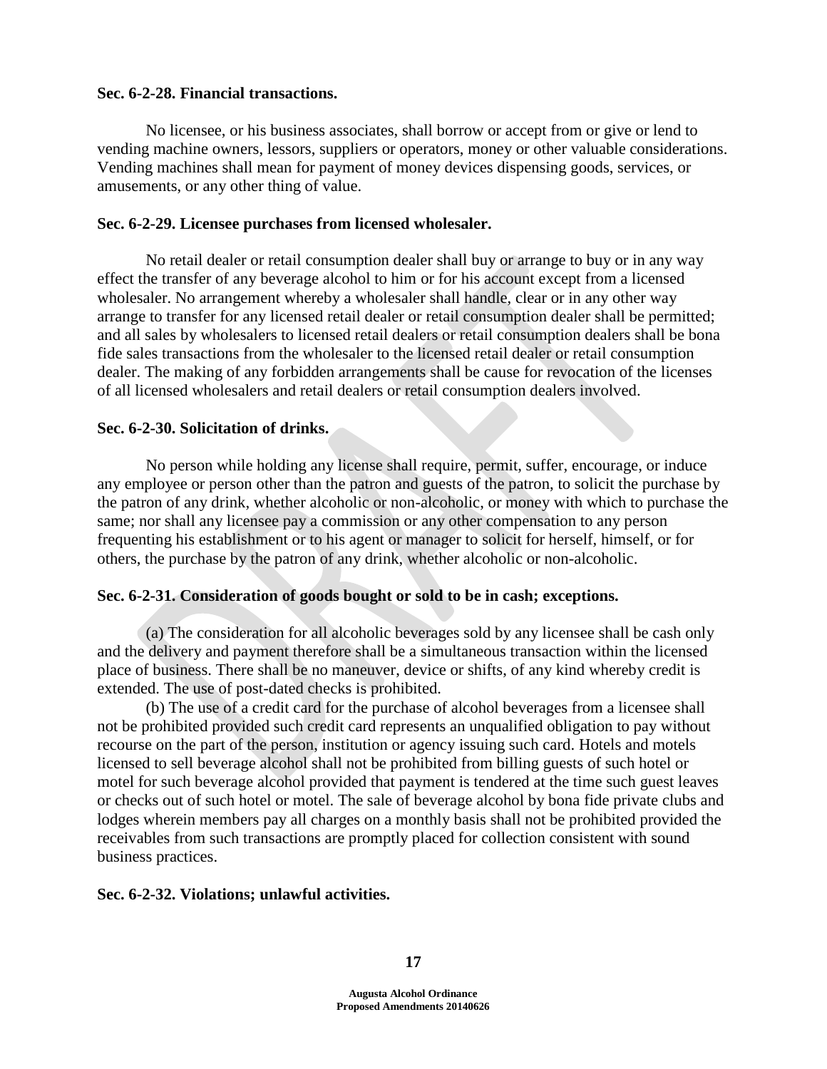**Sec. 6-2-28. Financial transactions.**

No licensee, or his business associates, shall borrow or accept from or give or lend to vending machine owners, lessors, suppliers or operators, money or other valuable considerations. Vending machines shall mean for payment of money devices dispensing goods, services, or amusements, or any other thing of value.

**Sec. 6-2-29. Licensee purchases from licensed wholesaler.**

No retail dealer or retail consumption dealer shall buy or arrange to buy or in any way effect the transfer of any beverage alcohol to him or for his account except from a licensed wholesaler. No arrangement whereby a wholesaler shall handle, clear or in any other way arrange to transfer for any licensed retail dealer or retail consumption dealer shall be permitted; and all sales by wholesalers to licensed retail dealers or retail consumption dealers shall be bona fide sales transactions from the wholesaler to the licensed retail dealer or retail consumption dealer. The making of any forbidden arrangements shall be cause for revocation of the licenses of all licensed wholesalers and retail dealers or retail consumption dealers involved.

**Sec. 6-2-30. Solicitation of drinks.**

No person while holding any license shall require, permit, suffer, encourage, or induce any employee or person other than the patron and guests of the patron, to solicit the purchase by the patron of any drink, whether alcoholic or non-alcoholic, or money with which to purchase the same; nor shall any licensee pay a commission or any other compensation to any person frequenting his establishment or to his agent or manager to solicit for herself, himself, or for others, the purchase by the patron of any drink, whether alcoholic or non-alcoholic.

**Sec. 6-2-31. Consideration of goods bought or sold to be in cash; exceptions.**

(a) The consideration for all alcoholic beverages sold by any licensee shall be cash only and the delivery and payment therefore shall be a simultaneous transaction within the licensed place of business. There shall be no maneuver, device or shifts, of any kind whereby credit is extended. The use of post-dated checks is prohibited.

(b) The use of a credit card for the purchase of alcohol beverages from a licensee shall not be prohibited provided such credit card represents an unqualified obligation to pay without recourse on the part of the person, institution or agency issuing such card. Hotels and motels licensed to sell beverage alcohol shall not be prohibited from billing guests of such hotel or motel for such beverage alcohol provided that payment is tendered at the time such guest leaves or checks out of such hotel or motel. The sale of beverage alcohol by bona fide private clubs and lodges wherein members pay all charges on a monthly basis shall not be prohibited provided the receivables from such transactions are promptly placed for collection consistent with sound business practices.

**Sec. 6-2-32. Violations; unlawful activities.**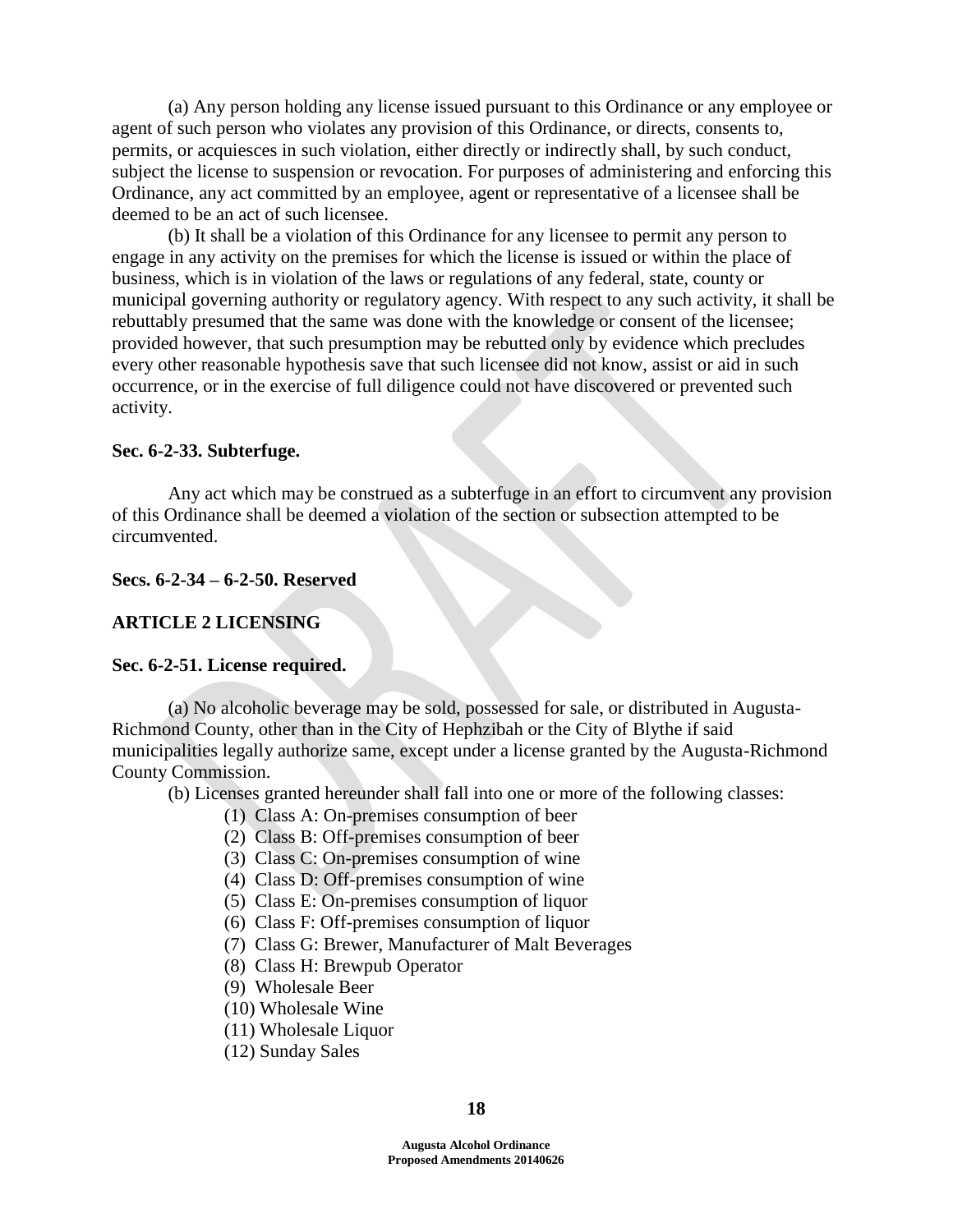(a) Any person holding any license issued pursuant to this Ordinance or any employee or agent of such person who violates any provision of this Ordinance, or directs, consents to, permits, or acquiesces in such violation, either directly or indirectly shall, by such conduct, subject the license to suspension or revocation. For purposes of administering and enforcing this Ordinance, any act committed by an employee, agent or representative of a licensee shall be deemed to be an act of such licensee.

(b) It shall be a violation of this Ordinance for any licensee to permit any person to engage in any activity on the premises for which the license is issued or within the place of business, which is in violation of the laws or regulations of any federal, state, county or municipal governing authority or regulatory agency. With respect to any such activity, it shall be rebuttably presumed that the same was done with the knowledge or consent of the licensee; provided however, that such presumption may be rebutted only by evidence which precludes every other reasonable hypothesis save that such licensee did not know, assist or aid in such occurrence, or in the exercise of full diligence could not have discovered or prevented such activity.

**Sec. 6-2-33. Subterfuge.**

Any act which may be construed as a subterfuge in an effort to circumvent any provision of this Ordinance shall be deemed a violation of the section or subsection attempted to be circumvented.

**Secs. 6-2-34 – 6-2-50. Reserved**

**ARTICLE 2 LICENSING**

**Sec. 6-2-51. License required.**

(a) No alcoholic beverage may be sold, possessed for sale, or distributed in Augusta-Richmond County, other than in the City of Hephzibah or the City of Blythe if said municipalities legally authorize same, except under a license granted by the Augusta-Richmond County Commission.

(b) Licenses granted hereunder shall fall into one or more of the following classes:

(1) Class A: On-premises consumption of beer
(2) Class B: Off-premises consumption of beer
(3) Class C: On-premises consumption of wine
(4) Class D: Off-premises consumption of wine
(5) Class E: On-premises consumption of liquor
(6) Class F: Off-premises consumption of liquor
(7) Class G: Brewer, Manufacturer of Malt Beverages
(8) Class H: Brewpub Operator
(9) Wholesale Beer
(10) Wholesale Wine
(11) Wholesale Liquor
(12) Sunday Sales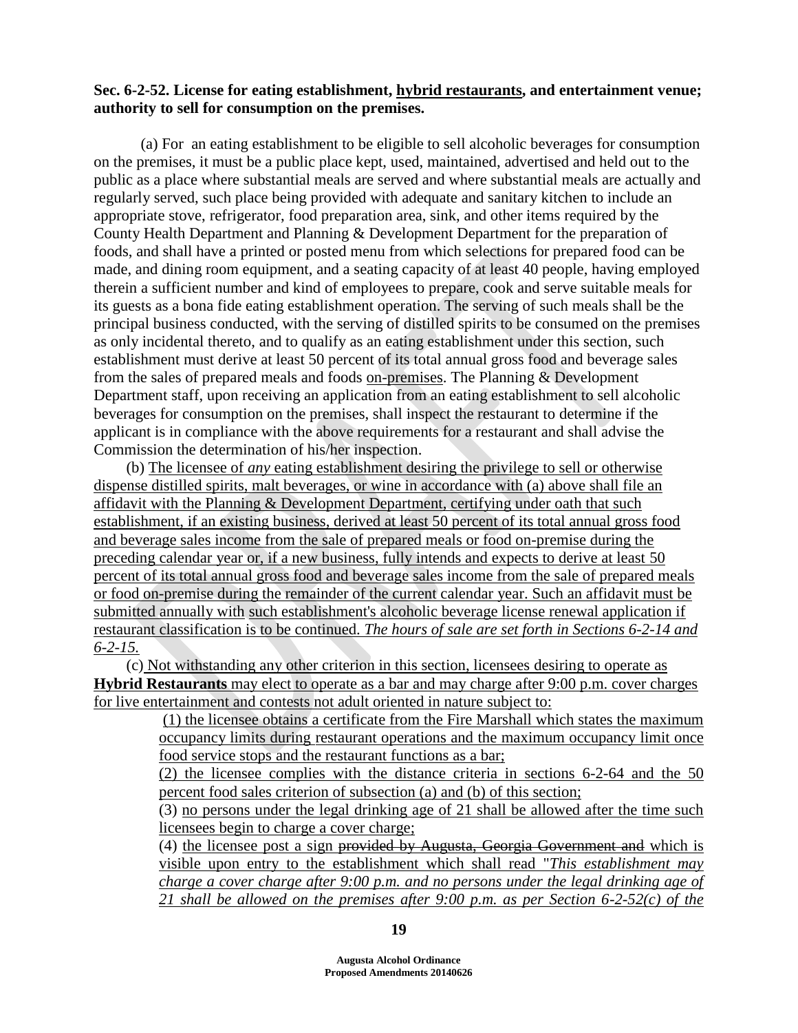**Sec. 6-2-52. License for eating establishment, <u>hybrid restaurants</u>, and entertainment venue; authority to sell for consumption on the premises.**

(a) For an eating establishment to be eligible to sell alcoholic beverages for consumption on the premises, it must be a public place kept, used, maintained, advertised and held out to the public as a place where substantial meals are served and where substantial meals are actually and regularly served, such place being provided with adequate and sanitary kitchen to include an appropriate stove, refrigerator, food preparation area, sink, and other items required by the County Health Department and Planning & Development Department for the preparation of foods, and shall have a printed or posted menu from which selections for prepared food can be made, and dining room equipment, and a seating capacity of at least 40 people, having employed therein a sufficient number and kind of employees to prepare, cook and serve suitable meals for its guests as a bona fide eating establishment operation. The serving of such meals shall be the principal business conducted, with the serving of distilled spirits to be consumed on the premises as only incidental thereto, and to qualify as an eating establishment under this section, such establishment must derive at least 50 percent of its total annual gross food and beverage sales from the sales of prepared meals and foods <u>on-premises</u>. The Planning & Development Department staff, upon receiving an application from an eating establishment to sell alcoholic beverages for consumption on the premises, shall inspect the restaurant to determine if the applicant is in compliance with the above requirements for a restaurant and shall advise the Commission the determination of his/her inspection.

(b) <u>The licensee of *any* eating establishment desiring the privilege to sell or otherwise dispense distilled spirits, malt beverages, or wine in accordance with (a) above shall file an affidavit with the Planning & Development Department, certifying under oath that such establishment, if an existing business, derived at least 50 percent of its total annual gross food and beverage sales income from the sale of prepared meals or food on-premise during the preceding calendar year or, if a new business, fully intends and expects to derive at least 50 percent of its total annual gross food and beverage sales income from the sale of prepared meals or food on-premise during the remainder of the current calendar year. Such an affidavit must be submitted annually with such establishment's alcoholic beverage license renewal application if restaurant classification is to be continued. *The hours of sale are set forth in Sections 6-2-14 and 6-2-15.*</u>

(c) <u>Not withstanding any other criterion in this section, licensees desiring to operate as **Hybrid Restaurants** may elect to operate as a bar and may charge after 9:00 p.m. cover charges for live entertainment and contests not adult oriented in nature subject to:</u>

(1) <u>the licensee obtains a certificate from the Fire Marshall which states the maximum occupancy limits during restaurant operations and the maximum occupancy limit once food service stops and the restaurant functions as a bar;</u>

(2) <u>the licensee complies with the distance criteria in sections 6-2-64 and the 50 percent food sales criterion of subsection (a) and (b) of this section;</u>

(3) <u>no persons under the legal drinking age of 21 shall be allowed after the time such licensees begin to charge a cover charge;</u>

(4) <u>the licensee post a sign ~~provided by Augusta, Georgia Government and~~ which is visible upon entry to the establishment which shall read "*This establishment may charge a cover charge after 9:00 p.m. and no persons under the legal drinking age of 21 shall be allowed on the premises after 9:00 p.m. as per Section 6-2-52(c) of the*</u>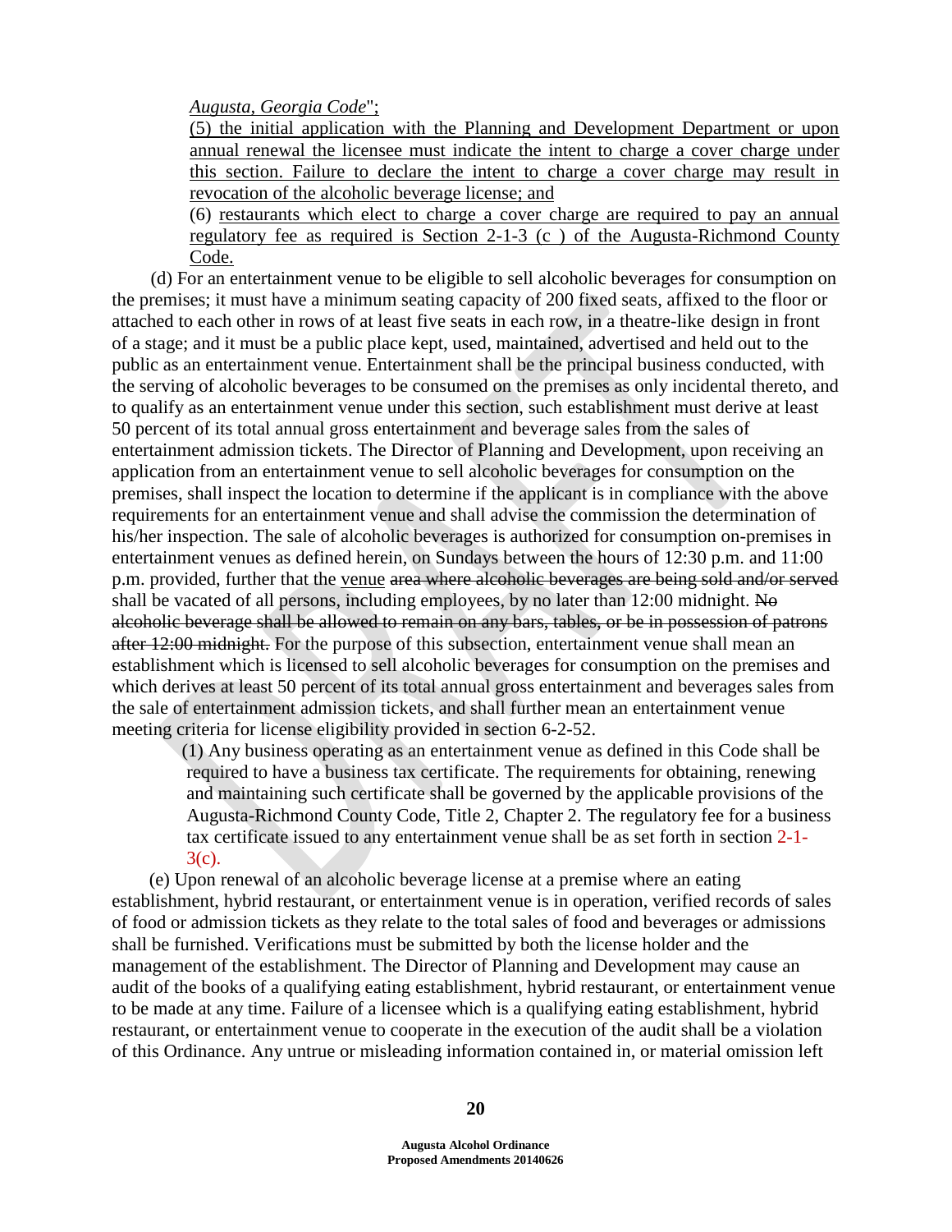*Augusta, Georgia Code*";

<u>(5) the initial application with the Planning and Development Department or upon annual renewal the licensee must indicate the intent to charge a cover charge under this section. Failure to declare the intent to charge a cover charge may result in revocation of the alcoholic beverage license; and</u>

(6) <u>restaurants which elect to charge a cover charge are required to pay an annual regulatory fee as required is Section 2-1-3 (c ) of the Augusta-Richmond County Code.</u>

(d) For an entertainment venue to be eligible to sell alcoholic beverages for consumption on the premises; it must have a minimum seating capacity of 200 fixed seats, affixed to the floor or attached to each other in rows of at least five seats in each row, in a theatre-like design in front of a stage; and it must be a public place kept, used, maintained, advertised and held out to the public as an entertainment venue. Entertainment shall be the principal business conducted, with the serving of alcoholic beverages to be consumed on the premises as only incidental thereto, and to qualify as an entertainment venue under this section, such establishment must derive at least 50 percent of its total annual gross entertainment and beverage sales from the sales of entertainment admission tickets. The Director of Planning and Development, upon receiving an application from an entertainment venue to sell alcoholic beverages for consumption on the premises, shall inspect the location to determine if the applicant is in compliance with the above requirements for an entertainment venue and shall advise the commission the determination of his/her inspection. The sale of alcoholic beverages is authorized for consumption on-premises in entertainment venues as defined herein, on Sundays between the hours of 12:30 p.m. and 11:00 p.m. provided, further that the <u>venue</u> ~~area where alcoholic beverages are being sold and/or served~~ shall be vacated of all persons, including employees, by no later than 12:00 midnight. ~~No alcoholic beverage shall be allowed to remain on any bars, tables, or be in possession of patrons after 12:00 midnight.~~ For the purpose of this subsection, entertainment venue shall mean an establishment which is licensed to sell alcoholic beverages for consumption on the premises and which derives at least 50 percent of its total annual gross entertainment and beverages sales from the sale of entertainment admission tickets, and shall further mean an entertainment venue meeting criteria for license eligibility provided in section 6-2-52.

(1) Any business operating as an entertainment venue as defined in this Code shall be required to have a business tax certificate. The requirements for obtaining, renewing and maintaining such certificate shall be governed by the applicable provisions of the Augusta-Richmond County Code, Title 2, Chapter 2. The regulatory fee for a business tax certificate issued to any entertainment venue shall be as set forth in section 2-1-3(c).

(e) Upon renewal of an alcoholic beverage license at a premise where an eating establishment, hybrid restaurant, or entertainment venue is in operation, verified records of sales of food or admission tickets as they relate to the total sales of food and beverages or admissions shall be furnished. Verifications must be submitted by both the license holder and the management of the establishment. The Director of Planning and Development may cause an audit of the books of a qualifying eating establishment, hybrid restaurant, or entertainment venue to be made at any time. Failure of a licensee which is a qualifying eating establishment, hybrid restaurant, or entertainment venue to cooperate in the execution of the audit shall be a violation of this Ordinance. Any untrue or misleading information contained in, or material omission left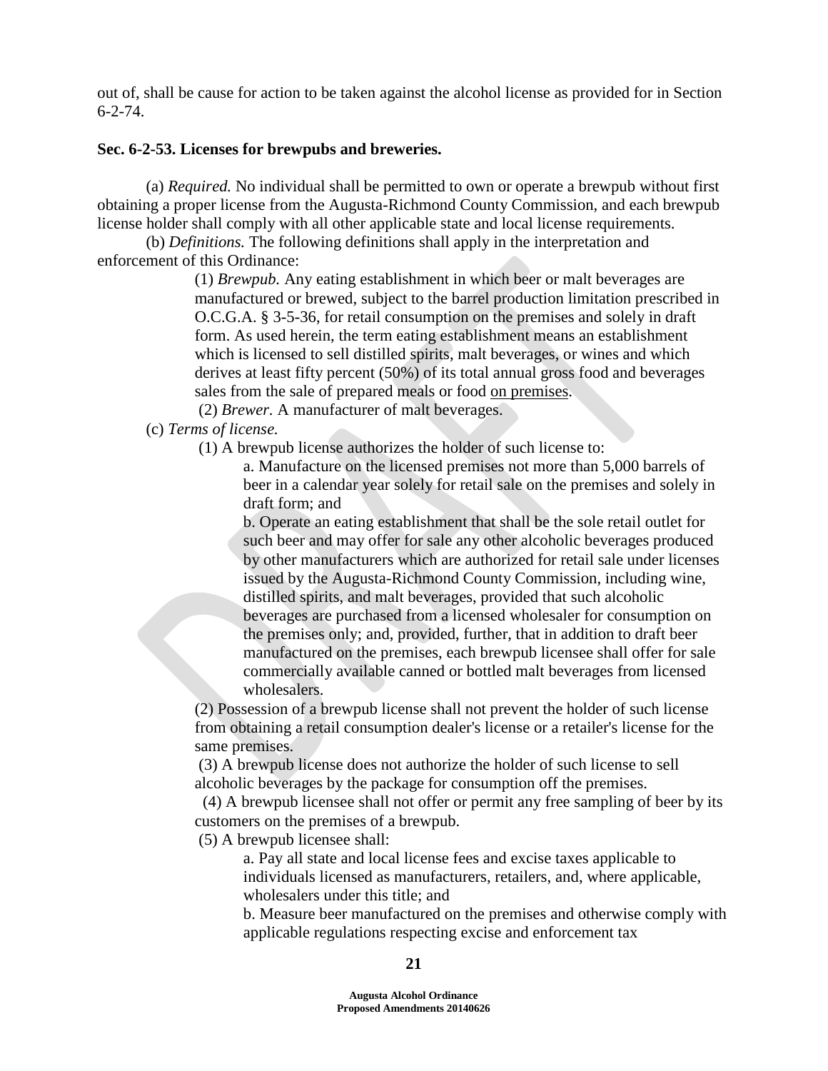out of, shall be cause for action to be taken against the alcohol license as provided for in Section 6-2-74.

**Sec. 6-2-53. Licenses for brewpubs and breweries.**

(a) *Required.* No individual shall be permitted to own or operate a brewpub without first obtaining a proper license from the Augusta-Richmond County Commission, and each brewpub license holder shall comply with all other applicable state and local license requirements.

(b) *Definitions.* The following definitions shall apply in the interpretation and enforcement of this Ordinance:

(1) *Brewpub.* Any eating establishment in which beer or malt beverages are manufactured or brewed, subject to the barrel production limitation prescribed in O.C.G.A. § 3-5-36, for retail consumption on the premises and solely in draft form. As used herein, the term eating establishment means an establishment which is licensed to sell distilled spirits, malt beverages, or wines and which derives at least fifty percent (50%) of its total annual gross food and beverages sales from the sale of prepared meals or food on premises.

(2) *Brewer.* A manufacturer of malt beverages.

(c) *Terms of license.*

(1) A brewpub license authorizes the holder of such license to:

a. Manufacture on the licensed premises not more than 5,000 barrels of beer in a calendar year solely for retail sale on the premises and solely in draft form; and

b. Operate an eating establishment that shall be the sole retail outlet for such beer and may offer for sale any other alcoholic beverages produced by other manufacturers which are authorized for retail sale under licenses issued by the Augusta-Richmond County Commission, including wine, distilled spirits, and malt beverages, provided that such alcoholic beverages are purchased from a licensed wholesaler for consumption on the premises only; and, provided, further, that in addition to draft beer manufactured on the premises, each brewpub licensee shall offer for sale commercially available canned or bottled malt beverages from licensed wholesalers.

(2) Possession of a brewpub license shall not prevent the holder of such license from obtaining a retail consumption dealer's license or a retailer's license for the same premises.

(3) A brewpub license does not authorize the holder of such license to sell alcoholic beverages by the package for consumption off the premises.

(4) A brewpub licensee shall not offer or permit any free sampling of beer by its customers on the premises of a brewpub.

(5) A brewpub licensee shall:

a. Pay all state and local license fees and excise taxes applicable to individuals licensed as manufacturers, retailers, and, where applicable, wholesalers under this title; and

b. Measure beer manufactured on the premises and otherwise comply with applicable regulations respecting excise and enforcement tax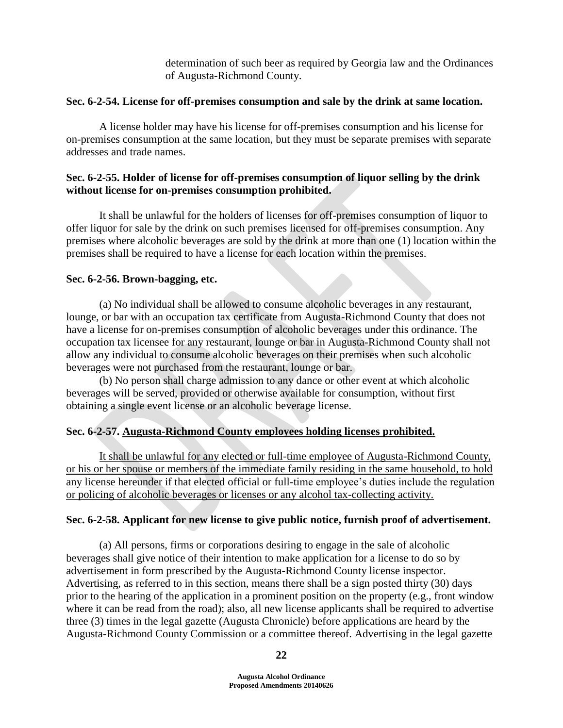determination of such beer as required by Georgia law and the Ordinances of Augusta-Richmond County.

**Sec. 6-2-54. License for off-premises consumption and sale by the drink at same location.**

A license holder may have his license for off-premises consumption and his license for on-premises consumption at the same location, but they must be separate premises with separate addresses and trade names.

**Sec. 6-2-55. Holder of license for off-premises consumption of liquor selling by the drink without license for on-premises consumption prohibited.**

It shall be unlawful for the holders of licenses for off-premises consumption of liquor to offer liquor for sale by the drink on such premises licensed for off-premises consumption. Any premises where alcoholic beverages are sold by the drink at more than one (1) location within the premises shall be required to have a license for each location within the premises.

**Sec. 6-2-56. Brown-bagging, etc.**

(a) No individual shall be allowed to consume alcoholic beverages in any restaurant, lounge, or bar with an occupation tax certificate from Augusta-Richmond County that does not have a license for on-premises consumption of alcoholic beverages under this ordinance. The occupation tax licensee for any restaurant, lounge or bar in Augusta-Richmond County shall not allow any individual to consume alcoholic beverages on their premises when such alcoholic beverages were not purchased from the restaurant, lounge or bar.

(b) No person shall charge admission to any dance or other event at which alcoholic beverages will be served, provided or otherwise available for consumption, without first obtaining a single event license or an alcoholic beverage license.

**Sec. 6-2-57. Augusta-Richmond County employees holding licenses prohibited.**

It shall be unlawful for any elected or full-time employee of Augusta-Richmond County, or his or her spouse or members of the immediate family residing in the same household, to hold any license hereunder if that elected official or full-time employee's duties include the regulation or policing of alcoholic beverages or licenses or any alcohol tax-collecting activity.

**Sec. 6-2-58. Applicant for new license to give public notice, furnish proof of advertisement.**

(a) All persons, firms or corporations desiring to engage in the sale of alcoholic beverages shall give notice of their intention to make application for a license to do so by advertisement in form prescribed by the Augusta-Richmond County license inspector. Advertising, as referred to in this section, means there shall be a sign posted thirty (30) days prior to the hearing of the application in a prominent position on the property (e.g., front window where it can be read from the road); also, all new license applicants shall be required to advertise three (3) times in the legal gazette (Augusta Chronicle) before applications are heard by the Augusta-Richmond County Commission or a committee thereof. Advertising in the legal gazette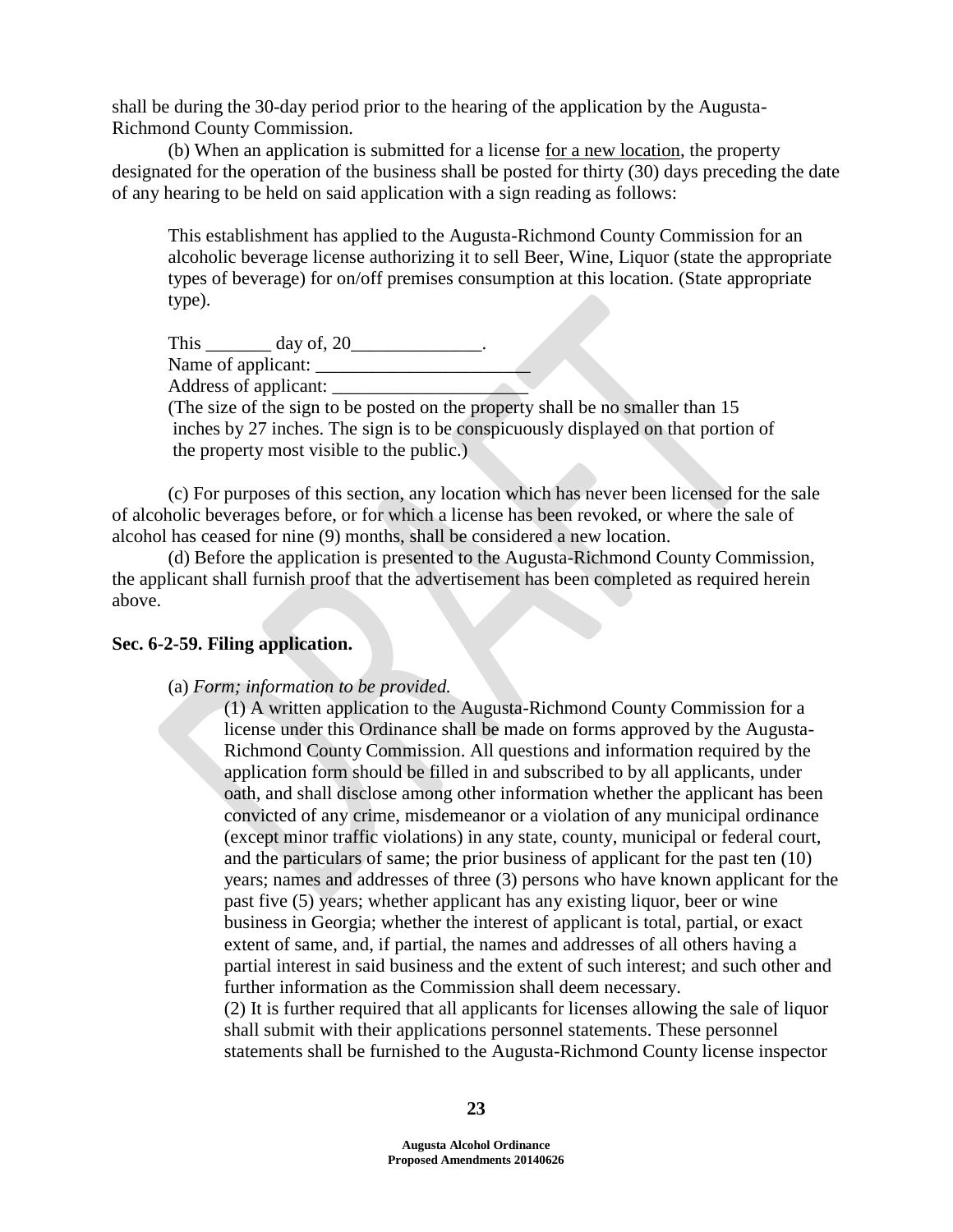shall be during the 30-day period prior to the hearing of the application by the Augusta-Richmond County Commission.

(b) When an application is submitted for a license <u>for a new location</u>, the property designated for the operation of the business shall be posted for thirty (30) days preceding the date of any hearing to be held on said application with a sign reading as follows:

> This establishment has applied to the Augusta-Richmond County Commission for an alcoholic beverage license authorizing it to sell Beer, Wine, Liquor (state the appropriate types of beverage) for on/off premises consumption at this location. (State appropriate type).
>
> This _______ day of, 20______________.
> Name of applicant: _______________________
> Address of applicant: _____________________
> (The size of the sign to be posted on the property shall be no smaller than 15 inches by 27 inches. The sign is to be conspicuously displayed on that portion of the property most visible to the public.)

(c) For purposes of this section, any location which has never been licensed for the sale of alcoholic beverages before, or for which a license has been revoked, or where the sale of alcohol has ceased for nine (9) months, shall be considered a new location.

(d) Before the application is presented to the Augusta-Richmond County Commission, the applicant shall furnish proof that the advertisement has been completed as required herein above.

### Sec. 6-2-59. Filing application.

(a) *Form; information to be provided.*

(1) A written application to the Augusta-Richmond County Commission for a license under this Ordinance shall be made on forms approved by the Augusta-Richmond County Commission. All questions and information required by the application form should be filled in and subscribed to by all applicants, under oath, and shall disclose among other information whether the applicant has been convicted of any crime, misdemeanor or a violation of any municipal ordinance (except minor traffic violations) in any state, county, municipal or federal court, and the particulars of same; the prior business of applicant for the past ten (10) years; names and addresses of three (3) persons who have known applicant for the past five (5) years; whether applicant has any existing liquor, beer or wine business in Georgia; whether the interest of applicant is total, partial, or exact extent of same, and, if partial, the names and addresses of all others having a partial interest in said business and the extent of such interest; and such other and further information as the Commission shall deem necessary.

(2) It is further required that all applicants for licenses allowing the sale of liquor shall submit with their applications personnel statements. These personnel statements shall be furnished to the Augusta-Richmond County license inspector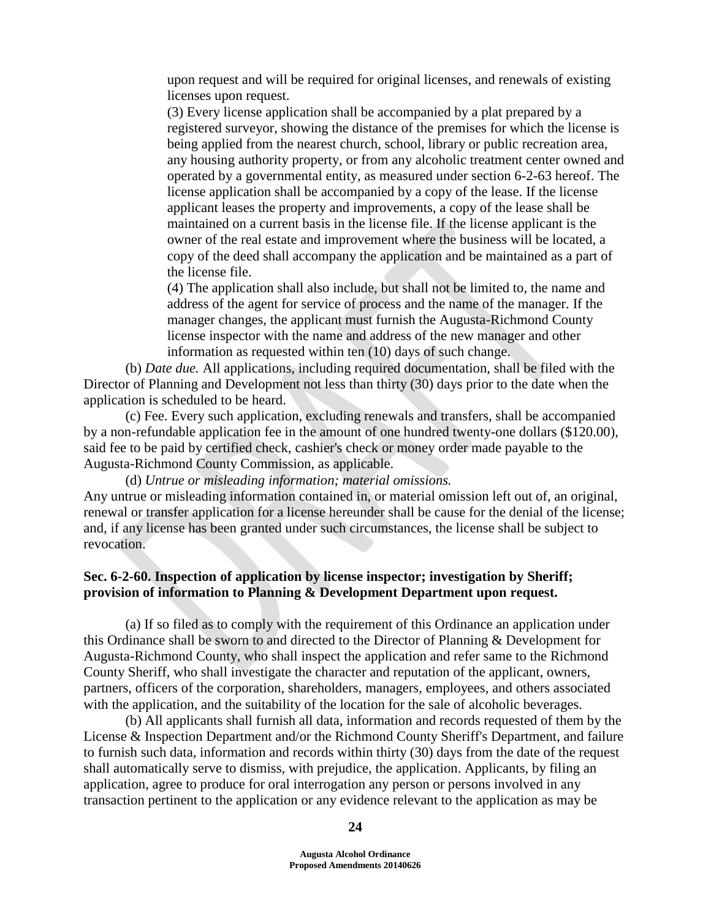upon request and will be required for original licenses, and renewals of existing licenses upon request.

(3) Every license application shall be accompanied by a plat prepared by a registered surveyor, showing the distance of the premises for which the license is being applied from the nearest church, school, library or public recreation area, any housing authority property, or from any alcoholic treatment center owned and operated by a governmental entity, as measured under section 6-2-63 hereof. The license application shall be accompanied by a copy of the lease. If the license applicant leases the property and improvements, a copy of the lease shall be maintained on a current basis in the license file. If the license applicant is the owner of the real estate and improvement where the business will be located, a copy of the deed shall accompany the application and be maintained as a part of the license file.

(4) The application shall also include, but shall not be limited to, the name and address of the agent for service of process and the name of the manager. If the manager changes, the applicant must furnish the Augusta-Richmond County license inspector with the name and address of the new manager and other information as requested within ten (10) days of such change.

(b) *Date due.* All applications, including required documentation, shall be filed with the Director of Planning and Development not less than thirty (30) days prior to the date when the application is scheduled to be heard.

(c) Fee. Every such application, excluding renewals and transfers, shall be accompanied by a non-refundable application fee in the amount of one hundred twenty-one dollars ($120.00), said fee to be paid by certified check, cashier's check or money order made payable to the Augusta-Richmond County Commission, as applicable.

(d) *Untrue or misleading information; material omissions.*

Any untrue or misleading information contained in, or material omission left out of, an original, renewal or transfer application for a license hereunder shall be cause for the denial of the license; and, if any license has been granted under such circumstances, the license shall be subject to revocation.

**Sec. 6-2-60. Inspection of application by license inspector; investigation by Sheriff; provision of information to Planning & Development Department upon request.**

(a) If so filed as to comply with the requirement of this Ordinance an application under this Ordinance shall be sworn to and directed to the Director of Planning & Development for Augusta-Richmond County, who shall inspect the application and refer same to the Richmond County Sheriff, who shall investigate the character and reputation of the applicant, owners, partners, officers of the corporation, shareholders, managers, employees, and others associated with the application, and the suitability of the location for the sale of alcoholic beverages.

(b) All applicants shall furnish all data, information and records requested of them by the License & Inspection Department and/or the Richmond County Sheriff's Department, and failure to furnish such data, information and records within thirty (30) days from the date of the request shall automatically serve to dismiss, with prejudice, the application. Applicants, by filing an application, agree to produce for oral interrogation any person or persons involved in any transaction pertinent to the application or any evidence relevant to the application as may be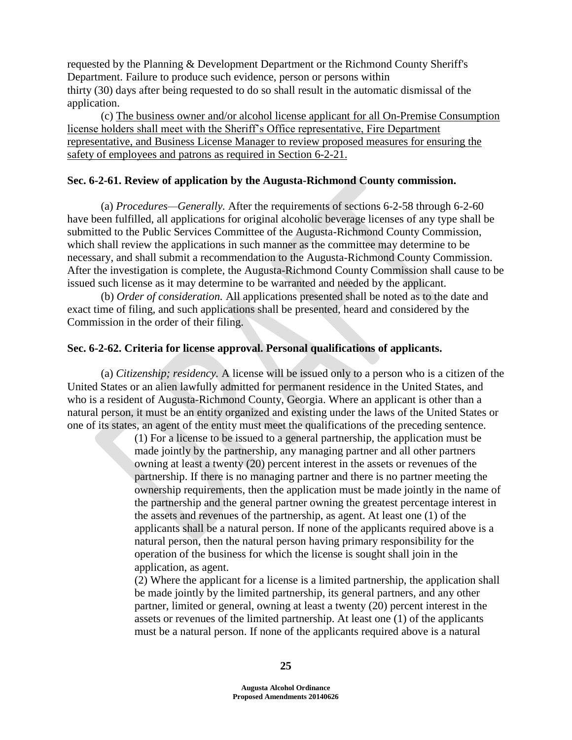requested by the Planning & Development Department or the Richmond County Sheriff's Department. Failure to produce such evidence, person or persons within thirty (30) days after being requested to do so shall result in the automatic dismissal of the application.

(c) <u>The business owner and/or alcohol license applicant for all On-Premise Consumption license holders shall meet with the Sheriff's Office representative, Fire Department representative, and Business License Manager to review proposed measures for ensuring the safety of employees and patrons as required in Section 6-2-21.</u>

**Sec. 6-2-61. Review of application by the Augusta-Richmond County commission.**

(a) *Procedures—Generally.* After the requirements of sections 6-2-58 through 6-2-60 have been fulfilled, all applications for original alcoholic beverage licenses of any type shall be submitted to the Public Services Committee of the Augusta-Richmond County Commission, which shall review the applications in such manner as the committee may determine to be necessary, and shall submit a recommendation to the Augusta-Richmond County Commission. After the investigation is complete, the Augusta-Richmond County Commission shall cause to be issued such license as it may determine to be warranted and needed by the applicant.

(b) *Order of consideration.* All applications presented shall be noted as to the date and exact time of filing, and such applications shall be presented, heard and considered by the Commission in the order of their filing.

**Sec. 6-2-62. Criteria for license approval. Personal qualifications of applicants.**

(a) *Citizenship; residency.* A license will be issued only to a person who is a citizen of the United States or an alien lawfully admitted for permanent residence in the United States, and who is a resident of Augusta-Richmond County, Georgia. Where an applicant is other than a natural person, it must be an entity organized and existing under the laws of the United States or one of its states, an agent of the entity must meet the qualifications of the preceding sentence.

(1) For a license to be issued to a general partnership, the application must be made jointly by the partnership, any managing partner and all other partners owning at least a twenty (20) percent interest in the assets or revenues of the partnership. If there is no managing partner and there is no partner meeting the ownership requirements, then the application must be made jointly in the name of the partnership and the general partner owning the greatest percentage interest in the assets and revenues of the partnership, as agent. At least one (1) of the applicants shall be a natural person. If none of the applicants required above is a natural person, then the natural person having primary responsibility for the operation of the business for which the license is sought shall join in the application, as agent.

(2) Where the applicant for a license is a limited partnership, the application shall be made jointly by the limited partnership, its general partners, and any other partner, limited or general, owning at least a twenty (20) percent interest in the assets or revenues of the limited partnership. At least one (1) of the applicants must be a natural person. If none of the applicants required above is a natural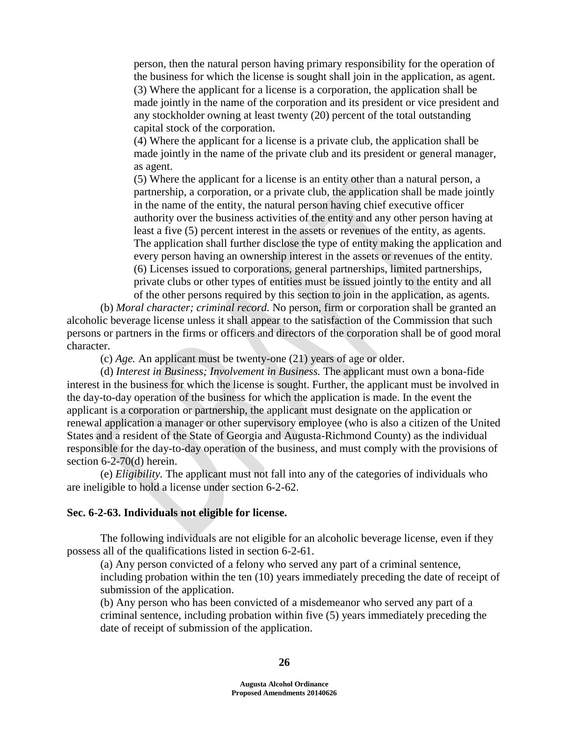person, then the natural person having primary responsibility for the operation of the business for which the license is sought shall join in the application, as agent.

(3) Where the applicant for a license is a corporation, the application shall be made jointly in the name of the corporation and its president or vice president and any stockholder owning at least twenty (20) percent of the total outstanding capital stock of the corporation.

(4) Where the applicant for a license is a private club, the application shall be made jointly in the name of the private club and its president or general manager, as agent.

(5) Where the applicant for a license is an entity other than a natural person, a partnership, a corporation, or a private club, the application shall be made jointly in the name of the entity, the natural person having chief executive officer authority over the business activities of the entity and any other person having at least a five (5) percent interest in the assets or revenues of the entity, as agents. The application shall further disclose the type of entity making the application and every person having an ownership interest in the assets or revenues of the entity.

(6) Licenses issued to corporations, general partnerships, limited partnerships, private clubs or other types of entities must be issued jointly to the entity and all of the other persons required by this section to join in the application, as agents.

(b) *Moral character; criminal record.* No person, firm or corporation shall be granted an alcoholic beverage license unless it shall appear to the satisfaction of the Commission that such persons or partners in the firms or officers and directors of the corporation shall be of good moral character.

(c) *Age.* An applicant must be twenty-one (21) years of age or older.

(d) *Interest in Business; Involvement in Business.* The applicant must own a bona-fide interest in the business for which the license is sought. Further, the applicant must be involved in the day-to-day operation of the business for which the application is made. In the event the applicant is a corporation or partnership, the applicant must designate on the application or renewal application a manager or other supervisory employee (who is also a citizen of the United States and a resident of the State of Georgia and Augusta-Richmond County) as the individual responsible for the day-to-day operation of the business, and must comply with the provisions of section 6-2-70(d) herein.

(e) *Eligibility.* The applicant must not fall into any of the categories of individuals who are ineligible to hold a license under section 6-2-62.

**Sec. 6-2-63. Individuals not eligible for license.**

The following individuals are not eligible for an alcoholic beverage license, even if they possess all of the qualifications listed in section 6-2-61.

(a) Any person convicted of a felony who served any part of a criminal sentence, including probation within the ten (10) years immediately preceding the date of receipt of submission of the application.

(b) Any person who has been convicted of a misdemeanor who served any part of a criminal sentence, including probation within five (5) years immediately preceding the date of receipt of submission of the application.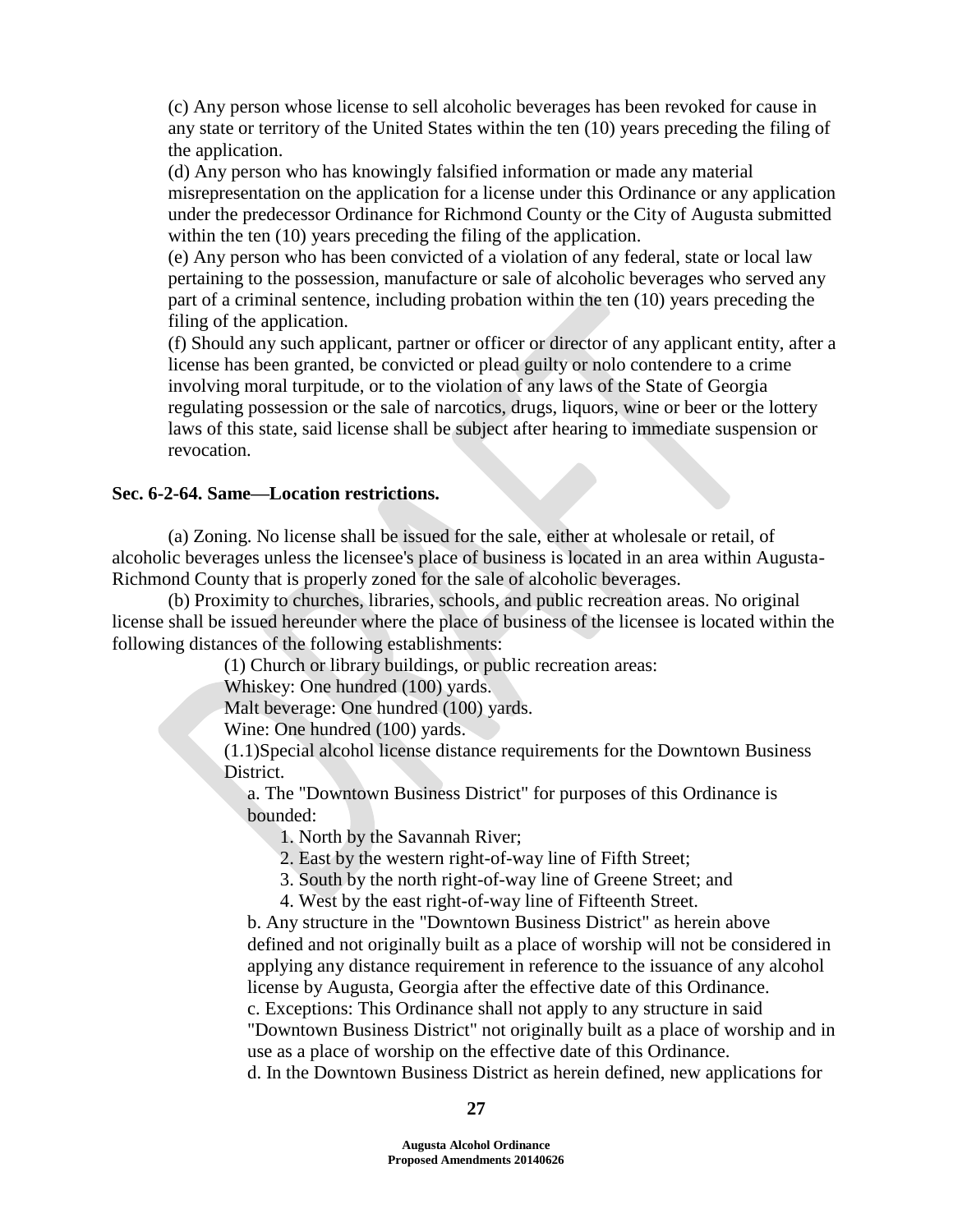(c) Any person whose license to sell alcoholic beverages has been revoked for cause in any state or territory of the United States within the ten (10) years preceding the filing of the application.

(d) Any person who has knowingly falsified information or made any material misrepresentation on the application for a license under this Ordinance or any application under the predecessor Ordinance for Richmond County or the City of Augusta submitted within the ten (10) years preceding the filing of the application.

(e) Any person who has been convicted of a violation of any federal, state or local law pertaining to the possession, manufacture or sale of alcoholic beverages who served any part of a criminal sentence, including probation within the ten (10) years preceding the filing of the application.

(f) Should any such applicant, partner or officer or director of any applicant entity, after a license has been granted, be convicted or plead guilty or nolo contendere to a crime involving moral turpitude, or to the violation of any laws of the State of Georgia regulating possession or the sale of narcotics, drugs, liquors, wine or beer or the lottery laws of this state, said license shall be subject after hearing to immediate suspension or revocation.

**Sec. 6-2-64. Same—Location restrictions.**

(a) Zoning. No license shall be issued for the sale, either at wholesale or retail, of alcoholic beverages unless the licensee's place of business is located in an area within Augusta-Richmond County that is properly zoned for the sale of alcoholic beverages.

(b) Proximity to churches, libraries, schools, and public recreation areas. No original license shall be issued hereunder where the place of business of the licensee is located within the following distances of the following establishments:

(1) Church or library buildings, or public recreation areas:

Whiskey: One hundred (100) yards.

Malt beverage: One hundred (100) yards.

Wine: One hundred (100) yards.

(1.1)Special alcohol license distance requirements for the Downtown Business District.

a. The "Downtown Business District" for purposes of this Ordinance is bounded:

1. North by the Savannah River;
2. East by the western right-of-way line of Fifth Street;
3. South by the north right-of-way line of Greene Street; and
4. West by the east right-of-way line of Fifteenth Street.

b. Any structure in the "Downtown Business District" as herein above defined and not originally built as a place of worship will not be considered in applying any distance requirement in reference to the issuance of any alcohol license by Augusta, Georgia after the effective date of this Ordinance.

c. Exceptions: This Ordinance shall not apply to any structure in said "Downtown Business District" not originally built as a place of worship and in use as a place of worship on the effective date of this Ordinance.

d. In the Downtown Business District as herein defined, new applications for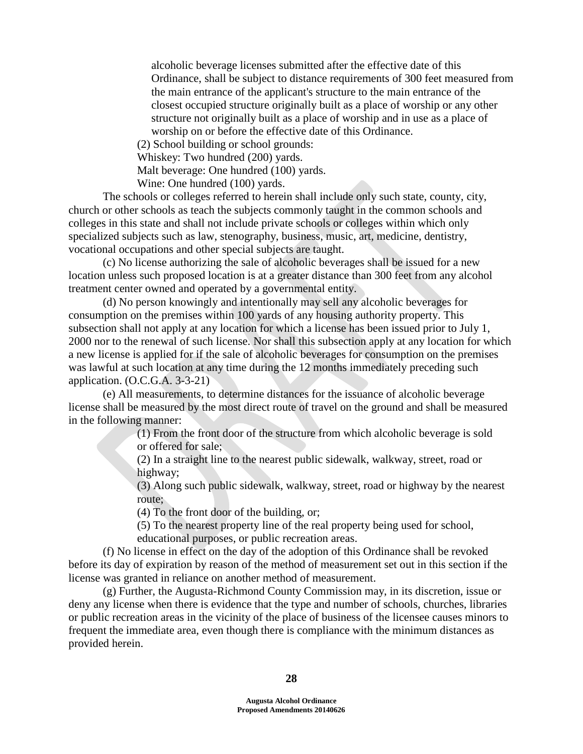alcoholic beverage licenses submitted after the effective date of this Ordinance, shall be subject to distance requirements of 300 feet measured from the main entrance of the applicant's structure to the main entrance of the closest occupied structure originally built as a place of worship or any other structure not originally built as a place of worship and in use as a place of worship on or before the effective date of this Ordinance.

(2) School building or school grounds:

Whiskey: Two hundred (200) yards.

Malt beverage: One hundred (100) yards.

Wine: One hundred (100) yards.

The schools or colleges referred to herein shall include only such state, county, city, church or other schools as teach the subjects commonly taught in the common schools and colleges in this state and shall not include private schools or colleges within which only specialized subjects such as law, stenography, business, music, art, medicine, dentistry, vocational occupations and other special subjects are taught.

(c) No license authorizing the sale of alcoholic beverages shall be issued for a new location unless such proposed location is at a greater distance than 300 feet from any alcohol treatment center owned and operated by a governmental entity.

(d) No person knowingly and intentionally may sell any alcoholic beverages for consumption on the premises within 100 yards of any housing authority property. This subsection shall not apply at any location for which a license has been issued prior to July 1, 2000 nor to the renewal of such license. Nor shall this subsection apply at any location for which a new license is applied for if the sale of alcoholic beverages for consumption on the premises was lawful at such location at any time during the 12 months immediately preceding such application. (O.C.G.A. 3-3-21)

(e) All measurements, to determine distances for the issuance of alcoholic beverage license shall be measured by the most direct route of travel on the ground and shall be measured in the following manner:

(1) From the front door of the structure from which alcoholic beverage is sold or offered for sale;

(2) In a straight line to the nearest public sidewalk, walkway, street, road or highway;

(3) Along such public sidewalk, walkway, street, road or highway by the nearest route;

(4) To the front door of the building, or;

(5) To the nearest property line of the real property being used for school, educational purposes, or public recreation areas.

(f) No license in effect on the day of the adoption of this Ordinance shall be revoked before its day of expiration by reason of the method of measurement set out in this section if the license was granted in reliance on another method of measurement.

(g) Further, the Augusta-Richmond County Commission may, in its discretion, issue or deny any license when there is evidence that the type and number of schools, churches, libraries or public recreation areas in the vicinity of the place of business of the licensee causes minors to frequent the immediate area, even though there is compliance with the minimum distances as provided herein.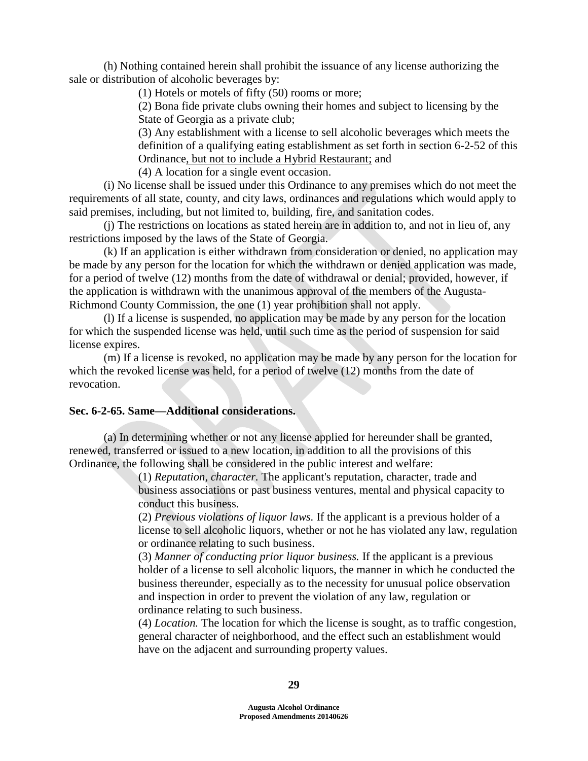(h) Nothing contained herein shall prohibit the issuance of any license authorizing the sale or distribution of alcoholic beverages by:

(1) Hotels or motels of fifty (50) rooms or more;

(2) Bona fide private clubs owning their homes and subject to licensing by the State of Georgia as a private club;

(3) Any establishment with a license to sell alcoholic beverages which meets the definition of a qualifying eating establishment as set forth in section 6-2-52 of this Ordinance<u>, but not to include a Hybrid Restaurant;</u> and

(4) A location for a single event occasion.

(i) No license shall be issued under this Ordinance to any premises which do not meet the requirements of all state, county, and city laws, ordinances and regulations which would apply to said premises, including, but not limited to, building, fire, and sanitation codes.

(j) The restrictions on locations as stated herein are in addition to, and not in lieu of, any restrictions imposed by the laws of the State of Georgia.

(k) If an application is either withdrawn from consideration or denied, no application may be made by any person for the location for which the withdrawn or denied application was made, for a period of twelve (12) months from the date of withdrawal or denial; provided, however, if the application is withdrawn with the unanimous approval of the members of the Augusta-Richmond County Commission, the one (1) year prohibition shall not apply.

(l) If a license is suspended, no application may be made by any person for the location for which the suspended license was held, until such time as the period of suspension for said license expires.

(m) If a license is revoked, no application may be made by any person for the location for which the revoked license was held, for a period of twelve (12) months from the date of revocation.

**Sec. 6-2-65. Same—Additional considerations.**

(a) In determining whether or not any license applied for hereunder shall be granted, renewed, transferred or issued to a new location, in addition to all the provisions of this Ordinance, the following shall be considered in the public interest and welfare:

(1) *Reputation, character.* The applicant's reputation, character, trade and business associations or past business ventures, mental and physical capacity to conduct this business.

(2) *Previous violations of liquor laws.* If the applicant is a previous holder of a license to sell alcoholic liquors, whether or not he has violated any law, regulation or ordinance relating to such business.

(3) *Manner of conducting prior liquor business.* If the applicant is a previous holder of a license to sell alcoholic liquors, the manner in which he conducted the business thereunder, especially as to the necessity for unusual police observation and inspection in order to prevent the violation of any law, regulation or ordinance relating to such business.

(4) *Location.* The location for which the license is sought, as to traffic congestion, general character of neighborhood, and the effect such an establishment would have on the adjacent and surrounding property values.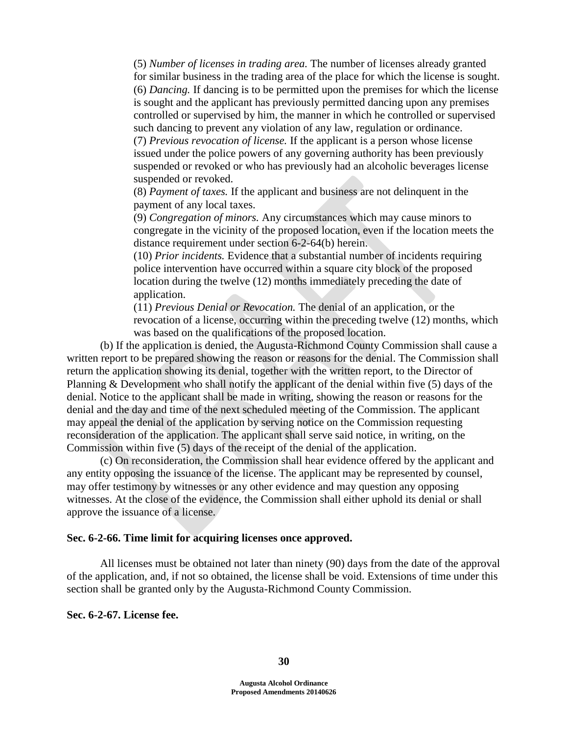(5) *Number of licenses in trading area.* The number of licenses already granted for similar business in the trading area of the place for which the license is sought.
(6) *Dancing.* If dancing is to be permitted upon the premises for which the license is sought and the applicant has previously permitted dancing upon any premises controlled or supervised by him, the manner in which he controlled or supervised such dancing to prevent any violation of any law, regulation or ordinance.
(7) *Previous revocation of license.* If the applicant is a person whose license issued under the police powers of any governing authority has been previously suspended or revoked or who has previously had an alcoholic beverages license suspended or revoked.
(8) *Payment of taxes.* If the applicant and business are not delinquent in the payment of any local taxes.
(9) *Congregation of minors.* Any circumstances which may cause minors to congregate in the vicinity of the proposed location, even if the location meets the distance requirement under section 6-2-64(b) herein.
(10) *Prior incidents.* Evidence that a substantial number of incidents requiring police intervention have occurred within a square city block of the proposed location during the twelve (12) months immediately preceding the date of application.
(11) *Previous Denial or Revocation.* The denial of an application, or the revocation of a license, occurring within the preceding twelve (12) months, which was based on the qualifications of the proposed location.

(b) If the application is denied, the Augusta-Richmond County Commission shall cause a written report to be prepared showing the reason or reasons for the denial. The Commission shall return the application showing its denial, together with the written report, to the Director of Planning & Development who shall notify the applicant of the denial within five (5) days of the denial. Notice to the applicant shall be made in writing, showing the reason or reasons for the denial and the day and time of the next scheduled meeting of the Commission. The applicant may appeal the denial of the application by serving notice on the Commission requesting reconsideration of the application. The applicant shall serve said notice, in writing, on the Commission within five (5) days of the receipt of the denial of the application.

(c) On reconsideration, the Commission shall hear evidence offered by the applicant and any entity opposing the issuance of the license. The applicant may be represented by counsel, may offer testimony by witnesses or any other evidence and may question any opposing witnesses. At the close of the evidence, the Commission shall either uphold its denial or shall approve the issuance of a license.

**Sec. 6-2-66. Time limit for acquiring licenses once approved.**

All licenses must be obtained not later than ninety (90) days from the date of the approval of the application, and, if not so obtained, the license shall be void. Extensions of time under this section shall be granted only by the Augusta-Richmond County Commission.

**Sec. 6-2-67. License fee.**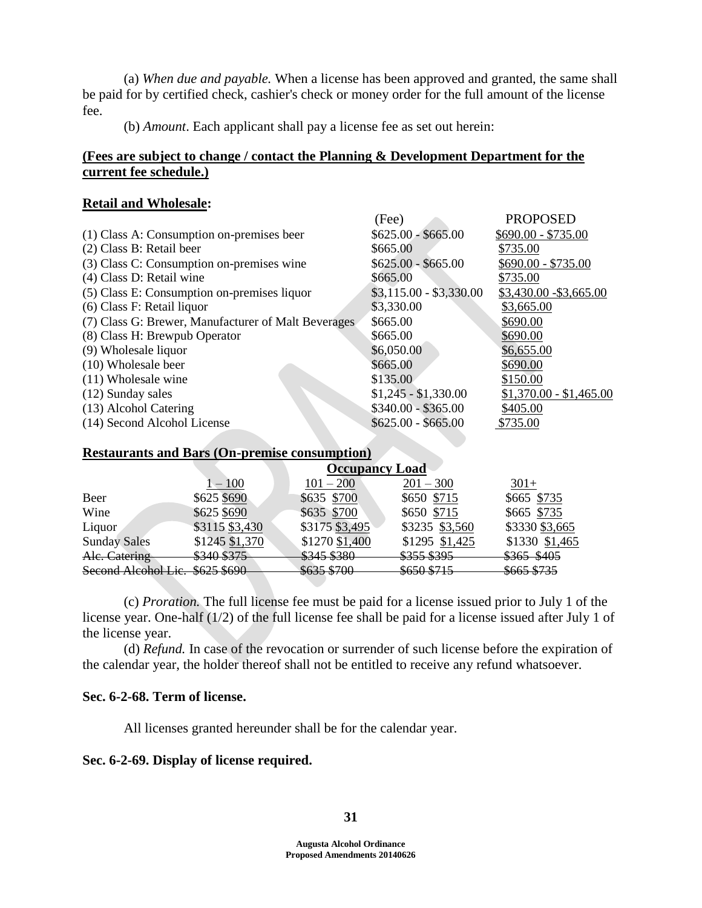(a) *When due and payable.* When a license has been approved and granted, the same shall be paid for by certified check, cashier's check or money order for the full amount of the license fee.

(b) *Amount*. Each applicant shall pay a license fee as set out herein:

**(Fees are subject to change / contact the Planning & Development Department for the current fee schedule.)**

**Retail and Wholesale:**

| | (Fee) | PROPOSED |
|---|---|---|
| (1) Class A: Consumption on-premises beer | $625.00 - $665.00 | $690.00 - $735.00 |
| (2) Class B: Retail beer | $665.00 | $735.00 |
| (3) Class C: Consumption on-premises wine | $625.00 - $665.00 | $690.00 - $735.00 |
| (4) Class D: Retail wine | $665.00 | $735.00 |
| (5) Class E: Consumption on-premises liquor | $3,115.00 - $3,330.00 | $3,430.00 -$3,665.00 |
| (6) Class F: Retail liquor | $3,330.00 | $3,665.00 |
| (7) Class G: Brewer, Manufacturer of Malt Beverages | $665.00 | $690.00 |
| (8) Class H: Brewpub Operator | $665.00 | $690.00 |
| (9) Wholesale liquor | $6,050.00 | $6,655.00 |
| (10) Wholesale beer | $665.00 | $690.00 |
| (11) Wholesale wine | $135.00 | $150.00 |
| (12) Sunday sales | $1,245 - $1,330.00 | $1,370.00 - $1,465.00 |
| (13) Alcohol Catering | $340.00 - $365.00 | $405.00 |
| (14) Second Alcohol License | $625.00 - $665.00 | $735.00 |

**Restaurants and Bars (On-premise consumption)**

| | **Occupancy Load** | | | |
|---|---|---|---|---|
| | 1 – 100 | 101 – 200 | 201 – 300 | 301+ |
| Beer | $625 $690 | $635 $700 | $650 $715 | $665 $735 |
| Wine | $625 $690 | $635 $700 | $650 $715 | $665 $735 |
| Liquor | $3115 $3,430 | $3175 $3,495 | $3235 $3,560 | $3330 $3,665 |
| Sunday Sales | $1245 $1,370 | $1270 $1,400 | $1295 $1,425 | $1330 $1,465 |
| ~~Alc. Catering~~ | ~~$340 $375~~ | ~~$345 $380~~ | ~~$355 $395~~ | ~~$365 $405~~ |
| ~~Second Alcohol Lic.~~ | ~~$625 $690~~ | ~~$635 $700~~ | ~~$650 $715~~ | ~~$665 $735~~ |

(c) *Proration.* The full license fee must be paid for a license issued prior to July 1 of the license year. One-half (1/2) of the full license fee shall be paid for a license issued after July 1 of the license year.

(d) *Refund.* In case of the revocation or surrender of such license before the expiration of the calendar year, the holder thereof shall not be entitled to receive any refund whatsoever.

### Sec. 6-2-68. Term of license.

All licenses granted hereunder shall be for the calendar year.

### Sec. 6-2-69. Display of license required.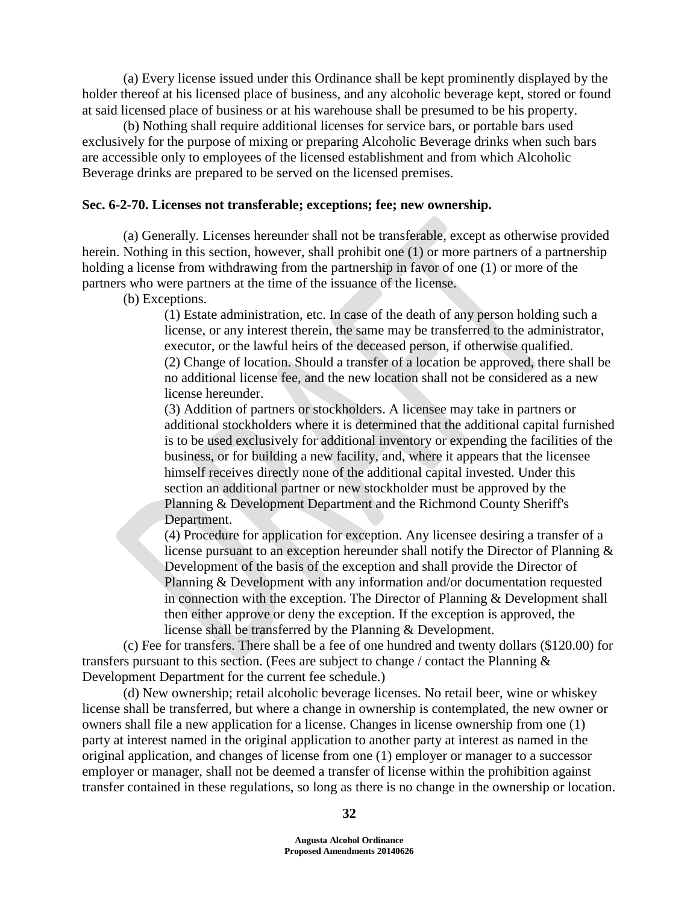(a) Every license issued under this Ordinance shall be kept prominently displayed by the holder thereof at his licensed place of business, and any alcoholic beverage kept, stored or found at said licensed place of business or at his warehouse shall be presumed to be his property.

(b) Nothing shall require additional licenses for service bars, or portable bars used exclusively for the purpose of mixing or preparing Alcoholic Beverage drinks when such bars are accessible only to employees of the licensed establishment and from which Alcoholic Beverage drinks are prepared to be served on the licensed premises.

**Sec. 6-2-70. Licenses not transferable; exceptions; fee; new ownership.**

(a) Generally. Licenses hereunder shall not be transferable, except as otherwise provided herein. Nothing in this section, however, shall prohibit one (1) or more partners of a partnership holding a license from withdrawing from the partnership in favor of one (1) or more of the partners who were partners at the time of the issuance of the license.

(b) Exceptions.

(1) Estate administration, etc. In case of the death of any person holding such a license, or any interest therein, the same may be transferred to the administrator, executor, or the lawful heirs of the deceased person, if otherwise qualified.

(2) Change of location. Should a transfer of a location be approved, there shall be no additional license fee, and the new location shall not be considered as a new license hereunder.

(3) Addition of partners or stockholders. A licensee may take in partners or additional stockholders where it is determined that the additional capital furnished is to be used exclusively for additional inventory or expending the facilities of the business, or for building a new facility, and, where it appears that the licensee himself receives directly none of the additional capital invested. Under this section an additional partner or new stockholder must be approved by the Planning & Development Department and the Richmond County Sheriff's Department.

(4) Procedure for application for exception. Any licensee desiring a transfer of a license pursuant to an exception hereunder shall notify the Director of Planning & Development of the basis of the exception and shall provide the Director of Planning & Development with any information and/or documentation requested in connection with the exception. The Director of Planning & Development shall then either approve or deny the exception. If the exception is approved, the license shall be transferred by the Planning & Development.

(c) Fee for transfers. There shall be a fee of one hundred and twenty dollars ($120.00) for transfers pursuant to this section. (Fees are subject to change / contact the Planning & Development Department for the current fee schedule.)

(d) New ownership; retail alcoholic beverage licenses. No retail beer, wine or whiskey license shall be transferred, but where a change in ownership is contemplated, the new owner or owners shall file a new application for a license. Changes in license ownership from one (1) party at interest named in the original application to another party at interest as named in the original application, and changes of license from one (1) employer or manager to a successor employer or manager, shall not be deemed a transfer of license within the prohibition against transfer contained in these regulations, so long as there is no change in the ownership or location.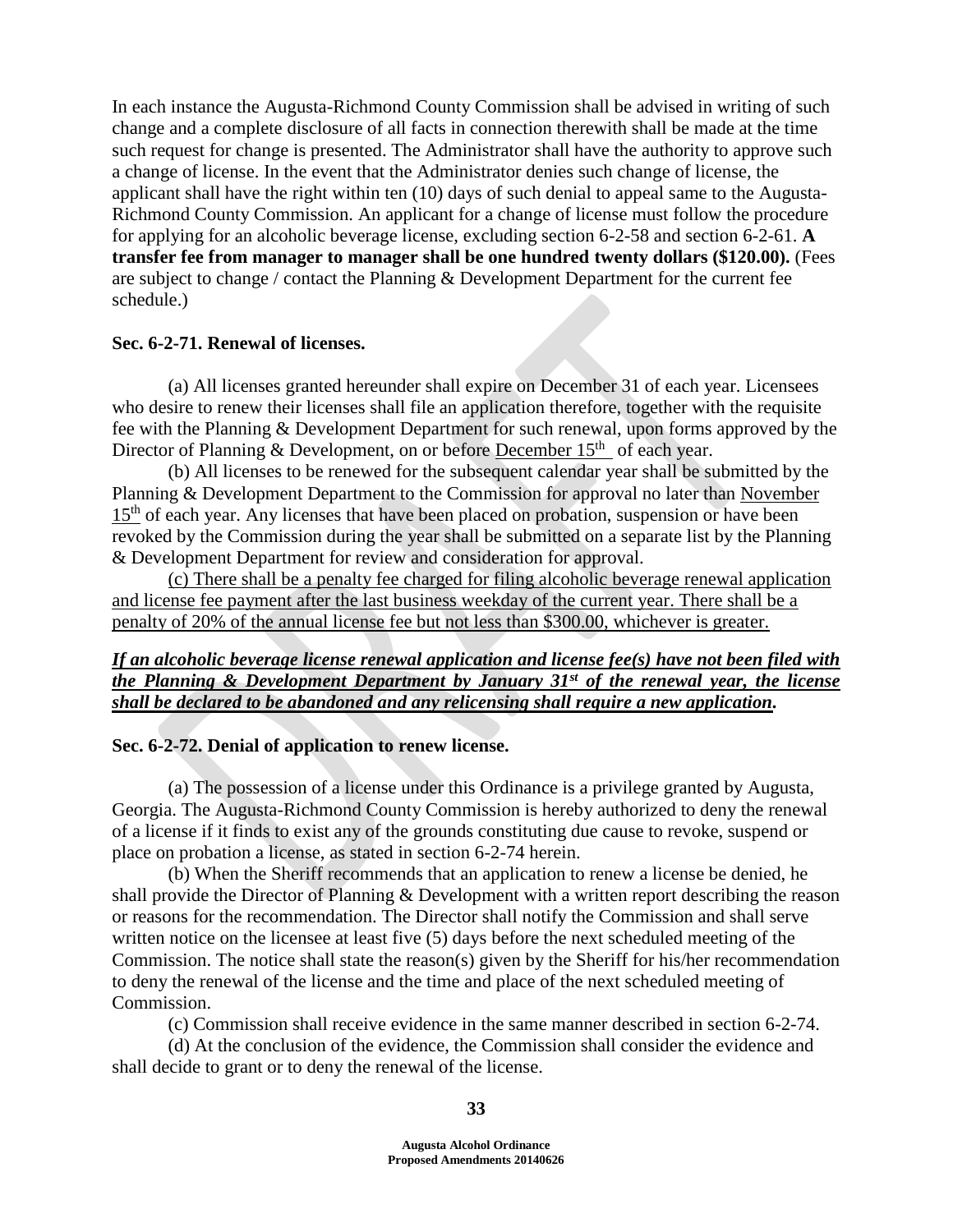In each instance the Augusta-Richmond County Commission shall be advised in writing of such change and a complete disclosure of all facts in connection therewith shall be made at the time such request for change is presented. The Administrator shall have the authority to approve such a change of license. In the event that the Administrator denies such change of license, the applicant shall have the right within ten (10) days of such denial to appeal same to the Augusta-Richmond County Commission. An applicant for a change of license must follow the procedure for applying for an alcoholic beverage license, excluding section 6-2-58 and section 6-2-61. **A transfer fee from manager to manager shall be one hundred twenty dollars ($120.00).** (Fees are subject to change / contact the Planning & Development Department for the current fee schedule.)

**Sec. 6-2-71. Renewal of licenses.**

(a) All licenses granted hereunder shall expire on December 31 of each year. Licensees who desire to renew their licenses shall file an application therefore, together with the requisite fee with the Planning & Development Department for such renewal, upon forms approved by the Director of Planning & Development, on or before <u>December 15th</u> of each year.

(b) All licenses to be renewed for the subsequent calendar year shall be submitted by the Planning & Development Department to the Commission for approval no later than <u>November 15th</u> of each year. Any licenses that have been placed on probation, suspension or have been revoked by the Commission during the year shall be submitted on a separate list by the Planning & Development Department for review and consideration for approval.

<u>(c) There shall be a penalty fee charged for filing alcoholic beverage renewal application and license fee payment after the last business weekday of the current year. There shall be a penalty of 20% of the annual license fee but not less than $300.00, whichever is greater.</u>

***<u>If an alcoholic beverage license renewal application and license fee(s) have not been filed with the Planning & Development Department by January 31st of the renewal year, the license shall be declared to be abandoned and any relicensing shall require a new application</u>.***

**Sec. 6-2-72. Denial of application to renew license.**

(a) The possession of a license under this Ordinance is a privilege granted by Augusta, Georgia. The Augusta-Richmond County Commission is hereby authorized to deny the renewal of a license if it finds to exist any of the grounds constituting due cause to revoke, suspend or place on probation a license, as stated in section 6-2-74 herein.

(b) When the Sheriff recommends that an application to renew a license be denied, he shall provide the Director of Planning & Development with a written report describing the reason or reasons for the recommendation. The Director shall notify the Commission and shall serve written notice on the licensee at least five (5) days before the next scheduled meeting of the Commission. The notice shall state the reason(s) given by the Sheriff for his/her recommendation to deny the renewal of the license and the time and place of the next scheduled meeting of Commission.

(c) Commission shall receive evidence in the same manner described in section 6-2-74.

(d) At the conclusion of the evidence, the Commission shall consider the evidence and shall decide to grant or to deny the renewal of the license.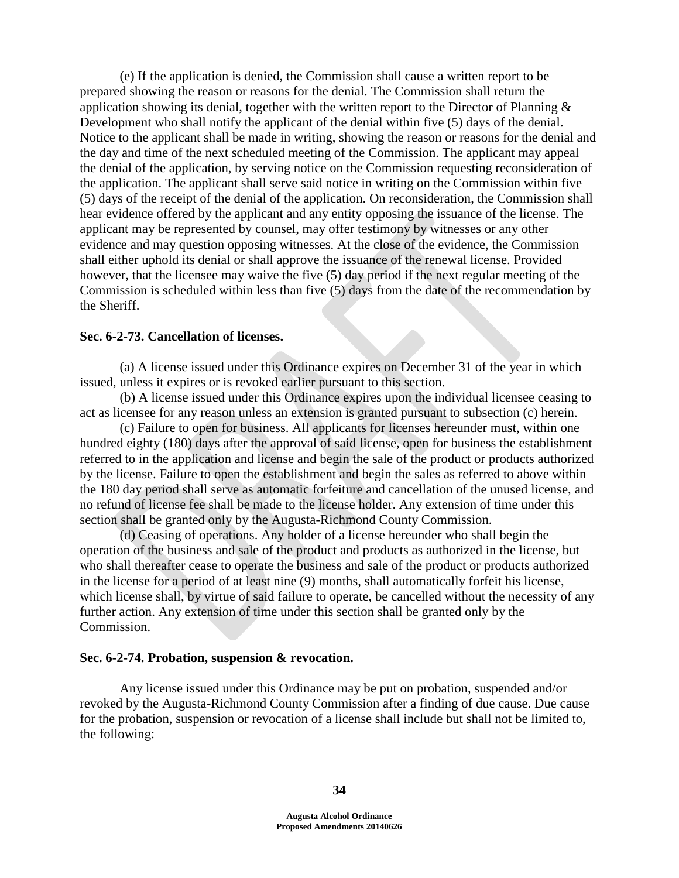(e) If the application is denied, the Commission shall cause a written report to be prepared showing the reason or reasons for the denial. The Commission shall return the application showing its denial, together with the written report to the Director of Planning & Development who shall notify the applicant of the denial within five (5) days of the denial. Notice to the applicant shall be made in writing, showing the reason or reasons for the denial and the day and time of the next scheduled meeting of the Commission. The applicant may appeal the denial of the application, by serving notice on the Commission requesting reconsideration of the application. The applicant shall serve said notice in writing on the Commission within five (5) days of the receipt of the denial of the application. On reconsideration, the Commission shall hear evidence offered by the applicant and any entity opposing the issuance of the license. The applicant may be represented by counsel, may offer testimony by witnesses or any other evidence and may question opposing witnesses. At the close of the evidence, the Commission shall either uphold its denial or shall approve the issuance of the renewal license. Provided however, that the licensee may waive the five (5) day period if the next regular meeting of the Commission is scheduled within less than five (5) days from the date of the recommendation by the Sheriff.

**Sec. 6-2-73. Cancellation of licenses.**

(a) A license issued under this Ordinance expires on December 31 of the year in which issued, unless it expires or is revoked earlier pursuant to this section.

(b) A license issued under this Ordinance expires upon the individual licensee ceasing to act as licensee for any reason unless an extension is granted pursuant to subsection (c) herein.

(c) Failure to open for business. All applicants for licenses hereunder must, within one hundred eighty (180) days after the approval of said license, open for business the establishment referred to in the application and license and begin the sale of the product or products authorized by the license. Failure to open the establishment and begin the sales as referred to above within the 180 day period shall serve as automatic forfeiture and cancellation of the unused license, and no refund of license fee shall be made to the license holder. Any extension of time under this section shall be granted only by the Augusta-Richmond County Commission.

(d) Ceasing of operations. Any holder of a license hereunder who shall begin the operation of the business and sale of the product and products as authorized in the license, but who shall thereafter cease to operate the business and sale of the product or products authorized in the license for a period of at least nine (9) months, shall automatically forfeit his license, which license shall, by virtue of said failure to operate, be cancelled without the necessity of any further action. Any extension of time under this section shall be granted only by the Commission.

**Sec. 6-2-74. Probation, suspension & revocation.**

Any license issued under this Ordinance may be put on probation, suspended and/or revoked by the Augusta-Richmond County Commission after a finding of due cause. Due cause for the probation, suspension or revocation of a license shall include but shall not be limited to, the following: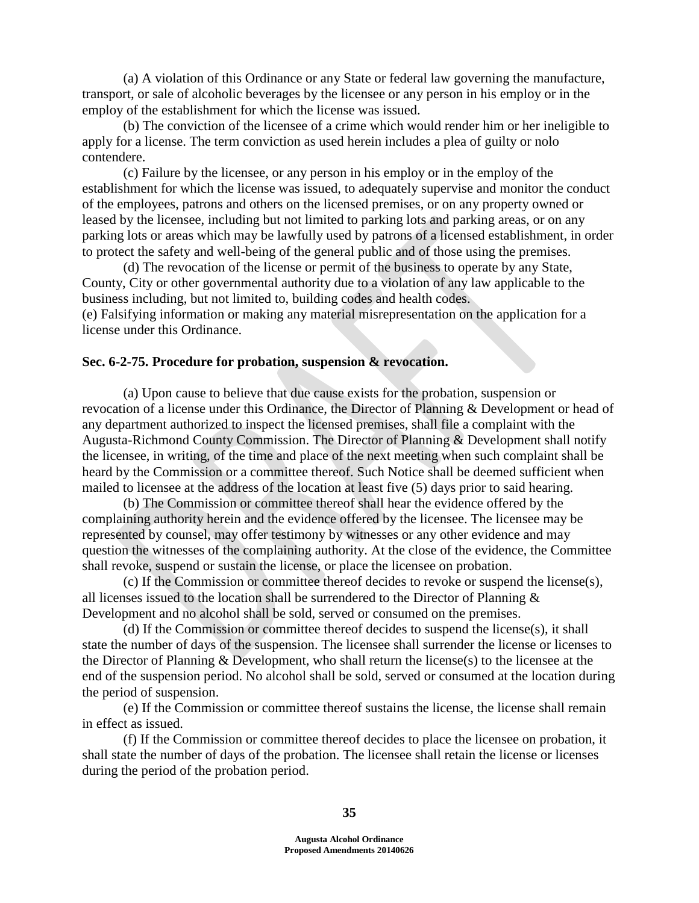(a) A violation of this Ordinance or any State or federal law governing the manufacture, transport, or sale of alcoholic beverages by the licensee or any person in his employ or in the employ of the establishment for which the license was issued.

(b) The conviction of the licensee of a crime which would render him or her ineligible to apply for a license. The term conviction as used herein includes a plea of guilty or nolo contendere.

(c) Failure by the licensee, or any person in his employ or in the employ of the establishment for which the license was issued, to adequately supervise and monitor the conduct of the employees, patrons and others on the licensed premises, or on any property owned or leased by the licensee, including but not limited to parking lots and parking areas, or on any parking lots or areas which may be lawfully used by patrons of a licensed establishment, in order to protect the safety and well-being of the general public and of those using the premises.

(d) The revocation of the license or permit of the business to operate by any State, County, City or other governmental authority due to a violation of any law applicable to the business including, but not limited to, building codes and health codes.

(e) Falsifying information or making any material misrepresentation on the application for a license under this Ordinance.

**Sec. 6-2-75. Procedure for probation, suspension & revocation.**

(a) Upon cause to believe that due cause exists for the probation, suspension or revocation of a license under this Ordinance, the Director of Planning & Development or head of any department authorized to inspect the licensed premises, shall file a complaint with the Augusta-Richmond County Commission. The Director of Planning & Development shall notify the licensee, in writing, of the time and place of the next meeting when such complaint shall be heard by the Commission or a committee thereof. Such Notice shall be deemed sufficient when mailed to licensee at the address of the location at least five (5) days prior to said hearing.

(b) The Commission or committee thereof shall hear the evidence offered by the complaining authority herein and the evidence offered by the licensee. The licensee may be represented by counsel, may offer testimony by witnesses or any other evidence and may question the witnesses of the complaining authority. At the close of the evidence, the Committee shall revoke, suspend or sustain the license, or place the licensee on probation.

(c) If the Commission or committee thereof decides to revoke or suspend the license(s), all licenses issued to the location shall be surrendered to the Director of Planning & Development and no alcohol shall be sold, served or consumed on the premises.

(d) If the Commission or committee thereof decides to suspend the license(s), it shall state the number of days of the suspension. The licensee shall surrender the license or licenses to the Director of Planning & Development, who shall return the license(s) to the licensee at the end of the suspension period. No alcohol shall be sold, served or consumed at the location during the period of suspension.

(e) If the Commission or committee thereof sustains the license, the license shall remain in effect as issued.

(f) If the Commission or committee thereof decides to place the licensee on probation, it shall state the number of days of the probation. The licensee shall retain the license or licenses during the period of the probation period.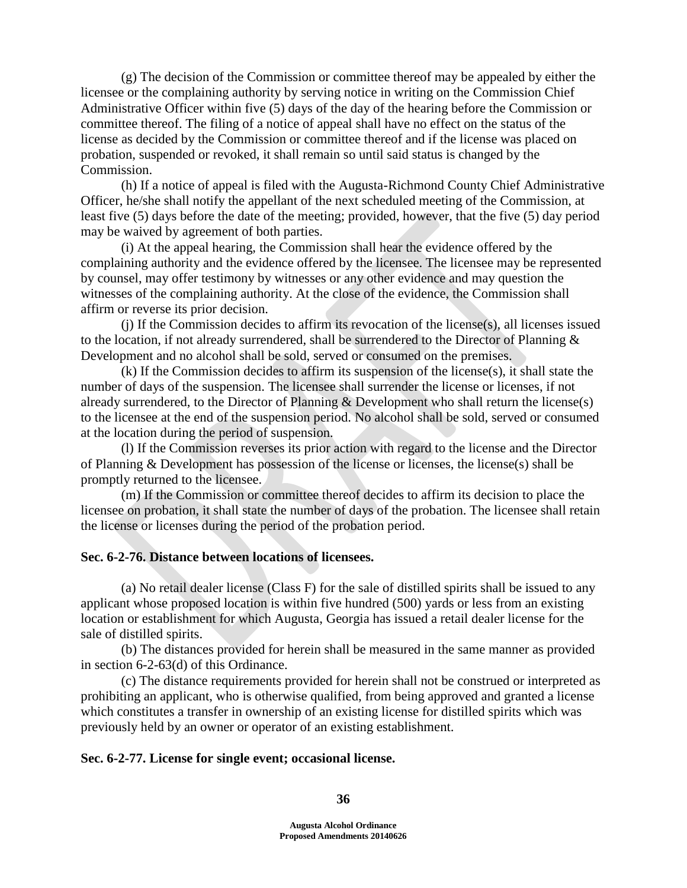(g) The decision of the Commission or committee thereof may be appealed by either the licensee or the complaining authority by serving notice in writing on the Commission Chief Administrative Officer within five (5) days of the day of the hearing before the Commission or committee thereof. The filing of a notice of appeal shall have no effect on the status of the license as decided by the Commission or committee thereof and if the license was placed on probation, suspended or revoked, it shall remain so until said status is changed by the Commission.

(h) If a notice of appeal is filed with the Augusta-Richmond County Chief Administrative Officer, he/she shall notify the appellant of the next scheduled meeting of the Commission, at least five (5) days before the date of the meeting; provided, however, that the five (5) day period may be waived by agreement of both parties.

(i) At the appeal hearing, the Commission shall hear the evidence offered by the complaining authority and the evidence offered by the licensee. The licensee may be represented by counsel, may offer testimony by witnesses or any other evidence and may question the witnesses of the complaining authority. At the close of the evidence, the Commission shall affirm or reverse its prior decision.

(j) If the Commission decides to affirm its revocation of the license(s), all licenses issued to the location, if not already surrendered, shall be surrendered to the Director of Planning & Development and no alcohol shall be sold, served or consumed on the premises.

(k) If the Commission decides to affirm its suspension of the license(s), it shall state the number of days of the suspension. The licensee shall surrender the license or licenses, if not already surrendered, to the Director of Planning & Development who shall return the license(s) to the licensee at the end of the suspension period. No alcohol shall be sold, served or consumed at the location during the period of suspension.

(l) If the Commission reverses its prior action with regard to the license and the Director of Planning & Development has possession of the license or licenses, the license(s) shall be promptly returned to the licensee.

(m) If the Commission or committee thereof decides to affirm its decision to place the licensee on probation, it shall state the number of days of the probation. The licensee shall retain the license or licenses during the period of the probation period.

**Sec. 6-2-76. Distance between locations of licensees.**

(a) No retail dealer license (Class F) for the sale of distilled spirits shall be issued to any applicant whose proposed location is within five hundred (500) yards or less from an existing location or establishment for which Augusta, Georgia has issued a retail dealer license for the sale of distilled spirits.

(b) The distances provided for herein shall be measured in the same manner as provided in section 6-2-63(d) of this Ordinance.

(c) The distance requirements provided for herein shall not be construed or interpreted as prohibiting an applicant, who is otherwise qualified, from being approved and granted a license which constitutes a transfer in ownership of an existing license for distilled spirits which was previously held by an owner or operator of an existing establishment.

**Sec. 6-2-77. License for single event; occasional license.**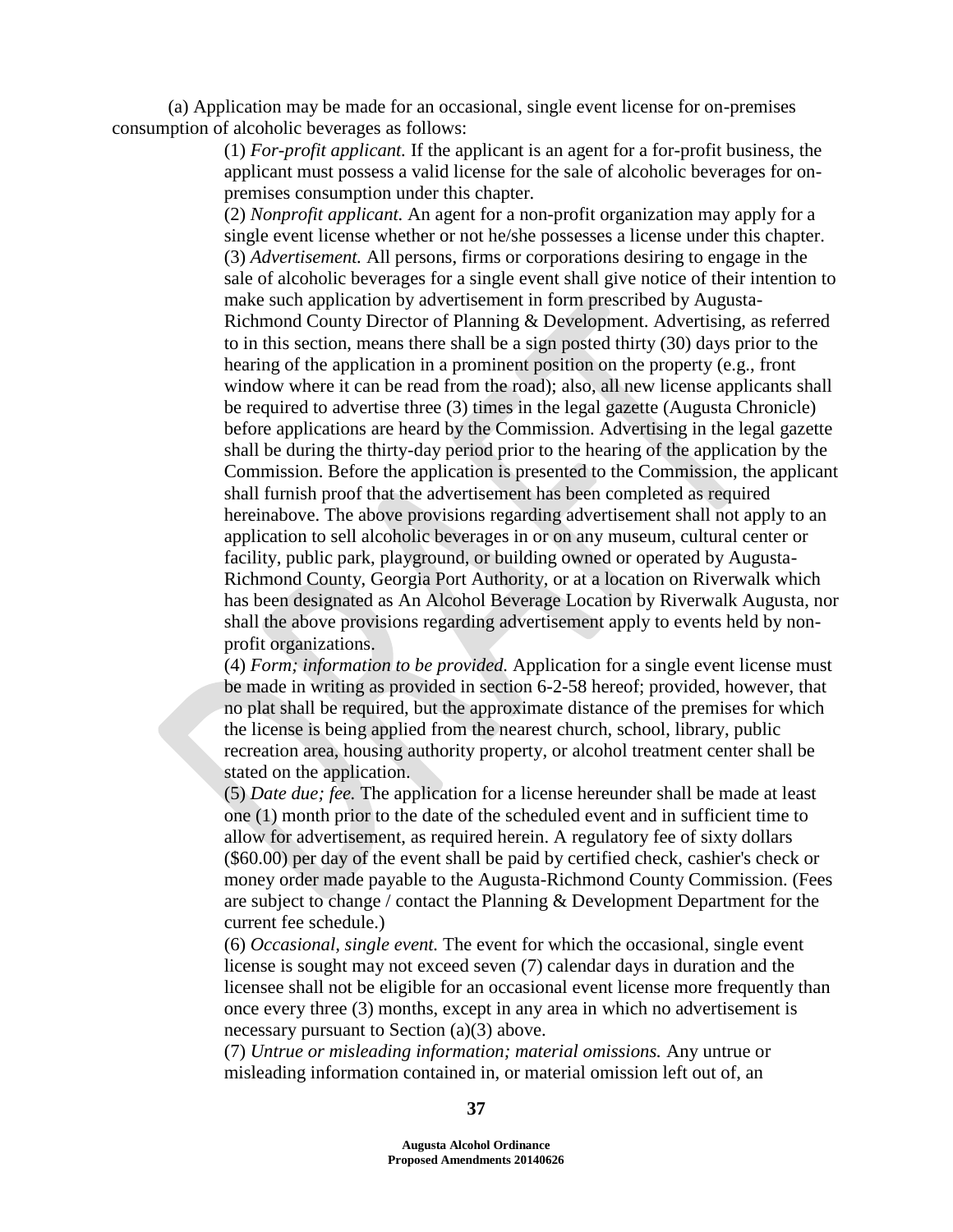(a) Application may be made for an occasional, single event license for on-premises consumption of alcoholic beverages as follows:

(1) *For-profit applicant.* If the applicant is an agent for a for-profit business, the applicant must possess a valid license for the sale of alcoholic beverages for on-premises consumption under this chapter.

(2) *Nonprofit applicant.* An agent for a non-profit organization may apply for a single event license whether or not he/she possesses a license under this chapter.

(3) *Advertisement.* All persons, firms or corporations desiring to engage in the sale of alcoholic beverages for a single event shall give notice of their intention to make such application by advertisement in form prescribed by Augusta-Richmond County Director of Planning & Development. Advertising, as referred to in this section, means there shall be a sign posted thirty (30) days prior to the hearing of the application in a prominent position on the property (e.g., front window where it can be read from the road); also, all new license applicants shall be required to advertise three (3) times in the legal gazette (Augusta Chronicle) before applications are heard by the Commission. Advertising in the legal gazette shall be during the thirty-day period prior to the hearing of the application by the Commission. Before the application is presented to the Commission, the applicant shall furnish proof that the advertisement has been completed as required hereinabove. The above provisions regarding advertisement shall not apply to an application to sell alcoholic beverages in or on any museum, cultural center or facility, public park, playground, or building owned or operated by Augusta-Richmond County, Georgia Port Authority, or at a location on Riverwalk which has been designated as An Alcohol Beverage Location by Riverwalk Augusta, nor shall the above provisions regarding advertisement apply to events held by non-profit organizations.

(4) *Form; information to be provided.* Application for a single event license must be made in writing as provided in section 6-2-58 hereof; provided, however, that no plat shall be required, but the approximate distance of the premises for which the license is being applied from the nearest church, school, library, public recreation area, housing authority property, or alcohol treatment center shall be stated on the application.

(5) *Date due; fee.* The application for a license hereunder shall be made at least one (1) month prior to the date of the scheduled event and in sufficient time to allow for advertisement, as required herein. A regulatory fee of sixty dollars ($60.00) per day of the event shall be paid by certified check, cashier's check or money order made payable to the Augusta-Richmond County Commission. (Fees are subject to change / contact the Planning & Development Department for the current fee schedule.)

(6) *Occasional, single event.* The event for which the occasional, single event license is sought may not exceed seven (7) calendar days in duration and the licensee shall not be eligible for an occasional event license more frequently than once every three (3) months, except in any area in which no advertisement is necessary pursuant to Section (a)(3) above.

(7) *Untrue or misleading information; material omissions.* Any untrue or misleading information contained in, or material omission left out of, an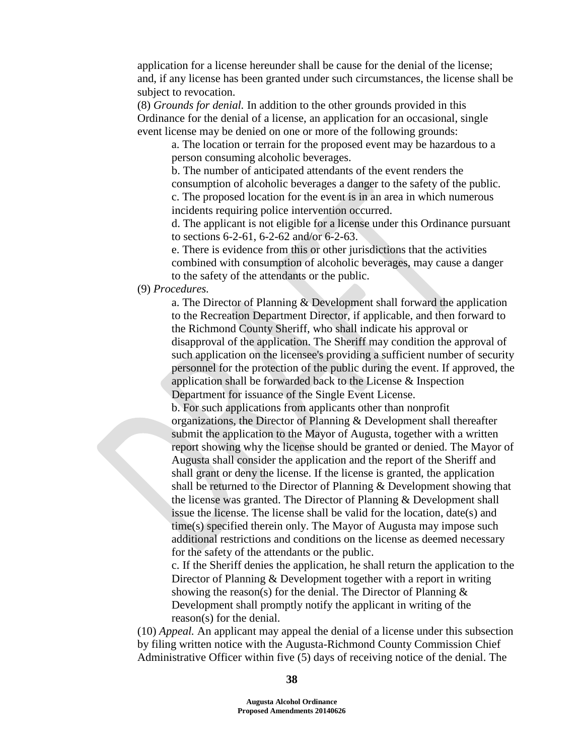application for a license hereunder shall be cause for the denial of the license; and, if any license has been granted under such circumstances, the license shall be subject to revocation.

(8) *Grounds for denial.* In addition to the other grounds provided in this Ordinance for the denial of a license, an application for an occasional, single event license may be denied on one or more of the following grounds:

a. The location or terrain for the proposed event may be hazardous to a person consuming alcoholic beverages.

b. The number of anticipated attendants of the event renders the consumption of alcoholic beverages a danger to the safety of the public.

c. The proposed location for the event is in an area in which numerous incidents requiring police intervention occurred.

d. The applicant is not eligible for a license under this Ordinance pursuant to sections 6-2-61, 6-2-62 and/or 6-2-63.

e. There is evidence from this or other jurisdictions that the activities combined with consumption of alcoholic beverages, may cause a danger to the safety of the attendants or the public.

(9) *Procedures.*

a. The Director of Planning & Development shall forward the application to the Recreation Department Director, if applicable, and then forward to the Richmond County Sheriff, who shall indicate his approval or disapproval of the application. The Sheriff may condition the approval of such application on the licensee's providing a sufficient number of security personnel for the protection of the public during the event. If approved, the application shall be forwarded back to the License & Inspection Department for issuance of the Single Event License.

b. For such applications from applicants other than nonprofit organizations, the Director of Planning & Development shall thereafter submit the application to the Mayor of Augusta, together with a written report showing why the license should be granted or denied. The Mayor of Augusta shall consider the application and the report of the Sheriff and shall grant or deny the license. If the license is granted, the application shall be returned to the Director of Planning & Development showing that the license was granted. The Director of Planning & Development shall issue the license. The license shall be valid for the location, date(s) and time(s) specified therein only. The Mayor of Augusta may impose such additional restrictions and conditions on the license as deemed necessary for the safety of the attendants or the public.

c. If the Sheriff denies the application, he shall return the application to the Director of Planning & Development together with a report in writing showing the reason(s) for the denial. The Director of Planning & Development shall promptly notify the applicant in writing of the reason(s) for the denial.

(10) *Appeal.* An applicant may appeal the denial of a license under this subsection by filing written notice with the Augusta-Richmond County Commission Chief Administrative Officer within five (5) days of receiving notice of the denial. The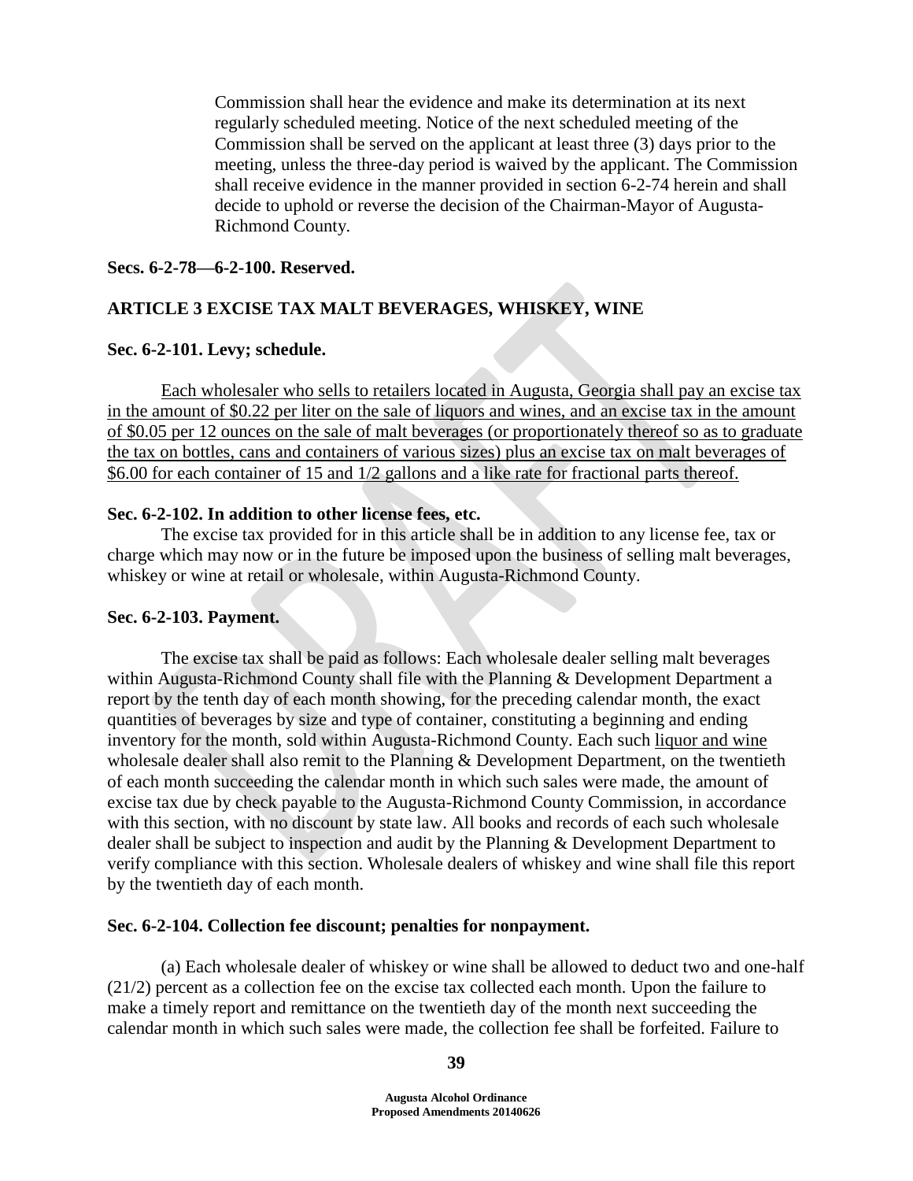Commission shall hear the evidence and make its determination at its next regularly scheduled meeting. Notice of the next scheduled meeting of the Commission shall be served on the applicant at least three (3) days prior to the meeting, unless the three-day period is waived by the applicant. The Commission shall receive evidence in the manner provided in section 6-2-74 herein and shall decide to uphold or reverse the decision of the Chairman-Mayor of Augusta-Richmond County.

**Secs. 6-2-78—6-2-100. Reserved.**

## ARTICLE 3 EXCISE TAX MALT BEVERAGES, WHISKEY, WINE

**Sec. 6-2-101. Levy; schedule.**

<u>Each wholesaler who sells to retailers located in Augusta, Georgia shall pay an excise tax in the amount of $0.22 per liter on the sale of liquors and wines, and an excise tax in the amount of $0.05 per 12 ounces on the sale of malt beverages (or proportionately thereof so as to graduate the tax on bottles, cans and containers of various sizes) plus an excise tax on malt beverages of $6.00 for each container of 15 and 1/2 gallons and a like rate for fractional parts thereof.</u>

**Sec. 6-2-102. In addition to other license fees, etc.**

The excise tax provided for in this article shall be in addition to any license fee, tax or charge which may now or in the future be imposed upon the business of selling malt beverages, whiskey or wine at retail or wholesale, within Augusta-Richmond County.

**Sec. 6-2-103. Payment.**

The excise tax shall be paid as follows: Each wholesale dealer selling malt beverages within Augusta-Richmond County shall file with the Planning & Development Department a report by the tenth day of each month showing, for the preceding calendar month, the exact quantities of beverages by size and type of container, constituting a beginning and ending inventory for the month, sold within Augusta-Richmond County. Each such <u>liquor and wine</u> wholesale dealer shall also remit to the Planning & Development Department, on the twentieth of each month succeeding the calendar month in which such sales were made, the amount of excise tax due by check payable to the Augusta-Richmond County Commission, in accordance with this section, with no discount by state law. All books and records of each such wholesale dealer shall be subject to inspection and audit by the Planning & Development Department to verify compliance with this section. Wholesale dealers of whiskey and wine shall file this report by the twentieth day of each month.

**Sec. 6-2-104. Collection fee discount; penalties for nonpayment.**

(a) Each wholesale dealer of whiskey or wine shall be allowed to deduct two and one-half (21/2) percent as a collection fee on the excise tax collected each month. Upon the failure to make a timely report and remittance on the twentieth day of the month next succeeding the calendar month in which such sales were made, the collection fee shall be forfeited. Failure to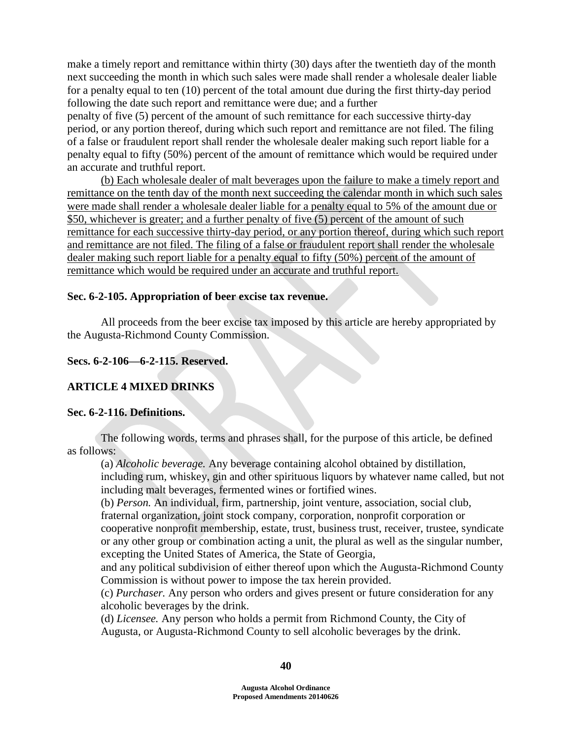make a timely report and remittance within thirty (30) days after the twentieth day of the month next succeeding the month in which such sales were made shall render a wholesale dealer liable for a penalty equal to ten (10) percent of the total amount due during the first thirty-day period following the date such report and remittance were due; and a further penalty of five (5) percent of the amount of such remittance for each successive thirty-day period, or any portion thereof, during which such report and remittance are not filed. The filing of a false or fraudulent report shall render the wholesale dealer making such report liable for a penalty equal to fifty (50%) percent of the amount of remittance which would be required under an accurate and truthful report.

<u>(b) Each wholesale dealer of malt beverages upon the failure to make a timely report and remittance on the tenth day of the month next succeeding the calendar month in which such sales were made shall render a wholesale dealer liable for a penalty equal to 5% of the amount due or $50, whichever is greater; and a further penalty of five (5) percent of the amount of such remittance for each successive thirty-day period, or any portion thereof, during which such report and remittance are not filed. The filing of a false or fraudulent report shall render the wholesale dealer making such report liable for a penalty equal to fifty (50%) percent of the amount of remittance which would be required under an accurate and truthful report.</u>

**Sec. 6-2-105. Appropriation of beer excise tax revenue.**

All proceeds from the beer excise tax imposed by this article are hereby appropriated by the Augusta-Richmond County Commission.

**Secs. 6-2-106—6-2-115. Reserved.**

**ARTICLE 4 MIXED DRINKS**

**Sec. 6-2-116. Definitions.**

The following words, terms and phrases shall, for the purpose of this article, be defined as follows:

(a) *Alcoholic beverage.* Any beverage containing alcohol obtained by distillation, including rum, whiskey, gin and other spirituous liquors by whatever name called, but not including malt beverages, fermented wines or fortified wines.

(b) *Person.* An individual, firm, partnership, joint venture, association, social club, fraternal organization, joint stock company, corporation, nonprofit corporation or cooperative nonprofit membership, estate, trust, business trust, receiver, trustee, syndicate or any other group or combination acting a unit, the plural as well as the singular number, excepting the United States of America, the State of Georgia, and any political subdivision of either thereof upon which the Augusta-Richmond County Commission is without power to impose the tax herein provided.

(c) *Purchaser.* Any person who orders and gives present or future consideration for any alcoholic beverages by the drink.

(d) *Licensee.* Any person who holds a permit from Richmond County, the City of Augusta, or Augusta-Richmond County to sell alcoholic beverages by the drink.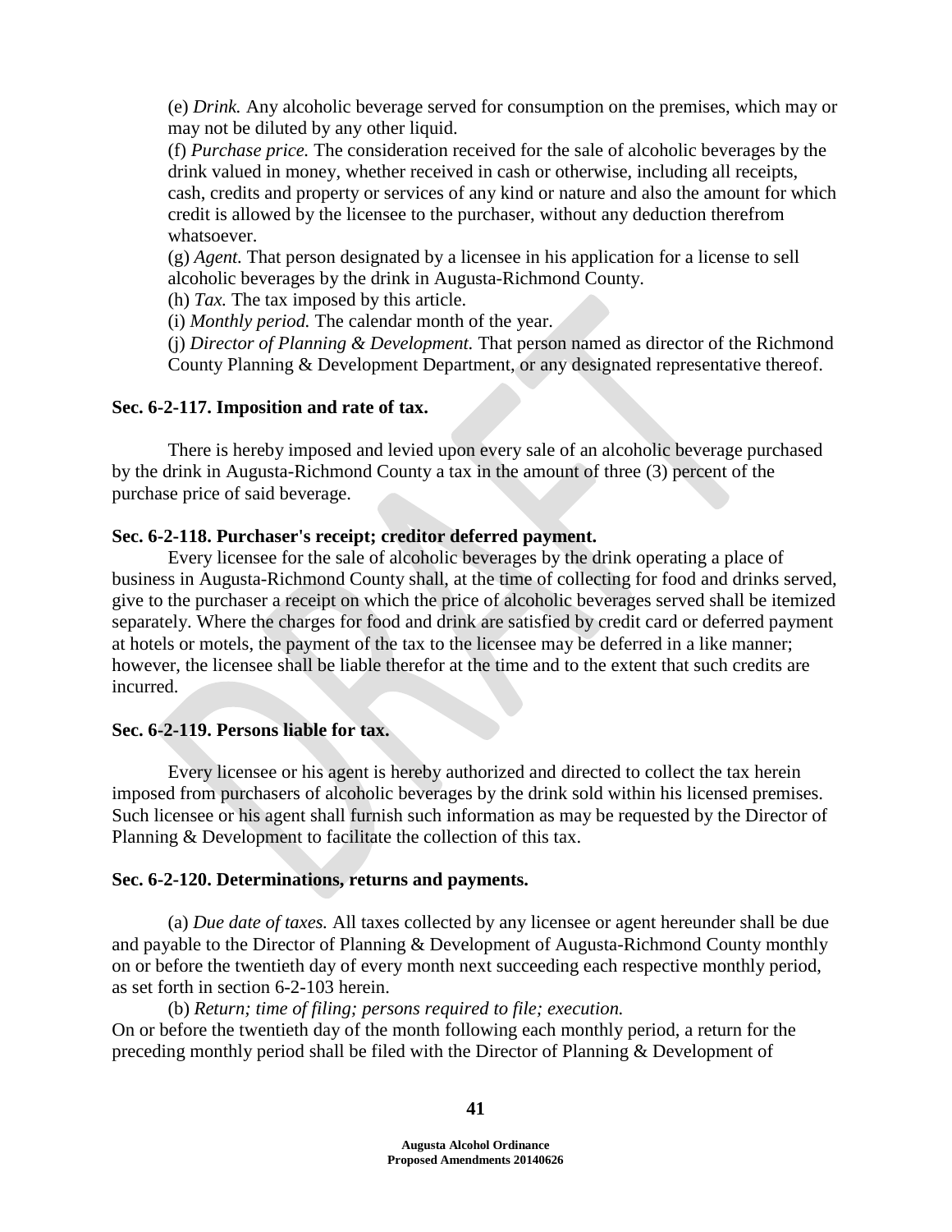(e) *Drink.* Any alcoholic beverage served for consumption on the premises, which may or may not be diluted by any other liquid.

(f) *Purchase price.* The consideration received for the sale of alcoholic beverages by the drink valued in money, whether received in cash or otherwise, including all receipts, cash, credits and property or services of any kind or nature and also the amount for which credit is allowed by the licensee to the purchaser, without any deduction therefrom whatsoever.

(g) *Agent.* That person designated by a licensee in his application for a license to sell alcoholic beverages by the drink in Augusta-Richmond County.

(h) *Tax.* The tax imposed by this article.

(i) *Monthly period.* The calendar month of the year.

(j) *Director of Planning & Development.* That person named as director of the Richmond County Planning & Development Department, or any designated representative thereof.

**Sec. 6-2-117. Imposition and rate of tax.**

There is hereby imposed and levied upon every sale of an alcoholic beverage purchased by the drink in Augusta-Richmond County a tax in the amount of three (3) percent of the purchase price of said beverage.

**Sec. 6-2-118. Purchaser's receipt; creditor deferred payment.**

Every licensee for the sale of alcoholic beverages by the drink operating a place of business in Augusta-Richmond County shall, at the time of collecting for food and drinks served, give to the purchaser a receipt on which the price of alcoholic beverages served shall be itemized separately. Where the charges for food and drink are satisfied by credit card or deferred payment at hotels or motels, the payment of the tax to the licensee may be deferred in a like manner; however, the licensee shall be liable therefor at the time and to the extent that such credits are incurred.

**Sec. 6-2-119. Persons liable for tax.**

Every licensee or his agent is hereby authorized and directed to collect the tax herein imposed from purchasers of alcoholic beverages by the drink sold within his licensed premises. Such licensee or his agent shall furnish such information as may be requested by the Director of Planning & Development to facilitate the collection of this tax.

**Sec. 6-2-120. Determinations, returns and payments.**

(a) *Due date of taxes.* All taxes collected by any licensee or agent hereunder shall be due and payable to the Director of Planning & Development of Augusta-Richmond County monthly on or before the twentieth day of every month next succeeding each respective monthly period, as set forth in section 6-2-103 herein.

(b) *Return; time of filing; persons required to file; execution.*
On or before the twentieth day of the month following each monthly period, a return for the preceding monthly period shall be filed with the Director of Planning & Development of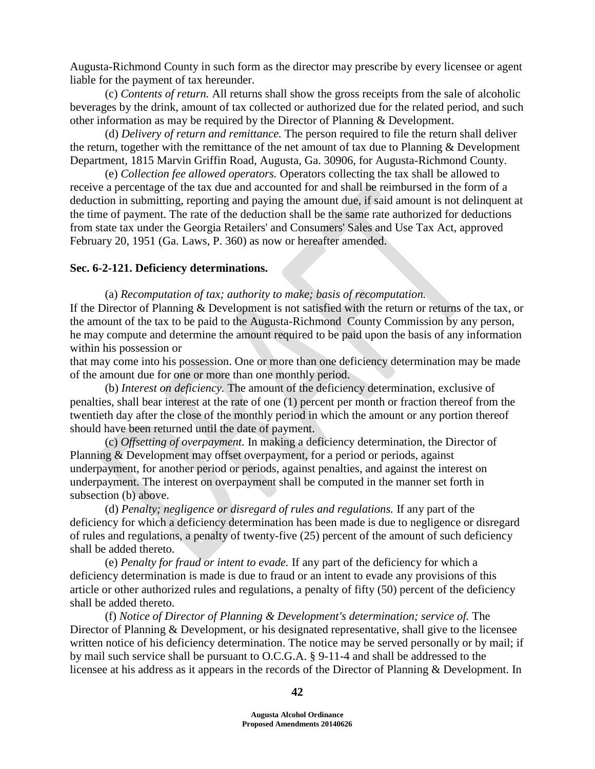Augusta-Richmond County in such form as the director may prescribe by every licensee or agent liable for the payment of tax hereunder.

(c) *Contents of return.* All returns shall show the gross receipts from the sale of alcoholic beverages by the drink, amount of tax collected or authorized due for the related period, and such other information as may be required by the Director of Planning & Development.

(d) *Delivery of return and remittance.* The person required to file the return shall deliver the return, together with the remittance of the net amount of tax due to Planning & Development Department, 1815 Marvin Griffin Road, Augusta, Ga. 30906, for Augusta-Richmond County.

(e) *Collection fee allowed operators.* Operators collecting the tax shall be allowed to receive a percentage of the tax due and accounted for and shall be reimbursed in the form of a deduction in submitting, reporting and paying the amount due, if said amount is not delinquent at the time of payment. The rate of the deduction shall be the same rate authorized for deductions from state tax under the Georgia Retailers' and Consumers' Sales and Use Tax Act, approved February 20, 1951 (Ga. Laws, P. 360) as now or hereafter amended.

**Sec. 6-2-121. Deficiency determinations.**

(a) *Recomputation of tax; authority to make; basis of recomputation.*
If the Director of Planning & Development is not satisfied with the return or returns of the tax, or the amount of the tax to be paid to the Augusta-Richmond County Commission by any person, he may compute and determine the amount required to be paid upon the basis of any information within his possession or
that may come into his possession. One or more than one deficiency determination may be made of the amount due for one or more than one monthly period.

(b) *Interest on deficiency.* The amount of the deficiency determination, exclusive of penalties, shall bear interest at the rate of one (1) percent per month or fraction thereof from the twentieth day after the close of the monthly period in which the amount or any portion thereof should have been returned until the date of payment.

(c) *Offsetting of overpayment.* In making a deficiency determination, the Director of Planning & Development may offset overpayment, for a period or periods, against underpayment, for another period or periods, against penalties, and against the interest on underpayment. The interest on overpayment shall be computed in the manner set forth in subsection (b) above.

(d) *Penalty; negligence or disregard of rules and regulations.* If any part of the deficiency for which a deficiency determination has been made is due to negligence or disregard of rules and regulations, a penalty of twenty-five (25) percent of the amount of such deficiency shall be added thereto.

(e) *Penalty for fraud or intent to evade.* If any part of the deficiency for which a deficiency determination is made is due to fraud or an intent to evade any provisions of this article or other authorized rules and regulations, a penalty of fifty (50) percent of the deficiency shall be added thereto.

(f) *Notice of Director of Planning & Development's determination; service of.* The Director of Planning & Development, or his designated representative, shall give to the licensee written notice of his deficiency determination. The notice may be served personally or by mail; if by mail such service shall be pursuant to O.C.G.A. § 9-11-4 and shall be addressed to the licensee at his address as it appears in the records of the Director of Planning & Development. In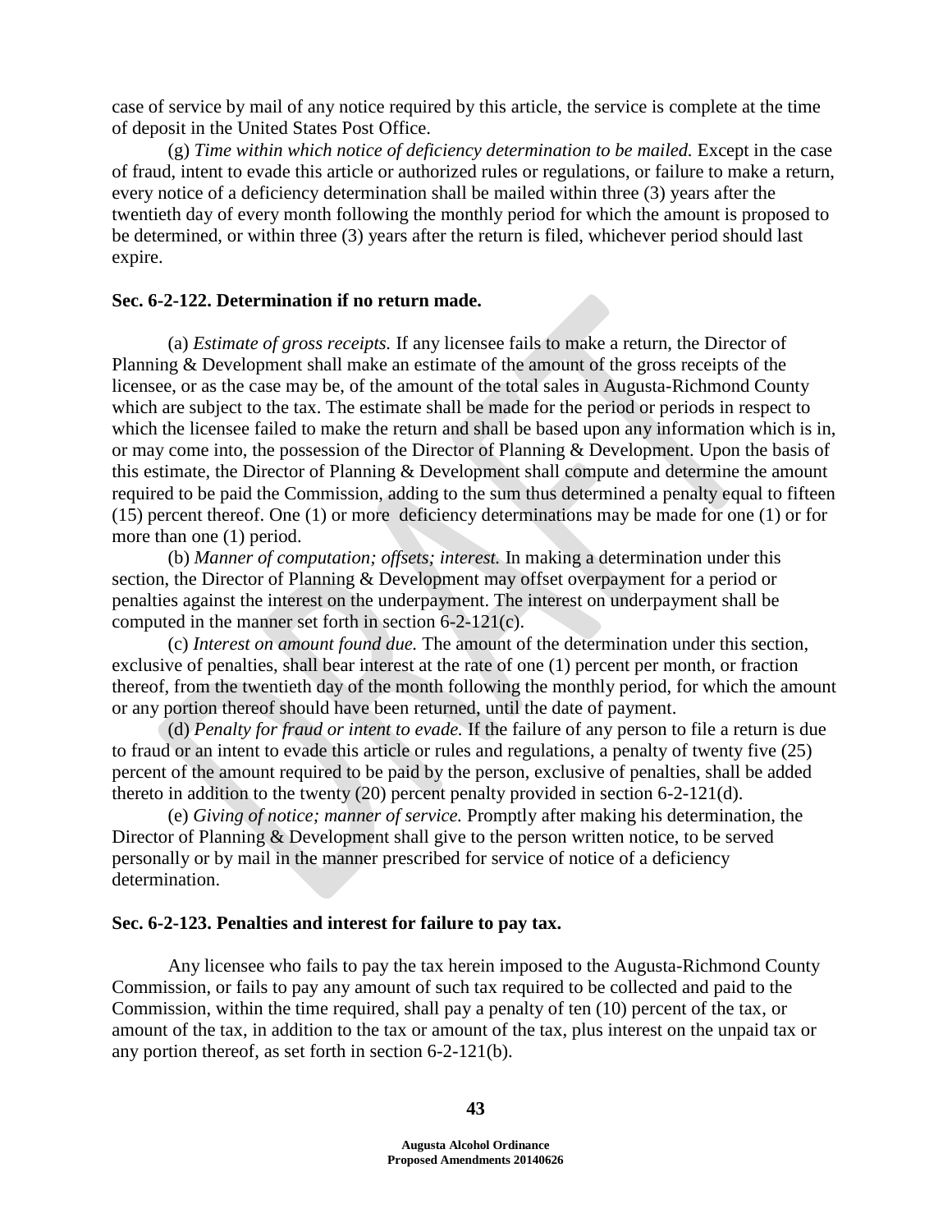case of service by mail of any notice required by this article, the service is complete at the time of deposit in the United States Post Office.

(g) *Time within which notice of deficiency determination to be mailed.* Except in the case of fraud, intent to evade this article or authorized rules or regulations, or failure to make a return, every notice of a deficiency determination shall be mailed within three (3) years after the twentieth day of every month following the monthly period for which the amount is proposed to be determined, or within three (3) years after the return is filed, whichever period should last expire.

**Sec. 6-2-122. Determination if no return made.**

(a) *Estimate of gross receipts.* If any licensee fails to make a return, the Director of Planning & Development shall make an estimate of the amount of the gross receipts of the licensee, or as the case may be, of the amount of the total sales in Augusta-Richmond County which are subject to the tax. The estimate shall be made for the period or periods in respect to which the licensee failed to make the return and shall be based upon any information which is in, or may come into, the possession of the Director of Planning & Development. Upon the basis of this estimate, the Director of Planning & Development shall compute and determine the amount required to be paid the Commission, adding to the sum thus determined a penalty equal to fifteen (15) percent thereof. One (1) or more deficiency determinations may be made for one (1) or for more than one (1) period.

(b) *Manner of computation; offsets; interest.* In making a determination under this section, the Director of Planning & Development may offset overpayment for a period or penalties against the interest on the underpayment. The interest on underpayment shall be computed in the manner set forth in section 6-2-121(c).

(c) *Interest on amount found due.* The amount of the determination under this section, exclusive of penalties, shall bear interest at the rate of one (1) percent per month, or fraction thereof, from the twentieth day of the month following the monthly period, for which the amount or any portion thereof should have been returned, until the date of payment.

(d) *Penalty for fraud or intent to evade.* If the failure of any person to file a return is due to fraud or an intent to evade this article or rules and regulations, a penalty of twenty five (25) percent of the amount required to be paid by the person, exclusive of penalties, shall be added thereto in addition to the twenty (20) percent penalty provided in section 6-2-121(d).

(e) *Giving of notice; manner of service.* Promptly after making his determination, the Director of Planning & Development shall give to the person written notice, to be served personally or by mail in the manner prescribed for service of notice of a deficiency determination.

**Sec. 6-2-123. Penalties and interest for failure to pay tax.**

Any licensee who fails to pay the tax herein imposed to the Augusta-Richmond County Commission, or fails to pay any amount of such tax required to be collected and paid to the Commission, within the time required, shall pay a penalty of ten (10) percent of the tax, or amount of the tax, in addition to the tax or amount of the tax, plus interest on the unpaid tax or any portion thereof, as set forth in section 6-2-121(b).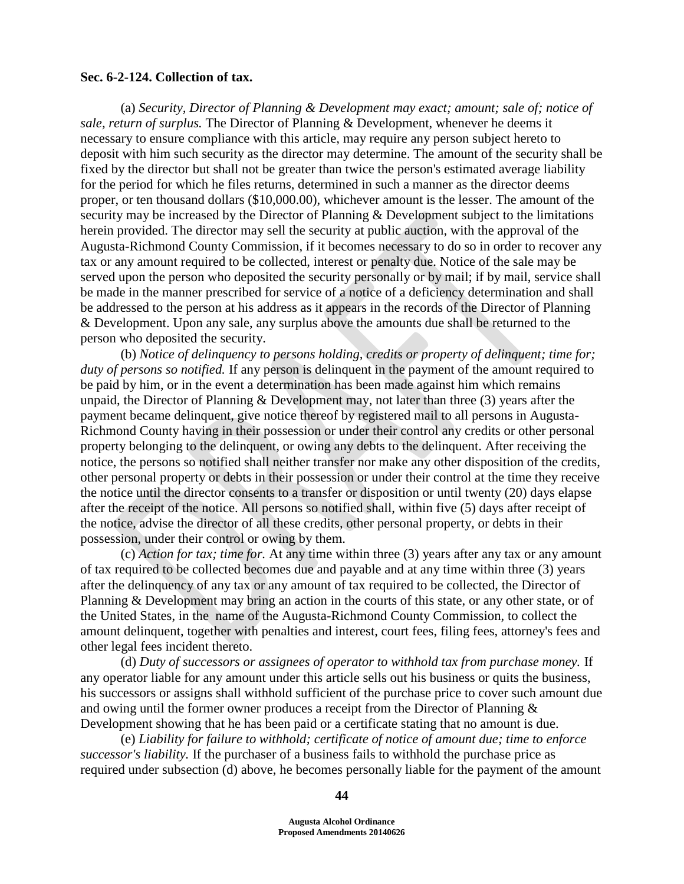**Sec. 6-2-124. Collection of tax.**

(a) *Security, Director of Planning & Development may exact; amount; sale of; notice of sale, return of surplus.* The Director of Planning & Development, whenever he deems it necessary to ensure compliance with this article, may require any person subject hereto to deposit with him such security as the director may determine. The amount of the security shall be fixed by the director but shall not be greater than twice the person's estimated average liability for the period for which he files returns, determined in such a manner as the director deems proper, or ten thousand dollars ($10,000.00), whichever amount is the lesser. The amount of the security may be increased by the Director of Planning & Development subject to the limitations herein provided. The director may sell the security at public auction, with the approval of the Augusta-Richmond County Commission, if it becomes necessary to do so in order to recover any tax or any amount required to be collected, interest or penalty due. Notice of the sale may be served upon the person who deposited the security personally or by mail; if by mail, service shall be made in the manner prescribed for service of a notice of a deficiency determination and shall be addressed to the person at his address as it appears in the records of the Director of Planning & Development. Upon any sale, any surplus above the amounts due shall be returned to the person who deposited the security.

(b) *Notice of delinquency to persons holding, credits or property of delinquent; time for; duty of persons so notified.* If any person is delinquent in the payment of the amount required to be paid by him, or in the event a determination has been made against him which remains unpaid, the Director of Planning & Development may, not later than three (3) years after the payment became delinquent, give notice thereof by registered mail to all persons in Augusta-Richmond County having in their possession or under their control any credits or other personal property belonging to the delinquent, or owing any debts to the delinquent. After receiving the notice, the persons so notified shall neither transfer nor make any other disposition of the credits, other personal property or debts in their possession or under their control at the time they receive the notice until the director consents to a transfer or disposition or until twenty (20) days elapse after the receipt of the notice. All persons so notified shall, within five (5) days after receipt of the notice, advise the director of all these credits, other personal property, or debts in their possession, under their control or owing by them.

(c) *Action for tax; time for.* At any time within three (3) years after any tax or any amount of tax required to be collected becomes due and payable and at any time within three (3) years after the delinquency of any tax or any amount of tax required to be collected, the Director of Planning & Development may bring an action in the courts of this state, or any other state, or of the United States, in the name of the Augusta-Richmond County Commission, to collect the amount delinquent, together with penalties and interest, court fees, filing fees, attorney's fees and other legal fees incident thereto.

(d) *Duty of successors or assignees of operator to withhold tax from purchase money.* If any operator liable for any amount under this article sells out his business or quits the business, his successors or assigns shall withhold sufficient of the purchase price to cover such amount due and owing until the former owner produces a receipt from the Director of Planning & Development showing that he has been paid or a certificate stating that no amount is due.

(e) *Liability for failure to withhold; certificate of notice of amount due; time to enforce successor's liability.* If the purchaser of a business fails to withhold the purchase price as required under subsection (d) above, he becomes personally liable for the payment of the amount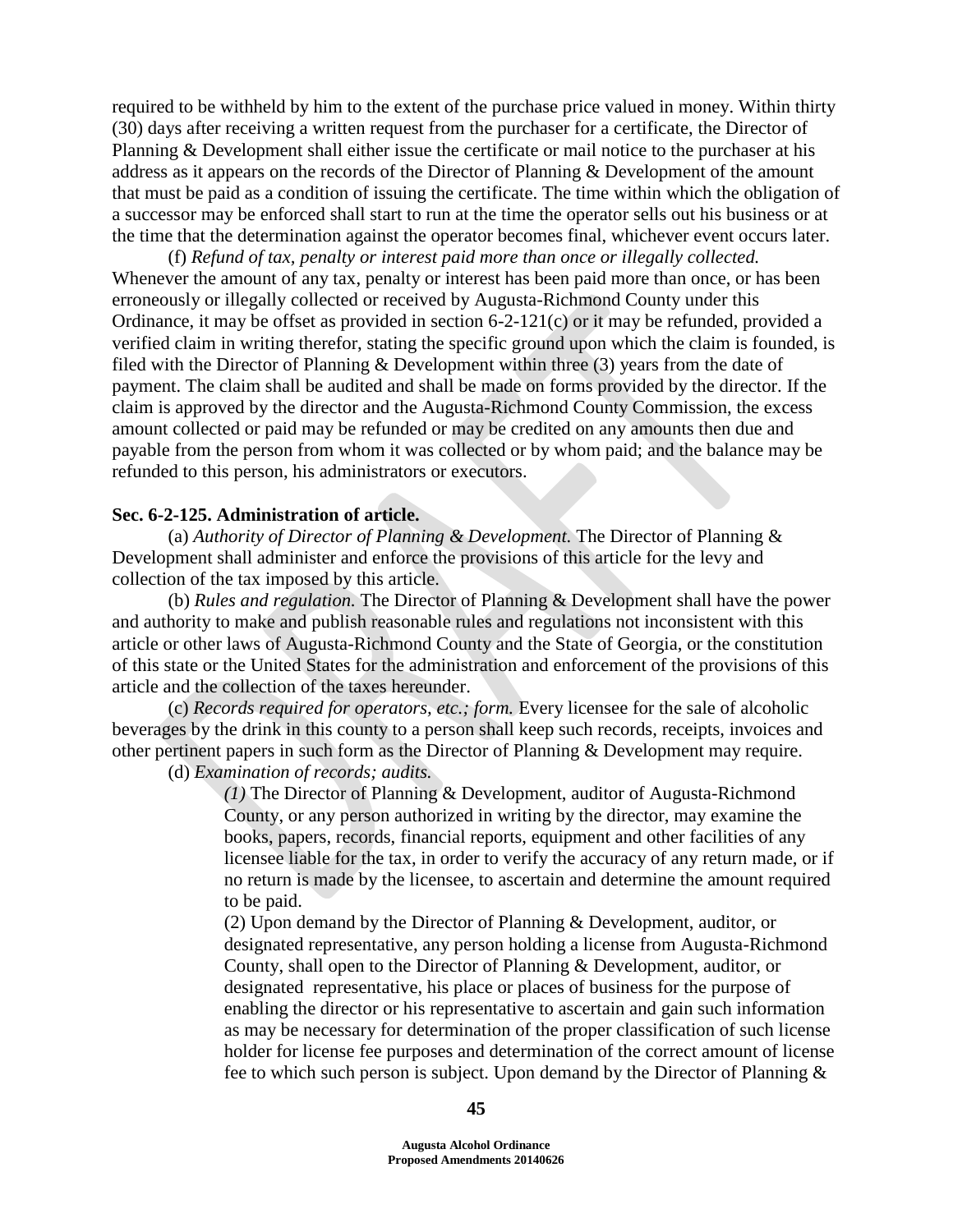required to be withheld by him to the extent of the purchase price valued in money. Within thirty (30) days after receiving a written request from the purchaser for a certificate, the Director of Planning & Development shall either issue the certificate or mail notice to the purchaser at his address as it appears on the records of the Director of Planning & Development of the amount that must be paid as a condition of issuing the certificate. The time within which the obligation of a successor may be enforced shall start to run at the time the operator sells out his business or at the time that the determination against the operator becomes final, whichever event occurs later.

(f) *Refund of tax, penalty or interest paid more than once or illegally collected.* Whenever the amount of any tax, penalty or interest has been paid more than once, or has been erroneously or illegally collected or received by Augusta-Richmond County under this Ordinance, it may be offset as provided in section 6-2-121(c) or it may be refunded, provided a verified claim in writing therefor, stating the specific ground upon which the claim is founded, is filed with the Director of Planning & Development within three (3) years from the date of payment. The claim shall be audited and shall be made on forms provided by the director. If the claim is approved by the director and the Augusta-Richmond County Commission, the excess amount collected or paid may be refunded or may be credited on any amounts then due and payable from the person from whom it was collected or by whom paid; and the balance may be refunded to this person, his administrators or executors.

**Sec. 6-2-125. Administration of article.**

(a) *Authority of Director of Planning & Development.* The Director of Planning & Development shall administer and enforce the provisions of this article for the levy and collection of the tax imposed by this article.

(b) *Rules and regulation.* The Director of Planning & Development shall have the power and authority to make and publish reasonable rules and regulations not inconsistent with this article or other laws of Augusta-Richmond County and the State of Georgia, or the constitution of this state or the United States for the administration and enforcement of the provisions of this article and the collection of the taxes hereunder.

(c) *Records required for operators, etc.; form.* Every licensee for the sale of alcoholic beverages by the drink in this county to a person shall keep such records, receipts, invoices and other pertinent papers in such form as the Director of Planning & Development may require.

(d) *Examination of records; audits.*

*(1)* The Director of Planning & Development, auditor of Augusta-Richmond County, or any person authorized in writing by the director, may examine the books, papers, records, financial reports, equipment and other facilities of any licensee liable for the tax, in order to verify the accuracy of any return made, or if no return is made by the licensee, to ascertain and determine the amount required to be paid.

(2) Upon demand by the Director of Planning & Development, auditor, or designated representative, any person holding a license from Augusta-Richmond County, shall open to the Director of Planning & Development, auditor, or designated representative, his place or places of business for the purpose of enabling the director or his representative to ascertain and gain such information as may be necessary for determination of the proper classification of such license holder for license fee purposes and determination of the correct amount of license fee to which such person is subject. Upon demand by the Director of Planning &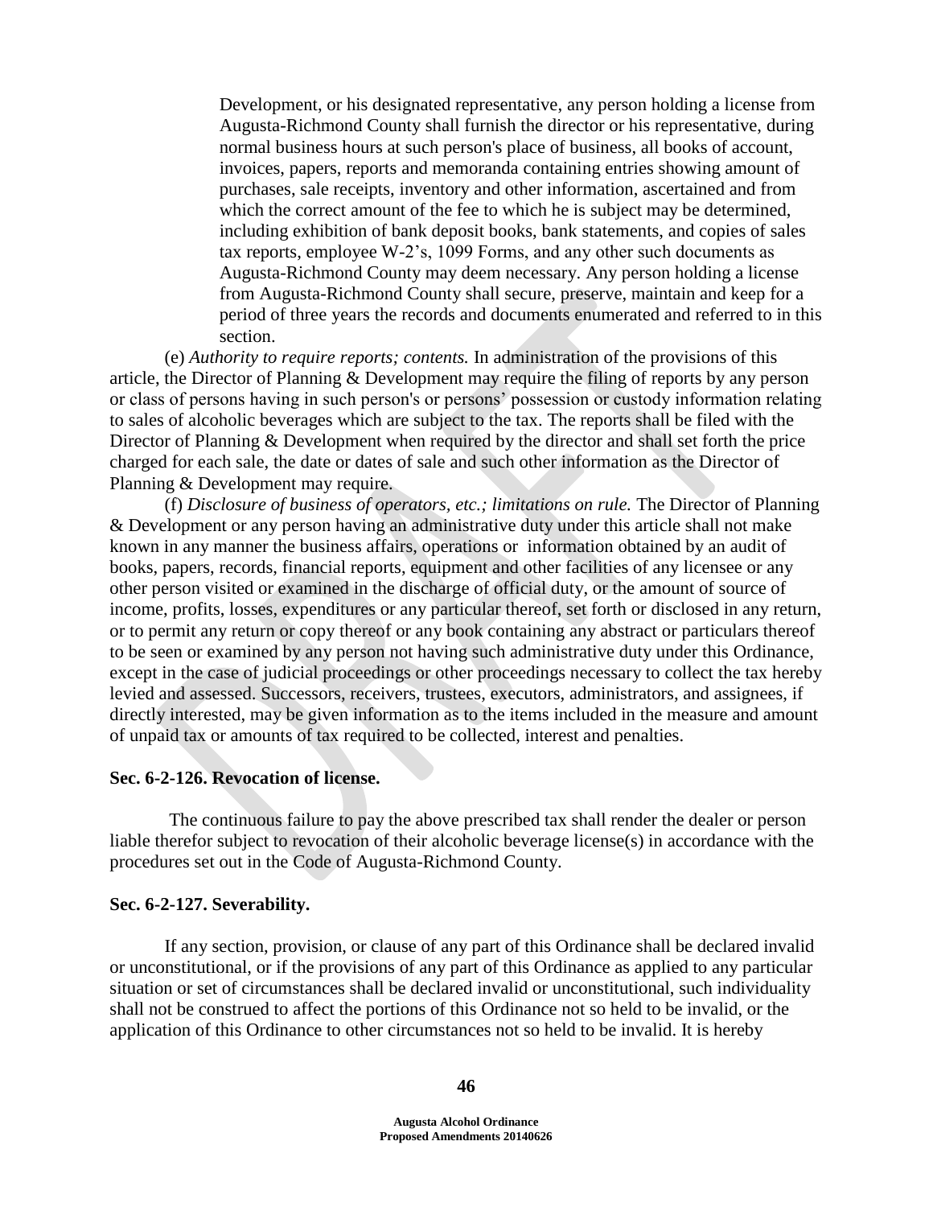Development, or his designated representative, any person holding a license from Augusta-Richmond County shall furnish the director or his representative, during normal business hours at such person's place of business, all books of account, invoices, papers, reports and memoranda containing entries showing amount of purchases, sale receipts, inventory and other information, ascertained and from which the correct amount of the fee to which he is subject may be determined, including exhibition of bank deposit books, bank statements, and copies of sales tax reports, employee W-2's, 1099 Forms, and any other such documents as Augusta-Richmond County may deem necessary. Any person holding a license from Augusta-Richmond County shall secure, preserve, maintain and keep for a period of three years the records and documents enumerated and referred to in this section.

(e) *Authority to require reports; contents.* In administration of the provisions of this article, the Director of Planning & Development may require the filing of reports by any person or class of persons having in such person's or persons' possession or custody information relating to sales of alcoholic beverages which are subject to the tax. The reports shall be filed with the Director of Planning & Development when required by the director and shall set forth the price charged for each sale, the date or dates of sale and such other information as the Director of Planning & Development may require.

(f) *Disclosure of business of operators, etc.; limitations on rule.* The Director of Planning & Development or any person having an administrative duty under this article shall not make known in any manner the business affairs, operations or information obtained by an audit of books, papers, records, financial reports, equipment and other facilities of any licensee or any other person visited or examined in the discharge of official duty, or the amount of source of income, profits, losses, expenditures or any particular thereof, set forth or disclosed in any return, or to permit any return or copy thereof or any book containing any abstract or particulars thereof to be seen or examined by any person not having such administrative duty under this Ordinance, except in the case of judicial proceedings or other proceedings necessary to collect the tax hereby levied and assessed. Successors, receivers, trustees, executors, administrators, and assignees, if directly interested, may be given information as to the items included in the measure and amount of unpaid tax or amounts of tax required to be collected, interest and penalties.

**Sec. 6-2-126. Revocation of license.**

The continuous failure to pay the above prescribed tax shall render the dealer or person liable therefor subject to revocation of their alcoholic beverage license(s) in accordance with the procedures set out in the Code of Augusta-Richmond County.

**Sec. 6-2-127. Severability.**

If any section, provision, or clause of any part of this Ordinance shall be declared invalid or unconstitutional, or if the provisions of any part of this Ordinance as applied to any particular situation or set of circumstances shall be declared invalid or unconstitutional, such individuality shall not be construed to affect the portions of this Ordinance not so held to be invalid, or the application of this Ordinance to other circumstances not so held to be invalid. It is hereby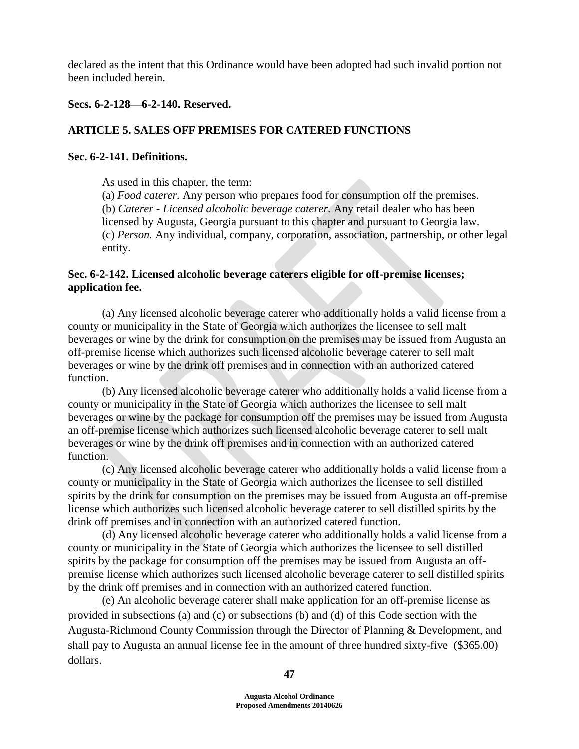declared as the intent that this Ordinance would have been adopted had such invalid portion not been included herein.

**Secs. 6-2-128—6-2-140. Reserved.**

**ARTICLE 5. SALES OFF PREMISES FOR CATERED FUNCTIONS**

**Sec. 6-2-141. Definitions.**

As used in this chapter, the term:

(a) *Food caterer.* Any person who prepares food for consumption off the premises.

(b) *Caterer - Licensed alcoholic beverage caterer.* Any retail dealer who has been licensed by Augusta, Georgia pursuant to this chapter and pursuant to Georgia law.

(c) *Person.* Any individual, company, corporation, association, partnership, or other legal entity.

**Sec. 6-2-142. Licensed alcoholic beverage caterers eligible for off-premise licenses; application fee.**

(a) Any licensed alcoholic beverage caterer who additionally holds a valid license from a county or municipality in the State of Georgia which authorizes the licensee to sell malt beverages or wine by the drink for consumption on the premises may be issued from Augusta an off-premise license which authorizes such licensed alcoholic beverage caterer to sell malt beverages or wine by the drink off premises and in connection with an authorized catered function.

(b) Any licensed alcoholic beverage caterer who additionally holds a valid license from a county or municipality in the State of Georgia which authorizes the licensee to sell malt beverages or wine by the package for consumption off the premises may be issued from Augusta an off-premise license which authorizes such licensed alcoholic beverage caterer to sell malt beverages or wine by the drink off premises and in connection with an authorized catered function.

(c) Any licensed alcoholic beverage caterer who additionally holds a valid license from a county or municipality in the State of Georgia which authorizes the licensee to sell distilled spirits by the drink for consumption on the premises may be issued from Augusta an off-premise license which authorizes such licensed alcoholic beverage caterer to sell distilled spirits by the drink off premises and in connection with an authorized catered function.

(d) Any licensed alcoholic beverage caterer who additionally holds a valid license from a county or municipality in the State of Georgia which authorizes the licensee to sell distilled spirits by the package for consumption off the premises may be issued from Augusta an off-premise license which authorizes such licensed alcoholic beverage caterer to sell distilled spirits by the drink off premises and in connection with an authorized catered function.

(e) An alcoholic beverage caterer shall make application for an off-premise license as provided in subsections (a) and (c) or subsections (b) and (d) of this Code section with the Augusta-Richmond County Commission through the Director of Planning & Development, and shall pay to Augusta an annual license fee in the amount of three hundred sixty-five ($365.00) dollars.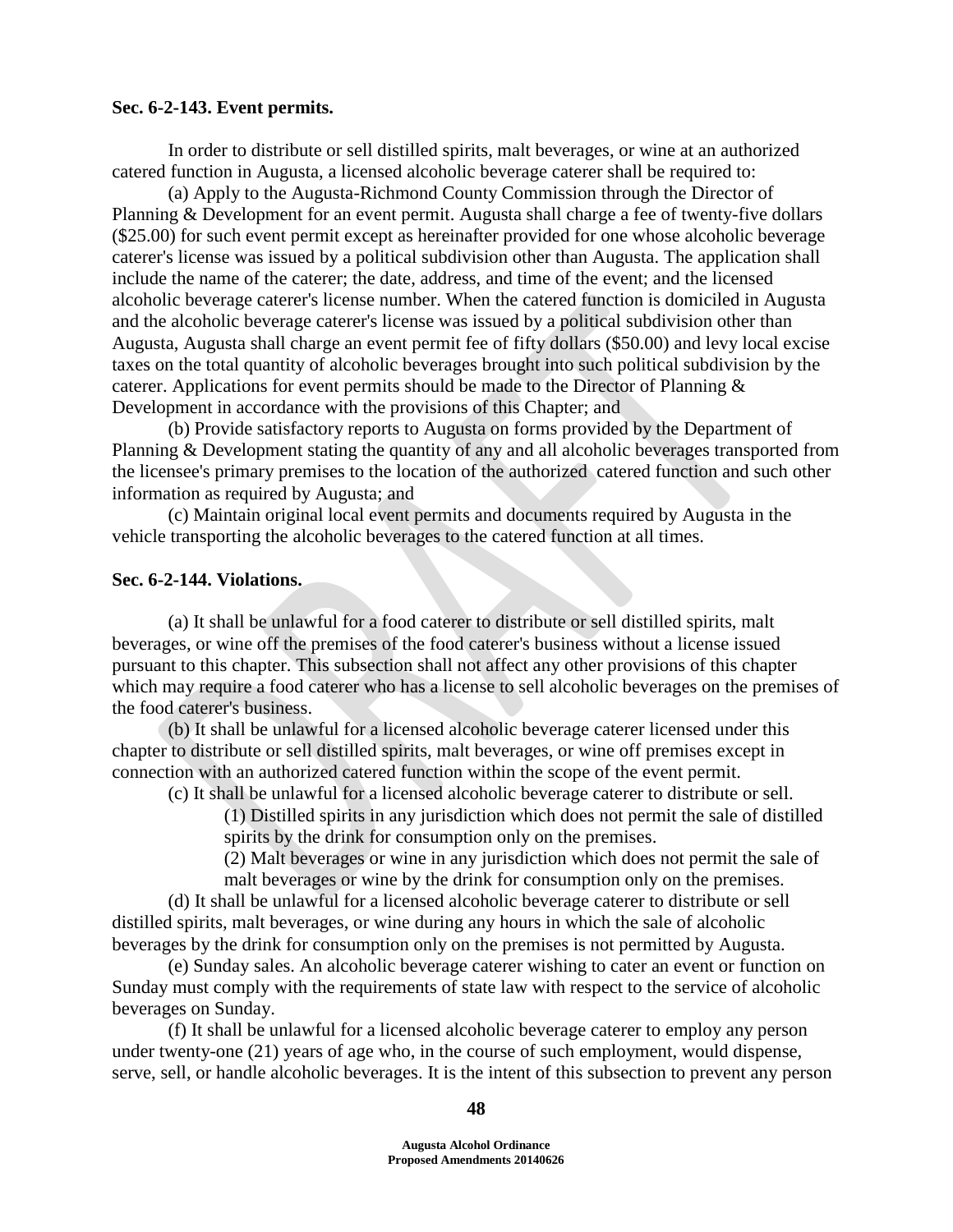**Sec. 6-2-143. Event permits.**

In order to distribute or sell distilled spirits, malt beverages, or wine at an authorized catered function in Augusta, a licensed alcoholic beverage caterer shall be required to:

(a) Apply to the Augusta-Richmond County Commission through the Director of Planning & Development for an event permit. Augusta shall charge a fee of twenty-five dollars ($25.00) for such event permit except as hereinafter provided for one whose alcoholic beverage caterer's license was issued by a political subdivision other than Augusta. The application shall include the name of the caterer; the date, address, and time of the event; and the licensed alcoholic beverage caterer's license number. When the catered function is domiciled in Augusta and the alcoholic beverage caterer's license was issued by a political subdivision other than Augusta, Augusta shall charge an event permit fee of fifty dollars ($50.00) and levy local excise taxes on the total quantity of alcoholic beverages brought into such political subdivision by the caterer. Applications for event permits should be made to the Director of Planning & Development in accordance with the provisions of this Chapter; and

(b) Provide satisfactory reports to Augusta on forms provided by the Department of Planning & Development stating the quantity of any and all alcoholic beverages transported from the licensee's primary premises to the location of the authorized catered function and such other information as required by Augusta; and

(c) Maintain original local event permits and documents required by Augusta in the vehicle transporting the alcoholic beverages to the catered function at all times.

**Sec. 6-2-144. Violations.**

(a) It shall be unlawful for a food caterer to distribute or sell distilled spirits, malt beverages, or wine off the premises of the food caterer's business without a license issued pursuant to this chapter. This subsection shall not affect any other provisions of this chapter which may require a food caterer who has a license to sell alcoholic beverages on the premises of the food caterer's business.

(b) It shall be unlawful for a licensed alcoholic beverage caterer licensed under this chapter to distribute or sell distilled spirits, malt beverages, or wine off premises except in connection with an authorized catered function within the scope of the event permit.

(c) It shall be unlawful for a licensed alcoholic beverage caterer to distribute or sell.

(1) Distilled spirits in any jurisdiction which does not permit the sale of distilled spirits by the drink for consumption only on the premises.

(2) Malt beverages or wine in any jurisdiction which does not permit the sale of malt beverages or wine by the drink for consumption only on the premises.

(d) It shall be unlawful for a licensed alcoholic beverage caterer to distribute or sell distilled spirits, malt beverages, or wine during any hours in which the sale of alcoholic beverages by the drink for consumption only on the premises is not permitted by Augusta.

(e) Sunday sales. An alcoholic beverage caterer wishing to cater an event or function on Sunday must comply with the requirements of state law with respect to the service of alcoholic beverages on Sunday.

(f) It shall be unlawful for a licensed alcoholic beverage caterer to employ any person under twenty-one (21) years of age who, in the course of such employment, would dispense, serve, sell, or handle alcoholic beverages. It is the intent of this subsection to prevent any person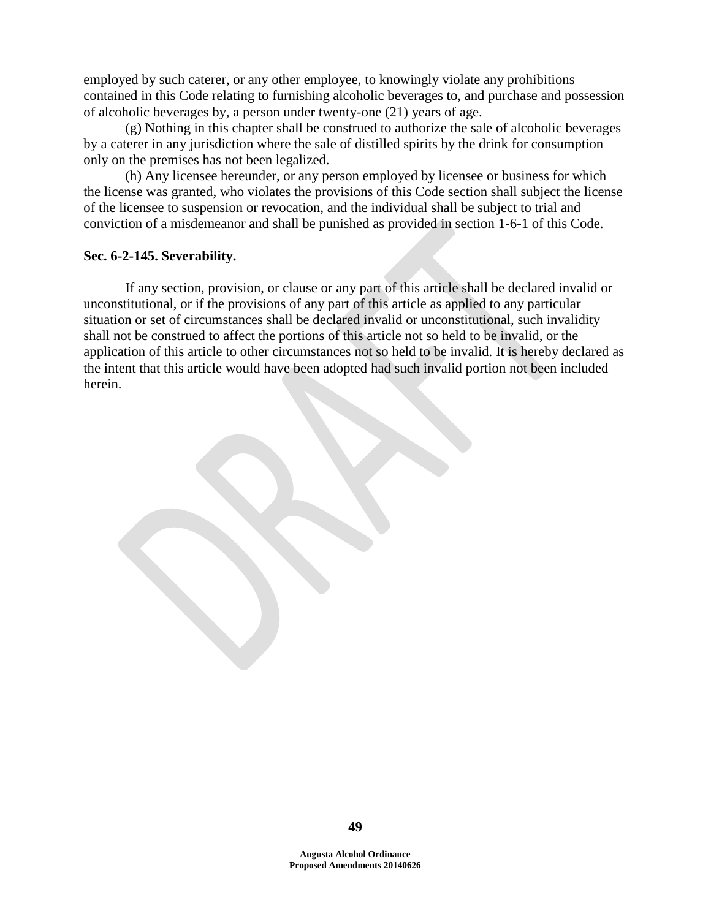employed by such caterer, or any other employee, to knowingly violate any prohibitions contained in this Code relating to furnishing alcoholic beverages to, and purchase and possession of alcoholic beverages by, a person under twenty-one (21) years of age.

(g) Nothing in this chapter shall be construed to authorize the sale of alcoholic beverages by a caterer in any jurisdiction where the sale of distilled spirits by the drink for consumption only on the premises has not been legalized.

(h) Any licensee hereunder, or any person employed by licensee or business for which the license was granted, who violates the provisions of this Code section shall subject the license of the licensee to suspension or revocation, and the individual shall be subject to trial and conviction of a misdemeanor and shall be punished as provided in section 1-6-1 of this Code.

**Sec. 6-2-145. Severability.**

If any section, provision, or clause or any part of this article shall be declared invalid or unconstitutional, or if the provisions of any part of this article as applied to any particular situation or set of circumstances shall be declared invalid or unconstitutional, such invalidity shall not be construed to affect the portions of this article not so held to be invalid, or the application of this article to other circumstances not so held to be invalid. It is hereby declared as the intent that this article would have been adopted had such invalid portion not been included herein.